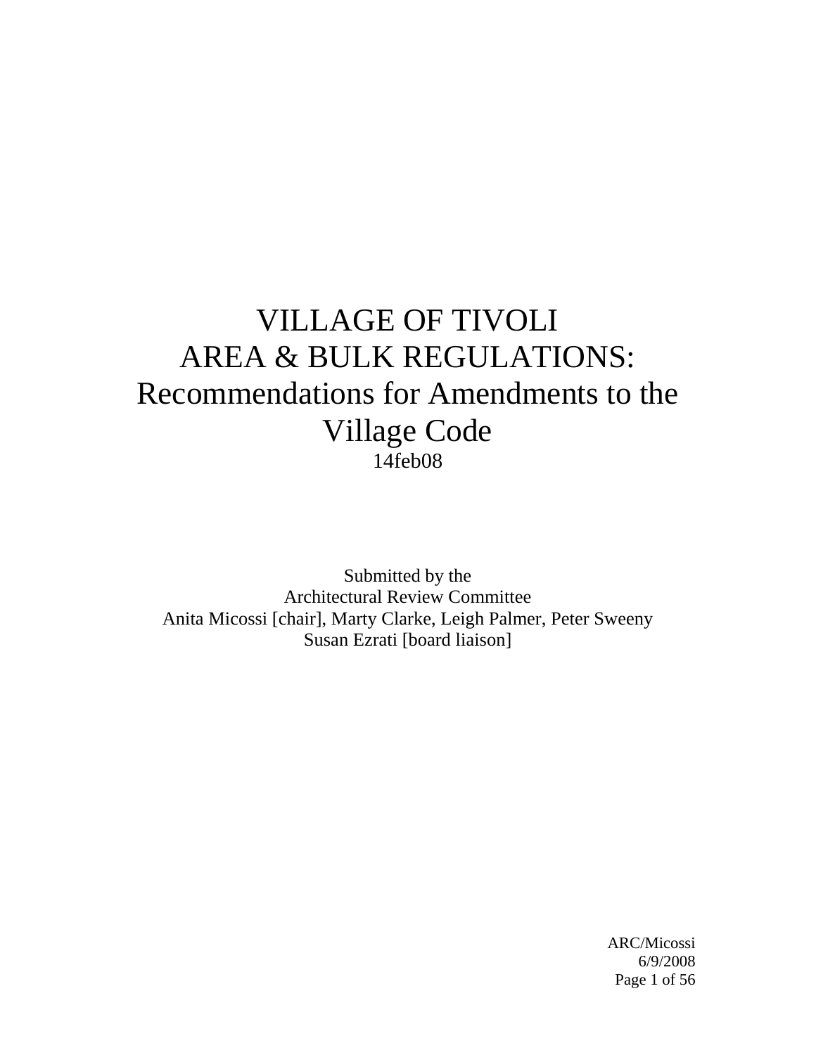# VILLAGE OF TIVOLI
# AREA & BULK REGULATIONS:
# Recommendations for Amendments to the Village Code

14feb08

Submitted by the
Architectural Review Committee
Anita Micossi [chair], Marty Clarke, Leigh Palmer, Peter Sweeny
Susan Ezrati [board liaison]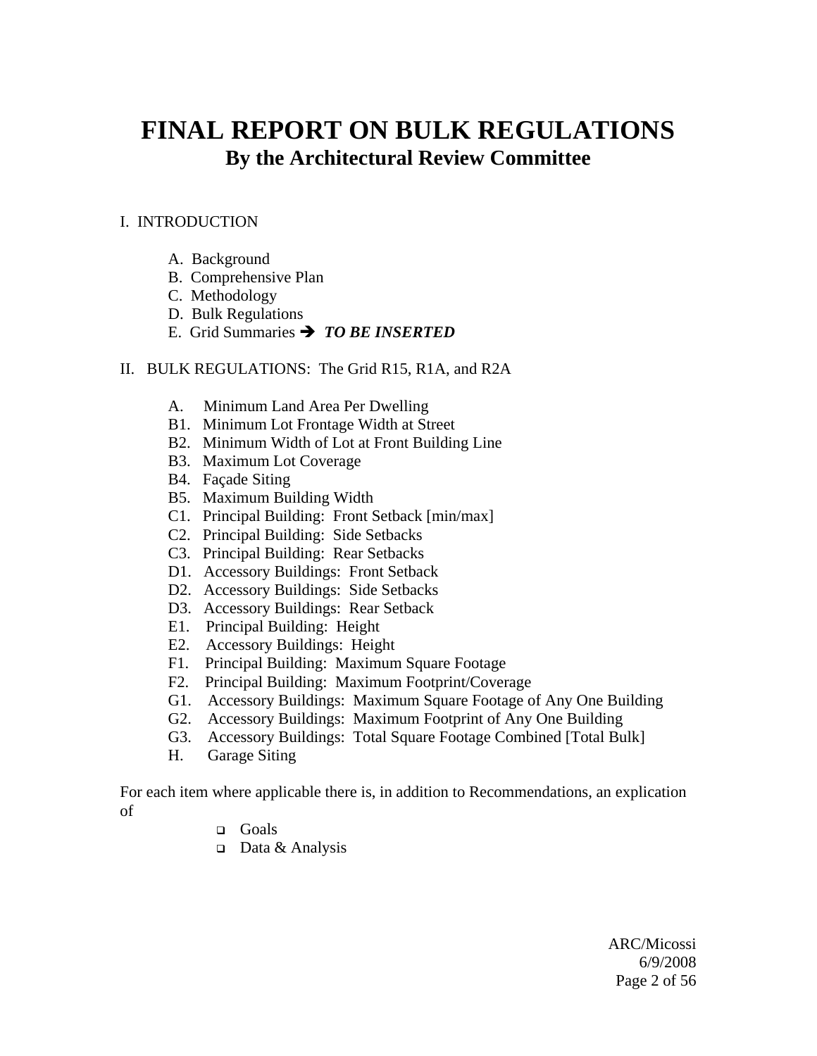# FINAL REPORT ON BULK REGULATIONS

## By the Architectural Review Committee

I. INTRODUCTION

- A. Background
- B. Comprehensive Plan
- C. Methodology
- D. Bulk Regulations
- E. Grid Summaries ➔ ***TO BE INSERTED***

II. BULK REGULATIONS: The Grid R15, R1A, and R2A

- A. Minimum Land Area Per Dwelling
- B1. Minimum Lot Frontage Width at Street
- B2. Minimum Width of Lot at Front Building Line
- B3. Maximum Lot Coverage
- B4. Façade Siting
- B5. Maximum Building Width
- C1. Principal Building: Front Setback [min/max]
- C2. Principal Building: Side Setbacks
- C3. Principal Building: Rear Setbacks
- D1. Accessory Buildings: Front Setback
- D2. Accessory Buildings: Side Setbacks
- D3. Accessory Buildings: Rear Setback
- E1. Principal Building: Height
- E2. Accessory Buildings: Height
- F1. Principal Building: Maximum Square Footage
- F2. Principal Building: Maximum Footprint/Coverage
- G1. Accessory Buildings: Maximum Square Footage of Any One Building
- G2. Accessory Buildings: Maximum Footprint of Any One Building
- G3. Accessory Buildings: Total Square Footage Combined [Total Bulk]
- H. Garage Siting

For each item where applicable there is, in addition to Recommendations, an explication of

- ❑ Goals
- ❑ Data & Analysis

ARC/Micossi
6/9/2008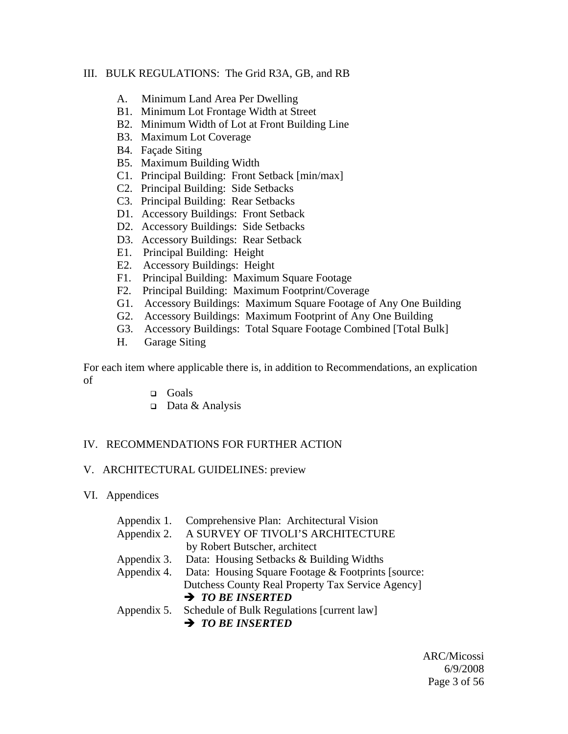III. BULK REGULATIONS: The Grid R3A, GB, and RB

- A. Minimum Land Area Per Dwelling
- B1. Minimum Lot Frontage Width at Street
- B2. Minimum Width of Lot at Front Building Line
- B3. Maximum Lot Coverage
- B4. Façade Siting
- B5. Maximum Building Width
- C1. Principal Building: Front Setback [min/max]
- C2. Principal Building: Side Setbacks
- C3. Principal Building: Rear Setbacks
- D1. Accessory Buildings: Front Setback
- D2. Accessory Buildings: Side Setbacks
- D3. Accessory Buildings: Rear Setback
- E1. Principal Building: Height
- E2. Accessory Buildings: Height
- F1. Principal Building: Maximum Square Footage
- F2. Principal Building: Maximum Footprint/Coverage
- G1. Accessory Buildings: Maximum Square Footage of Any One Building
- G2. Accessory Buildings: Maximum Footprint of Any One Building
- G3. Accessory Buildings: Total Square Footage Combined [Total Bulk]
- H. Garage Siting

For each item where applicable there is, in addition to Recommendations, an explication of

- Goals
- Data & Analysis

IV. RECOMMENDATIONS FOR FURTHER ACTION

V. ARCHITECTURAL GUIDELINES: preview

VI. Appendices

- Appendix 1. Comprehensive Plan: Architectural Vision
- Appendix 2. A SURVEY OF TIVOLI'S ARCHITECTURE by Robert Butscher, architect
- Appendix 3. Data: Housing Setbacks & Building Widths
- Appendix 4. Data: Housing Square Footage & Footprints [source: Dutchess County Real Property Tax Service Agency]
  
  ➔ ***TO BE INSERTED***
- Appendix 5. Schedule of Bulk Regulations [current law]
  
  ➔ ***TO BE INSERTED***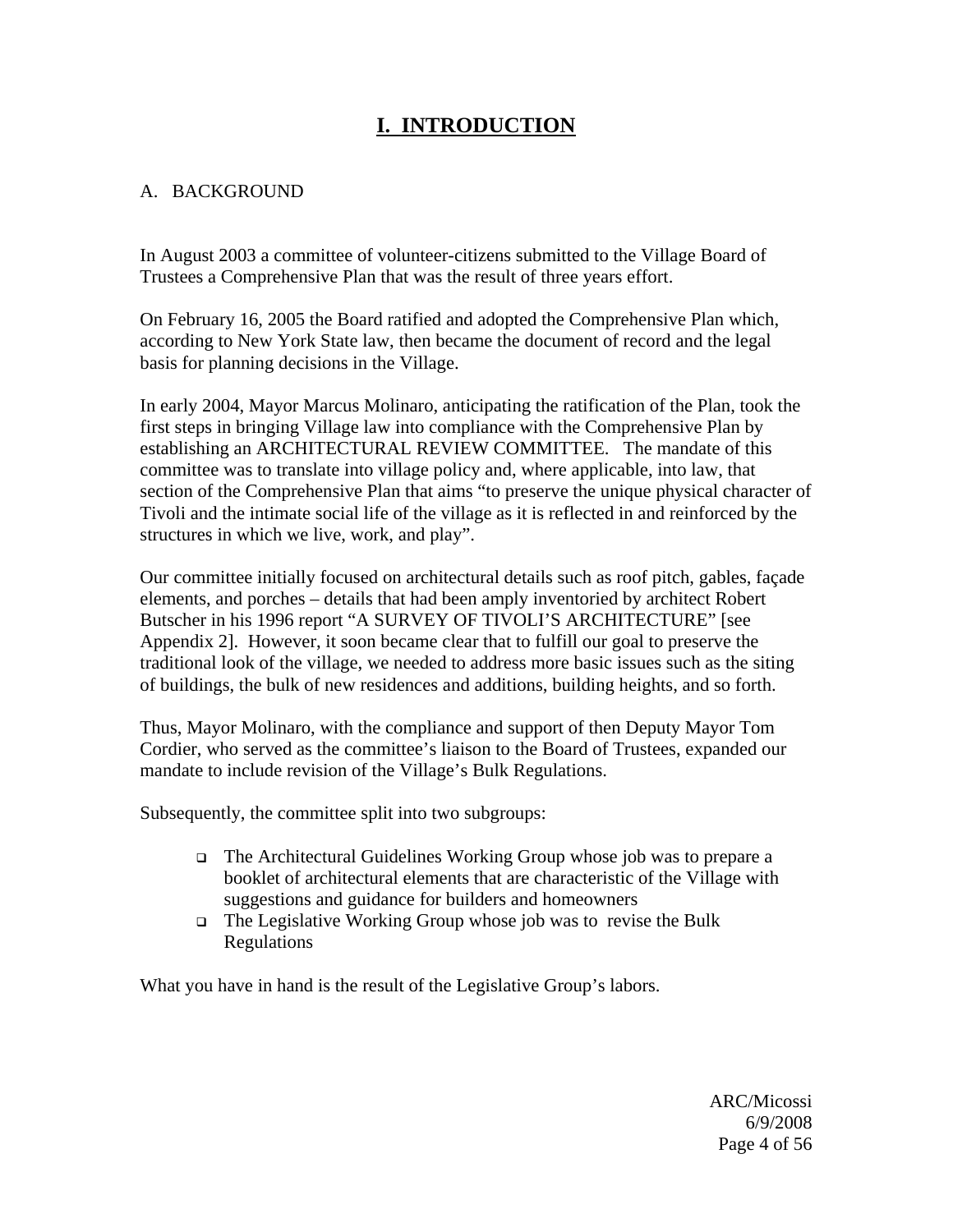# I. INTRODUCTION

## A. BACKGROUND

In August 2003 a committee of volunteer-citizens submitted to the Village Board of Trustees a Comprehensive Plan that was the result of three years effort.

On February 16, 2005 the Board ratified and adopted the Comprehensive Plan which, according to New York State law, then became the document of record and the legal basis for planning decisions in the Village.

In early 2004, Mayor Marcus Molinaro, anticipating the ratification of the Plan, took the first steps in bringing Village law into compliance with the Comprehensive Plan by establishing an ARCHITECTURAL REVIEW COMMITTEE. The mandate of this committee was to translate into village policy and, where applicable, into law, that section of the Comprehensive Plan that aims "to preserve the unique physical character of Tivoli and the intimate social life of the village as it is reflected in and reinforced by the structures in which we live, work, and play".

Our committee initially focused on architectural details such as roof pitch, gables, façade elements, and porches – details that had been amply inventoried by architect Robert Butscher in his 1996 report "A SURVEY OF TIVOLI'S ARCHITECTURE" [see Appendix 2]. However, it soon became clear that to fulfill our goal to preserve the traditional look of the village, we needed to address more basic issues such as the siting of buildings, the bulk of new residences and additions, building heights, and so forth.

Thus, Mayor Molinaro, with the compliance and support of then Deputy Mayor Tom Cordier, who served as the committee's liaison to the Board of Trustees, expanded our mandate to include revision of the Village's Bulk Regulations.

Subsequently, the committee split into two subgroups:

- The Architectural Guidelines Working Group whose job was to prepare a booklet of architectural elements that are characteristic of the Village with suggestions and guidance for builders and homeowners
- The Legislative Working Group whose job was to revise the Bulk Regulations

What you have in hand is the result of the Legislative Group's labors.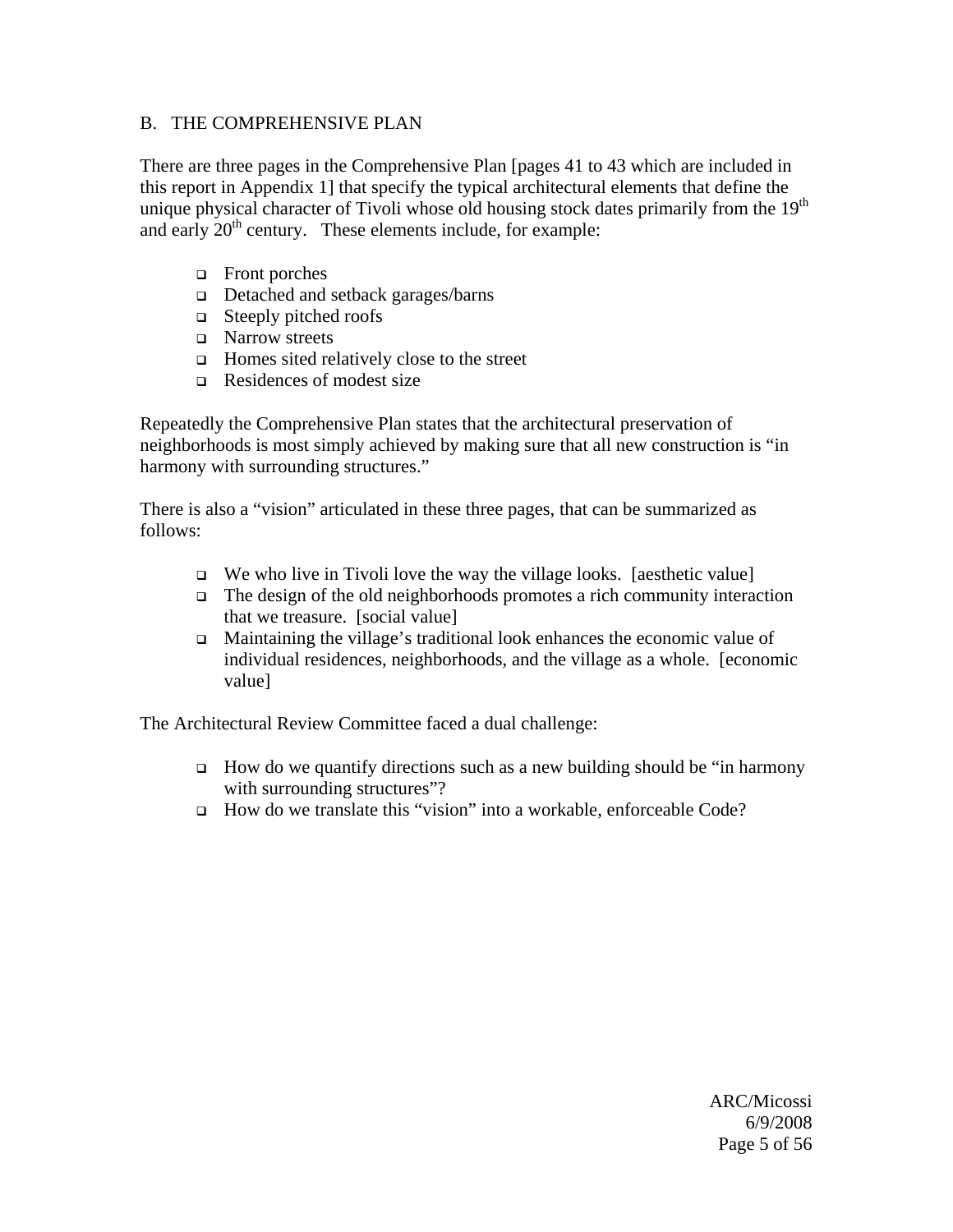## B. THE COMPREHENSIVE PLAN

There are three pages in the Comprehensive Plan [pages 41 to 43 which are included in this report in Appendix 1] that specify the typical architectural elements that define the unique physical character of Tivoli whose old housing stock dates primarily from the 19th and early 20th century. These elements include, for example:

- Front porches
- Detached and setback garages/barns
- Steeply pitched roofs
- Narrow streets
- Homes sited relatively close to the street
- Residences of modest size

Repeatedly the Comprehensive Plan states that the architectural preservation of neighborhoods is most simply achieved by making sure that all new construction is "in harmony with surrounding structures."

There is also a "vision" articulated in these three pages, that can be summarized as follows:

- We who live in Tivoli love the way the village looks. [aesthetic value]
- The design of the old neighborhoods promotes a rich community interaction that we treasure. [social value]
- Maintaining the village's traditional look enhances the economic value of individual residences, neighborhoods, and the village as a whole. [economic value]

The Architectural Review Committee faced a dual challenge:

- How do we quantify directions such as a new building should be "in harmony with surrounding structures"?
- How do we translate this "vision" into a workable, enforceable Code?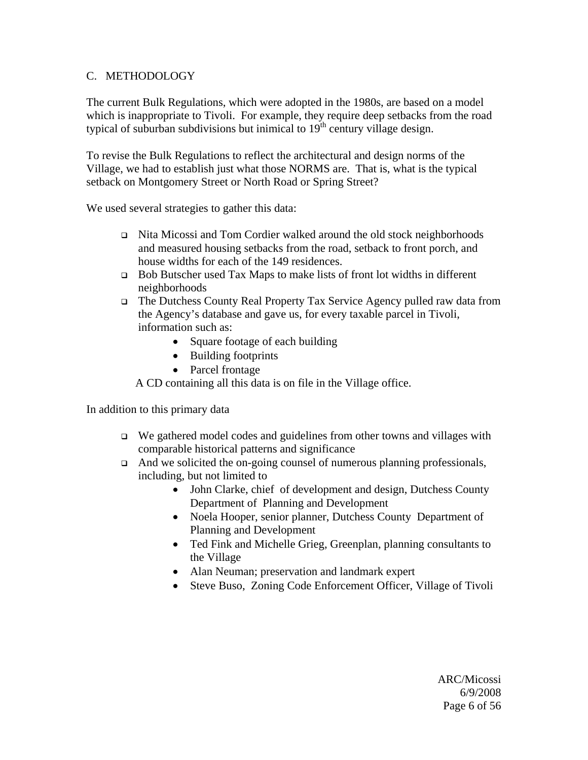## C. METHODOLOGY

The current Bulk Regulations, which were adopted in the 1980s, are based on a model which is inappropriate to Tivoli. For example, they require deep setbacks from the road typical of suburban subdivisions but inimical to 19th century village design.

To revise the Bulk Regulations to reflect the architectural and design norms of the Village, we had to establish just what those NORMS are. That is, what is the typical setback on Montgomery Street or North Road or Spring Street?

We used several strategies to gather this data:

- Nita Micossi and Tom Cordier walked around the old stock neighborhoods and measured housing setbacks from the road, setback to front porch, and house widths for each of the 149 residences.
- Bob Butscher used Tax Maps to make lists of front lot widths in different neighborhoods
- The Dutchess County Real Property Tax Service Agency pulled raw data from the Agency's database and gave us, for every taxable parcel in Tivoli, information such as:
  - Square footage of each building
  - Building footprints
  - Parcel frontage

  A CD containing all this data is on file in the Village office.

In addition to this primary data

- We gathered model codes and guidelines from other towns and villages with comparable historical patterns and significance
- And we solicited the on-going counsel of numerous planning professionals, including, but not limited to
  - John Clarke, chief of development and design, Dutchess County Department of Planning and Development
  - Noela Hooper, senior planner, Dutchess County Department of Planning and Development
  - Ted Fink and Michelle Grieg, Greenplan, planning consultants to the Village
  - Alan Neuman; preservation and landmark expert
  - Steve Buso, Zoning Code Enforcement Officer, Village of Tivoli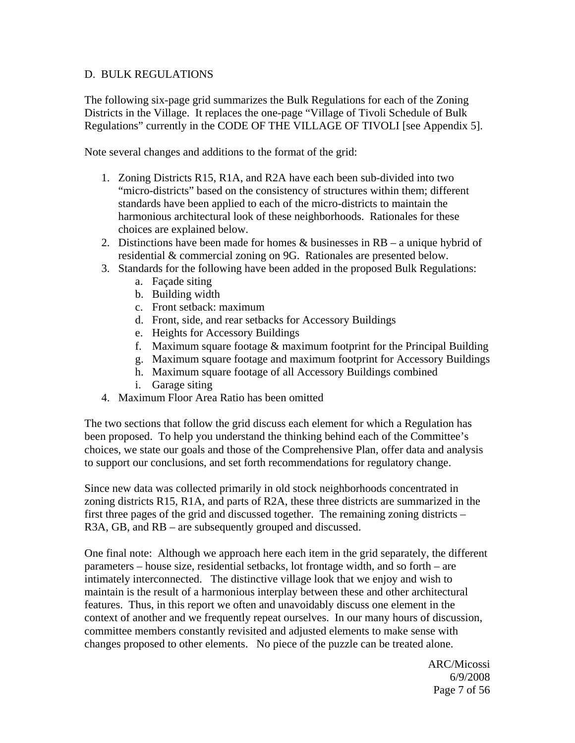## D. BULK REGULATIONS

The following six-page grid summarizes the Bulk Regulations for each of the Zoning Districts in the Village. It replaces the one-page "Village of Tivoli Schedule of Bulk Regulations" currently in the CODE OF THE VILLAGE OF TIVOLI [see Appendix 5].

Note several changes and additions to the format of the grid:

1. Zoning Districts R15, R1A, and R2A have each been sub-divided into two "micro-districts" based on the consistency of structures within them; different standards have been applied to each of the micro-districts to maintain the harmonious architectural look of these neighborhoods. Rationales for these choices are explained below.
2. Distinctions have been made for homes & businesses in RB – a unique hybrid of residential & commercial zoning on 9G. Rationales are presented below.
3. Standards for the following have been added in the proposed Bulk Regulations:
   a. Façade siting
   b. Building width
   c. Front setback: maximum
   d. Front, side, and rear setbacks for Accessory Buildings
   e. Heights for Accessory Buildings
   f. Maximum square footage & maximum footprint for the Principal Building
   g. Maximum square footage and maximum footprint for Accessory Buildings
   h. Maximum square footage of all Accessory Buildings combined
   i. Garage siting
4. Maximum Floor Area Ratio has been omitted

The two sections that follow the grid discuss each element for which a Regulation has been proposed. To help you understand the thinking behind each of the Committee's choices, we state our goals and those of the Comprehensive Plan, offer data and analysis to support our conclusions, and set forth recommendations for regulatory change.

Since new data was collected primarily in old stock neighborhoods concentrated in zoning districts R15, R1A, and parts of R2A, these three districts are summarized in the first three pages of the grid and discussed together. The remaining zoning districts – R3A, GB, and RB – are subsequently grouped and discussed.

One final note: Although we approach here each item in the grid separately, the different parameters – house size, residential setbacks, lot frontage width, and so forth – are intimately interconnected. The distinctive village look that we enjoy and wish to maintain is the result of a harmonious interplay between these and other architectural features. Thus, in this report we often and unavoidably discuss one element in the context of another and we frequently repeat ourselves. In our many hours of discussion, committee members constantly revisited and adjusted elements to make sense with changes proposed to other elements. No piece of the puzzle can be treated alone.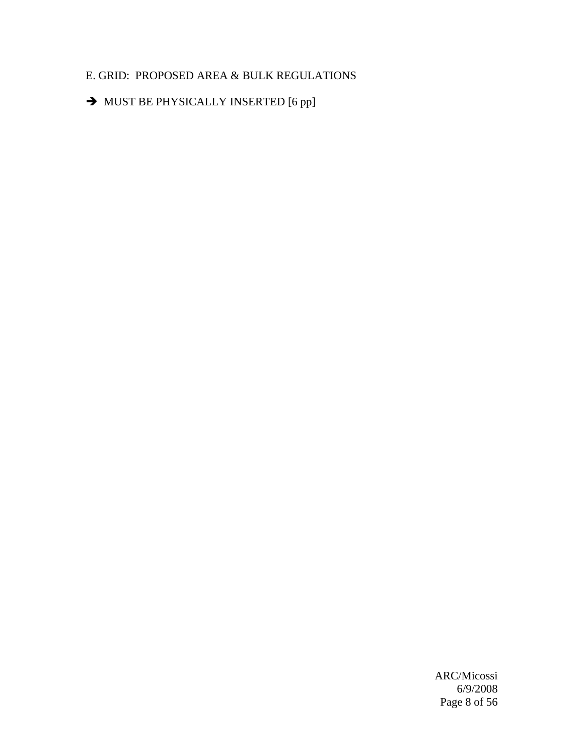E. GRID: PROPOSED AREA & BULK REGULATIONS

➔ MUST BE PHYSICALLY INSERTED [6 pp]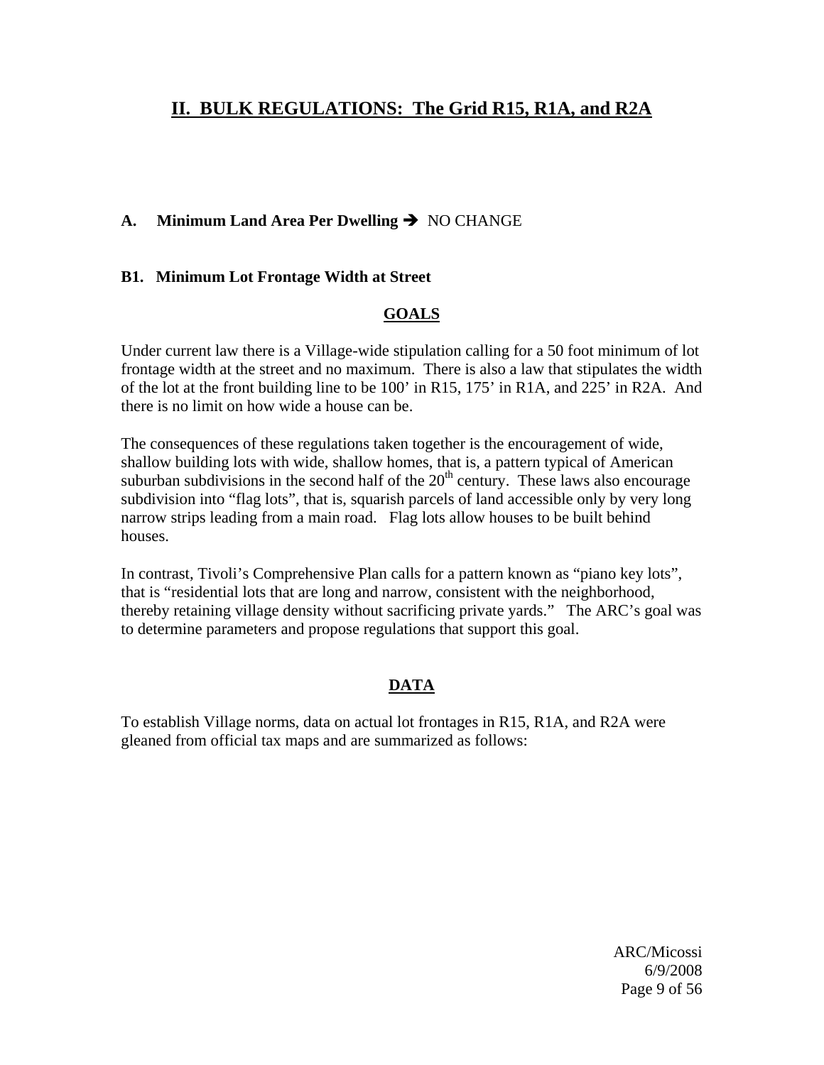## II. BULK REGULATIONS: The Grid R15, R1A, and R2A

**A. Minimum Land Area Per Dwelling** ➔ NO CHANGE

**B1. Minimum Lot Frontage Width at Street**

**GOALS**

Under current law there is a Village-wide stipulation calling for a 50 foot minimum of lot frontage width at the street and no maximum. There is also a law that stipulates the width of the lot at the front building line to be 100' in R15, 175' in R1A, and 225' in R2A. And there is no limit on how wide a house can be.

The consequences of these regulations taken together is the encouragement of wide, shallow building lots with wide, shallow homes, that is, a pattern typical of American suburban subdivisions in the second half of the 20th century. These laws also encourage subdivision into "flag lots", that is, squarish parcels of land accessible only by very long narrow strips leading from a main road. Flag lots allow houses to be built behind houses.

In contrast, Tivoli's Comprehensive Plan calls for a pattern known as "piano key lots", that is "residential lots that are long and narrow, consistent with the neighborhood, thereby retaining village density without sacrificing private yards." The ARC's goal was to determine parameters and propose regulations that support this goal.

**DATA**

To establish Village norms, data on actual lot frontages in R15, R1A, and R2A were gleaned from official tax maps and are summarized as follows: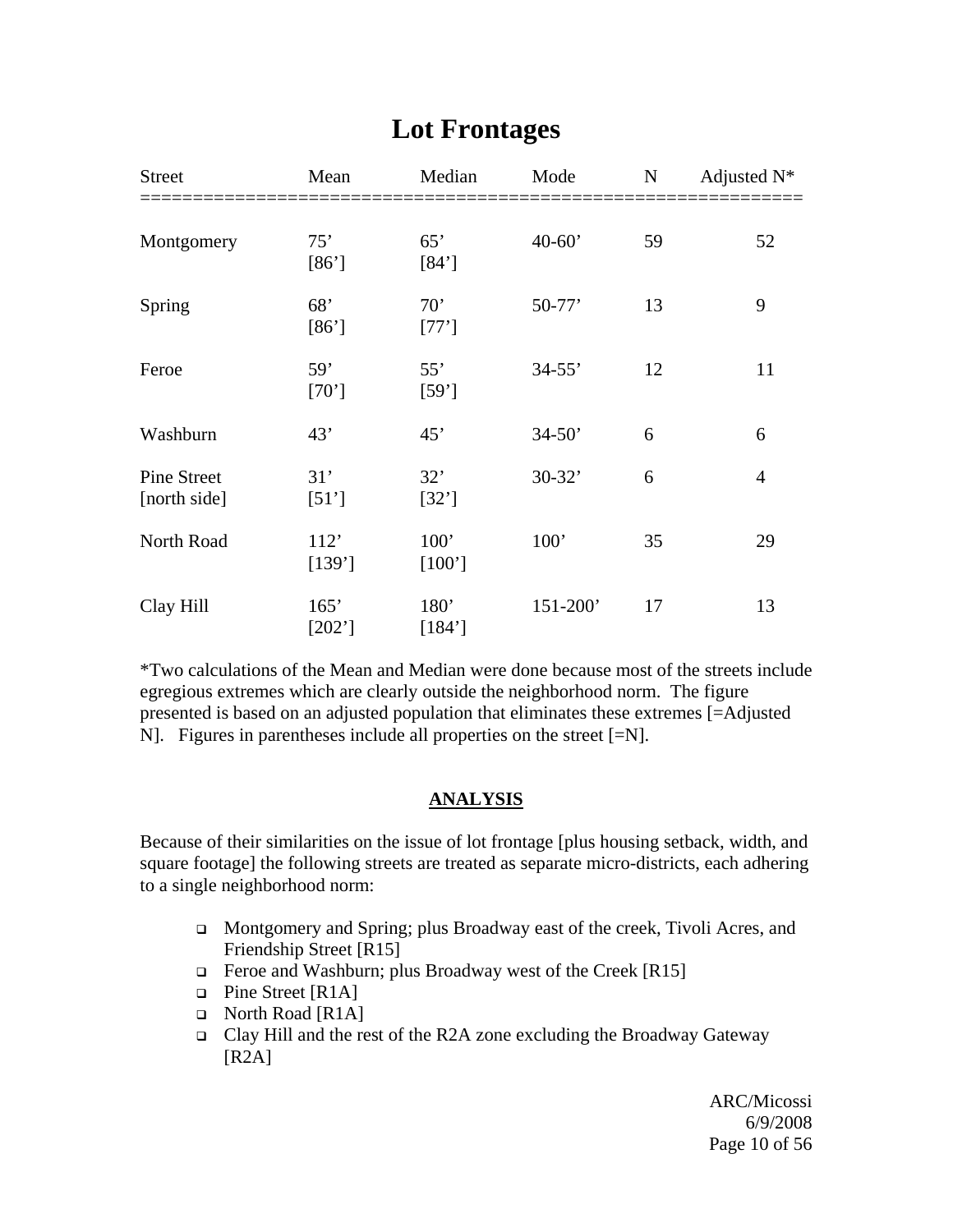# Lot Frontages

| Street | Mean | Median | Mode | N | Adjusted N* |
|---|---|---|---|---|---|
| Montgomery | 75' [86'] | 65' [84'] | 40-60' | 59 | 52 |
| Spring | 68' [86'] | 70' [77'] | 50-77' | 13 | 9 |
| Feroe | 59' [70'] | 55' [59'] | 34-55' | 12 | 11 |
| Washburn | 43' | 45' | 34-50' | 6 | 6 |
| Pine Street [north side] | 31' [51'] | 32' [32'] | 30-32' | 6 | 4 |
| North Road | 112' [139'] | 100' [100'] | 100' | 35 | 29 |
| Clay Hill | 165' [202'] | 180' [184'] | 151-200' | 17 | 13 |

*Two calculations of the Mean and Median were done because most of the streets include egregious extremes which are clearly outside the neighborhood norm. The figure presented is based on an adjusted population that eliminates these extremes [=Adjusted N]. Figures in parentheses include all properties on the street [=N].

## ANALYSIS

Because of their similarities on the issue of lot frontage [plus housing setback, width, and square footage] the following streets are treated as separate micro-districts, each adhering to a single neighborhood norm:

- Montgomery and Spring; plus Broadway east of the creek, Tivoli Acres, and Friendship Street [R15]
- Feroe and Washburn; plus Broadway west of the Creek [R15]
- Pine Street [R1A]
- North Road [R1A]
- Clay Hill and the rest of the R2A zone excluding the Broadway Gateway [R2A]

ARC/Micossi
6/9/2008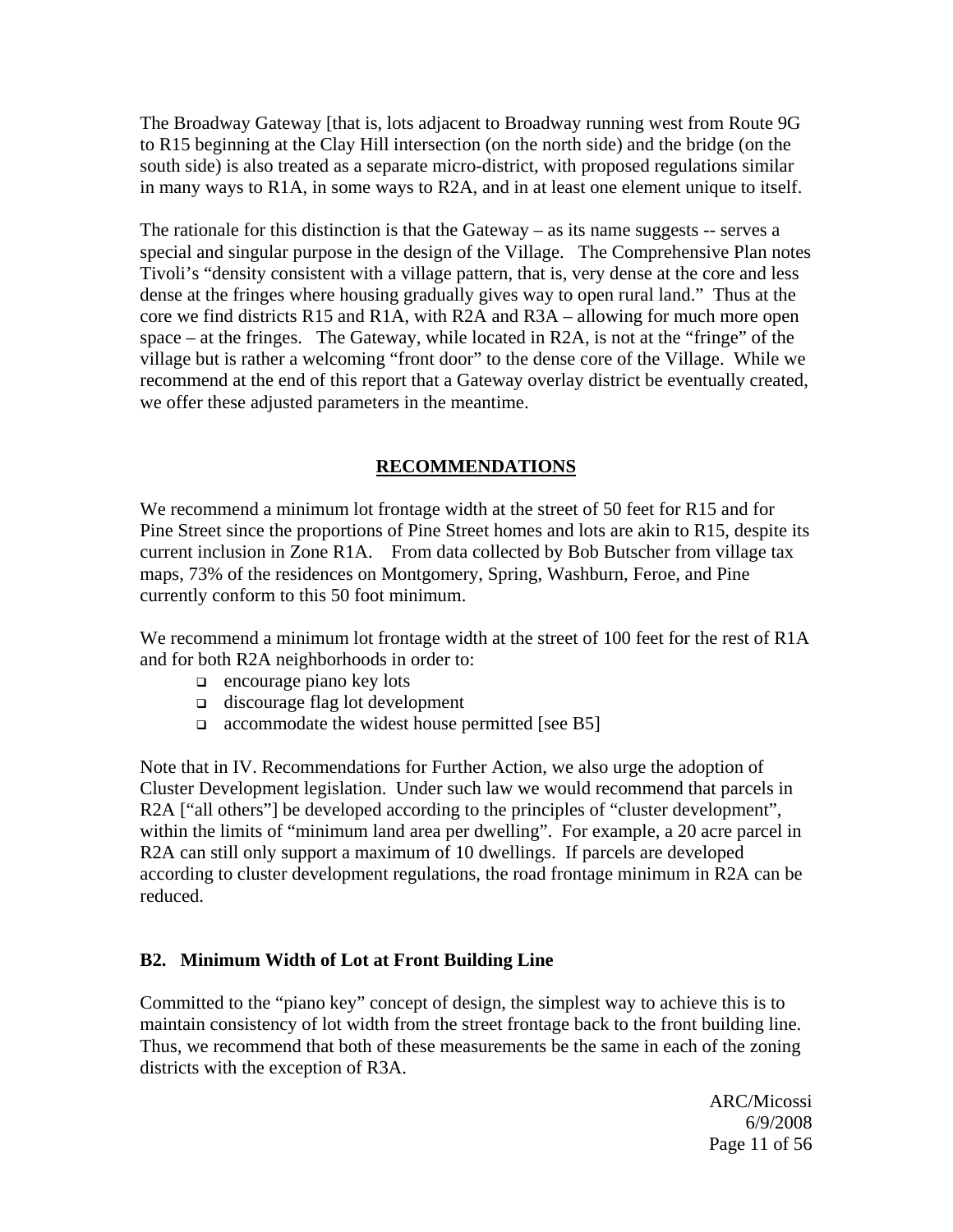The Broadway Gateway [that is, lots adjacent to Broadway running west from Route 9G to R15 beginning at the Clay Hill intersection (on the north side) and the bridge (on the south side) is also treated as a separate micro-district, with proposed regulations similar in many ways to R1A, in some ways to R2A, and in at least one element unique to itself.

The rationale for this distinction is that the Gateway – as its name suggests -- serves a special and singular purpose in the design of the Village. The Comprehensive Plan notes Tivoli's "density consistent with a village pattern, that is, very dense at the core and less dense at the fringes where housing gradually gives way to open rural land." Thus at the core we find districts R15 and R1A, with R2A and R3A – allowing for much more open space – at the fringes. The Gateway, while located in R2A, is not at the "fringe" of the village but is rather a welcoming "front door" to the dense core of the Village. While we recommend at the end of this report that a Gateway overlay district be eventually created, we offer these adjusted parameters in the meantime.

## RECOMMENDATIONS

We recommend a minimum lot frontage width at the street of 50 feet for R15 and for Pine Street since the proportions of Pine Street homes and lots are akin to R15, despite its current inclusion in Zone R1A. From data collected by Bob Butscher from village tax maps, 73% of the residences on Montgomery, Spring, Washburn, Feroe, and Pine currently conform to this 50 foot minimum.

We recommend a minimum lot frontage width at the street of 100 feet for the rest of R1A and for both R2A neighborhoods in order to:

- encourage piano key lots
- discourage flag lot development
- accommodate the widest house permitted [see B5]

Note that in IV. Recommendations for Further Action, we also urge the adoption of Cluster Development legislation. Under such law we would recommend that parcels in R2A ["all others"] be developed according to the principles of "cluster development", within the limits of "minimum land area per dwelling". For example, a 20 acre parcel in R2A can still only support a maximum of 10 dwellings. If parcels are developed according to cluster development regulations, the road frontage minimum in R2A can be reduced.

### B2. Minimum Width of Lot at Front Building Line

Committed to the "piano key" concept of design, the simplest way to achieve this is to maintain consistency of lot width from the street frontage back to the front building line. Thus, we recommend that both of these measurements be the same in each of the zoning districts with the exception of R3A.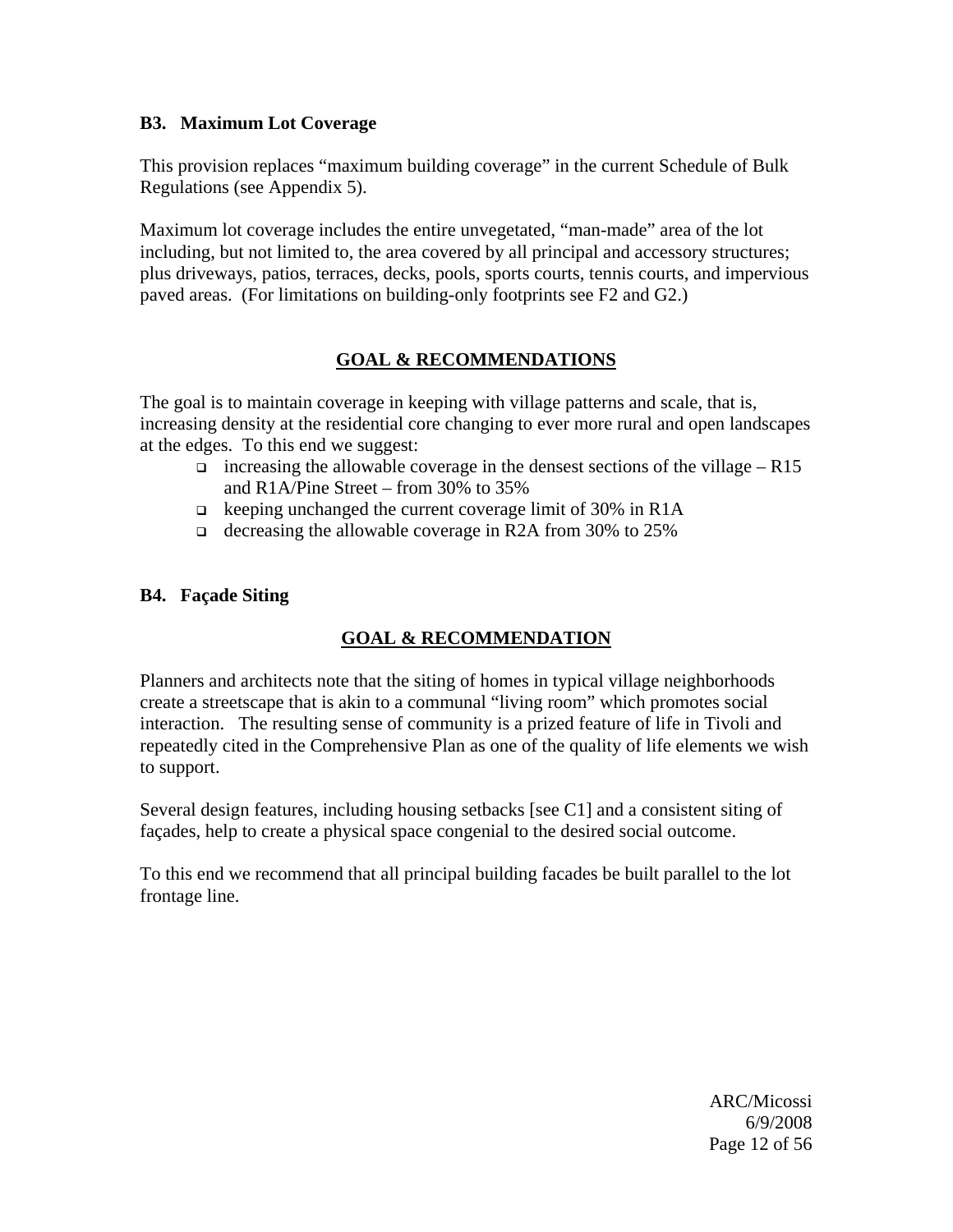### B3. Maximum Lot Coverage

This provision replaces "maximum building coverage" in the current Schedule of Bulk Regulations (see Appendix 5).

Maximum lot coverage includes the entire unvegetated, "man-made" area of the lot including, but not limited to, the area covered by all principal and accessory structures; plus driveways, patios, terraces, decks, pools, sports courts, tennis courts, and impervious paved areas. (For limitations on building-only footprints see F2 and G2.)

#### GOAL & RECOMMENDATIONS

The goal is to maintain coverage in keeping with village patterns and scale, that is, increasing density at the residential core changing to ever more rural and open landscapes at the edges. To this end we suggest:

- increasing the allowable coverage in the densest sections of the village – R15 and R1A/Pine Street – from 30% to 35%
- keeping unchanged the current coverage limit of 30% in R1A
- decreasing the allowable coverage in R2A from 30% to 25%

### B4. Façade Siting

#### GOAL & RECOMMENDATION

Planners and architects note that the siting of homes in typical village neighborhoods create a streetscape that is akin to a communal "living room" which promotes social interaction. The resulting sense of community is a prized feature of life in Tivoli and repeatedly cited in the Comprehensive Plan as one of the quality of life elements we wish to support.

Several design features, including housing setbacks [see C1] and a consistent siting of façades, help to create a physical space congenial to the desired social outcome.

To this end we recommend that all principal building facades be built parallel to the lot frontage line.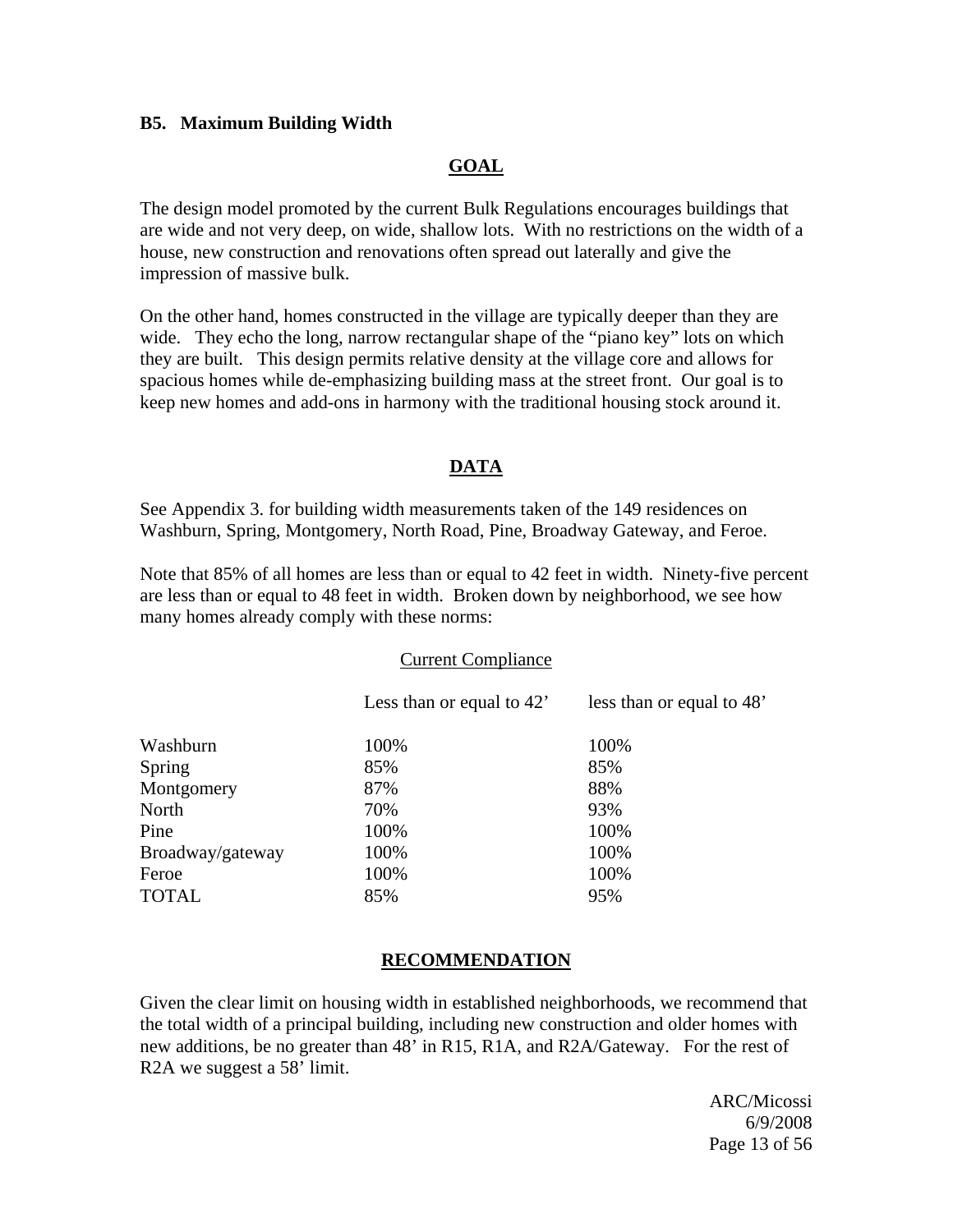### B5. Maximum Building Width

**GOAL**

The design model promoted by the current Bulk Regulations encourages buildings that are wide and not very deep, on wide, shallow lots. With no restrictions on the width of a house, new construction and renovations often spread out laterally and give the impression of massive bulk.

On the other hand, homes constructed in the village are typically deeper than they are wide. They echo the long, narrow rectangular shape of the "piano key" lots on which they are built. This design permits relative density at the village core and allows for spacious homes while de-emphasizing building mass at the street front. Our goal is to keep new homes and add-ons in harmony with the traditional housing stock around it.

**DATA**

See Appendix 3. for building width measurements taken of the 149 residences on Washburn, Spring, Montgomery, North Road, Pine, Broadway Gateway, and Feroe.

Note that 85% of all homes are less than or equal to 42 feet in width. Ninety-five percent are less than or equal to 48 feet in width. Broken down by neighborhood, we see how many homes already comply with these norms:

Current Compliance

| | Less than or equal to 42' | less than or equal to 48' |
|---|---|---|
| Washburn | 100% | 100% |
| Spring | 85% | 85% |
| Montgomery | 87% | 88% |
| North | 70% | 93% |
| Pine | 100% | 100% |
| Broadway/gateway | 100% | 100% |
| Feroe | 100% | 100% |
| TOTAL | 85% | 95% |

**RECOMMENDATION**

Given the clear limit on housing width in established neighborhoods, we recommend that the total width of a principal building, including new construction and older homes with new additions, be no greater than 48' in R15, R1A, and R2A/Gateway. For the rest of R2A we suggest a 58' limit.

ARC/Micossi
6/9/2008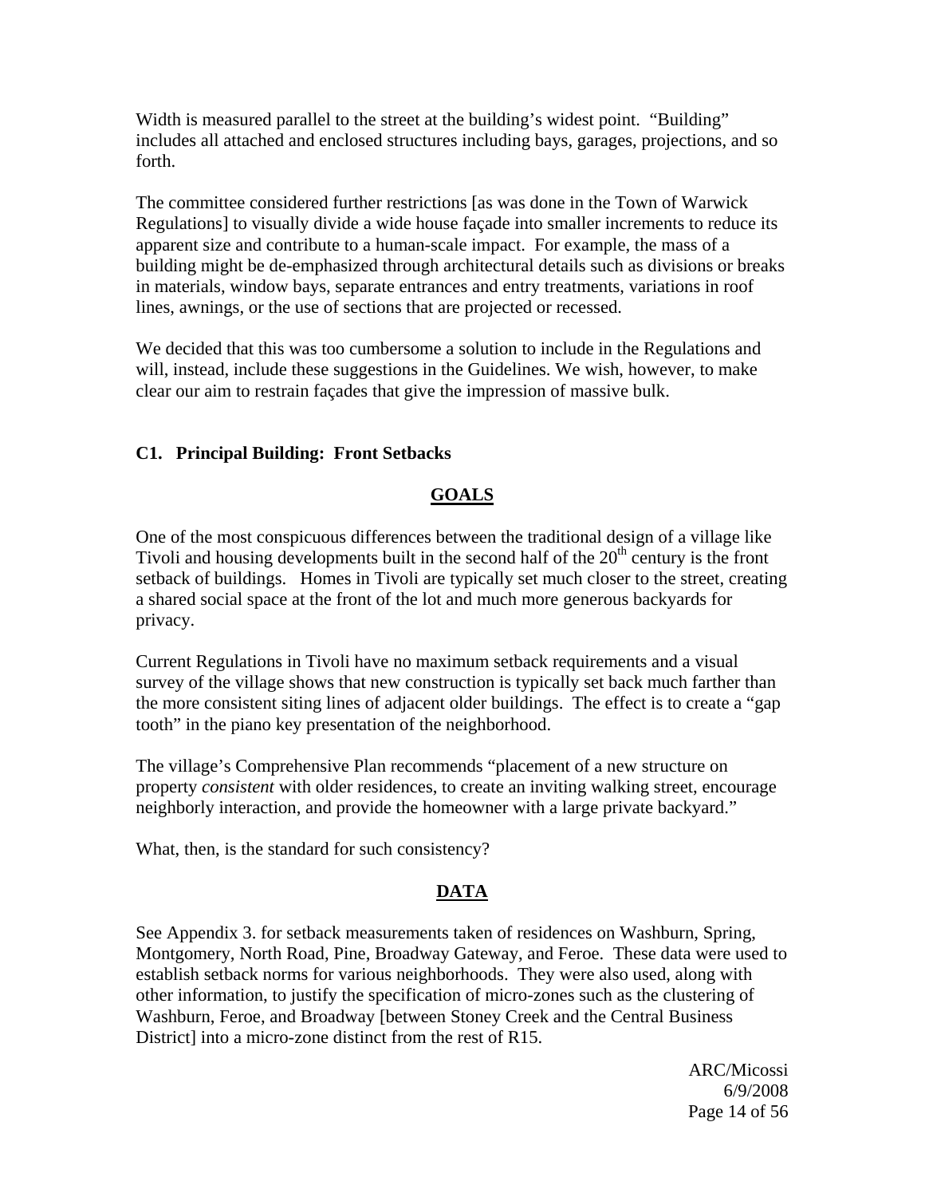Width is measured parallel to the street at the building's widest point. "Building" includes all attached and enclosed structures including bays, garages, projections, and so forth.

The committee considered further restrictions [as was done in the Town of Warwick Regulations] to visually divide a wide house façade into smaller increments to reduce its apparent size and contribute to a human-scale impact. For example, the mass of a building might be de-emphasized through architectural details such as divisions or breaks in materials, window bays, separate entrances and entry treatments, variations in roof lines, awnings, or the use of sections that are projected or recessed.

We decided that this was too cumbersome a solution to include in the Regulations and will, instead, include these suggestions in the Guidelines. We wish, however, to make clear our aim to restrain façades that give the impression of massive bulk.

### C1. Principal Building: Front Setbacks

#### GOALS

One of the most conspicuous differences between the traditional design of a village like Tivoli and housing developments built in the second half of the 20th century is the front setback of buildings. Homes in Tivoli are typically set much closer to the street, creating a shared social space at the front of the lot and much more generous backyards for privacy.

Current Regulations in Tivoli have no maximum setback requirements and a visual survey of the village shows that new construction is typically set back much farther than the more consistent siting lines of adjacent older buildings. The effect is to create a "gap tooth" in the piano key presentation of the neighborhood.

The village's Comprehensive Plan recommends "placement of a new structure on property *consistent* with older residences, to create an inviting walking street, encourage neighborly interaction, and provide the homeowner with a large private backyard."

What, then, is the standard for such consistency?

#### DATA

See Appendix 3. for setback measurements taken of residences on Washburn, Spring, Montgomery, North Road, Pine, Broadway Gateway, and Feroe. These data were used to establish setback norms for various neighborhoods. They were also used, along with other information, to justify the specification of micro-zones such as the clustering of Washburn, Feroe, and Broadway [between Stoney Creek and the Central Business District] into a micro-zone distinct from the rest of R15.

ARC/Micossi
6/9/2008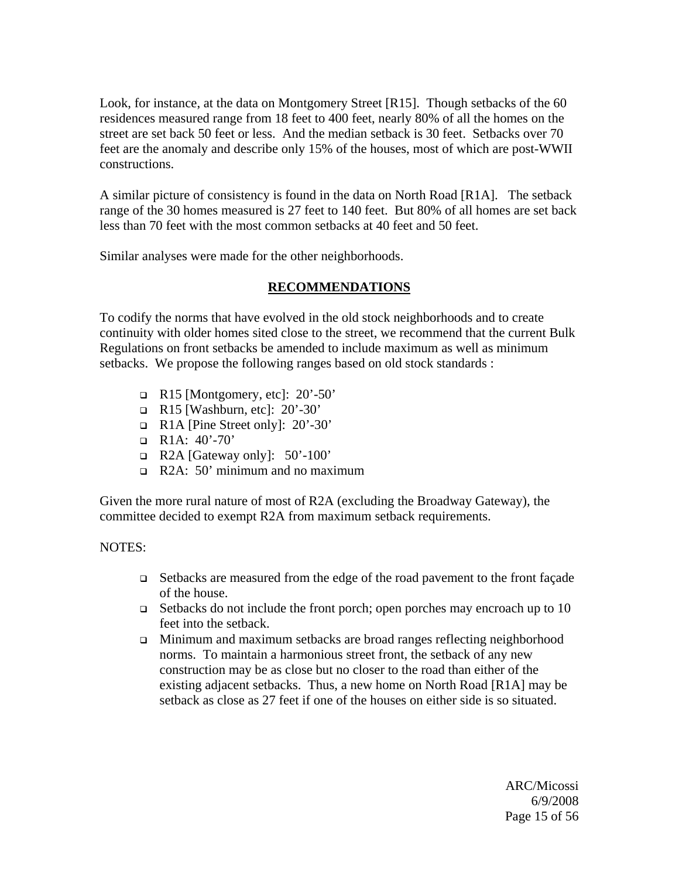Look, for instance, at the data on Montgomery Street [R15]. Though setbacks of the 60 residences measured range from 18 feet to 400 feet, nearly 80% of all the homes on the street are set back 50 feet or less. And the median setback is 30 feet. Setbacks over 70 feet are the anomaly and describe only 15% of the houses, most of which are post-WWII constructions.

A similar picture of consistency is found in the data on North Road [R1A]. The setback range of the 30 homes measured is 27 feet to 140 feet. But 80% of all homes are set back less than 70 feet with the most common setbacks at 40 feet and 50 feet.

Similar analyses were made for the other neighborhoods.

## RECOMMENDATIONS

To codify the norms that have evolved in the old stock neighborhoods and to create continuity with older homes sited close to the street, we recommend that the current Bulk Regulations on front setbacks be amended to include maximum as well as minimum setbacks. We propose the following ranges based on old stock standards :

- R15 [Montgomery, etc]: 20'-50'
- R15 [Washburn, etc]: 20'-30'
- R1A [Pine Street only]: 20'-30'
- R1A: 40'-70'
- R2A [Gateway only]: 50'-100'
- R2A: 50' minimum and no maximum

Given the more rural nature of most of R2A (excluding the Broadway Gateway), the committee decided to exempt R2A from maximum setback requirements.

NOTES:

- Setbacks are measured from the edge of the road pavement to the front façade of the house.
- Setbacks do not include the front porch; open porches may encroach up to 10 feet into the setback.
- Minimum and maximum setbacks are broad ranges reflecting neighborhood norms. To maintain a harmonious street front, the setback of any new construction may be as close but no closer to the road than either of the existing adjacent setbacks. Thus, a new home on North Road [R1A] may be setback as close as 27 feet if one of the houses on either side is so situated.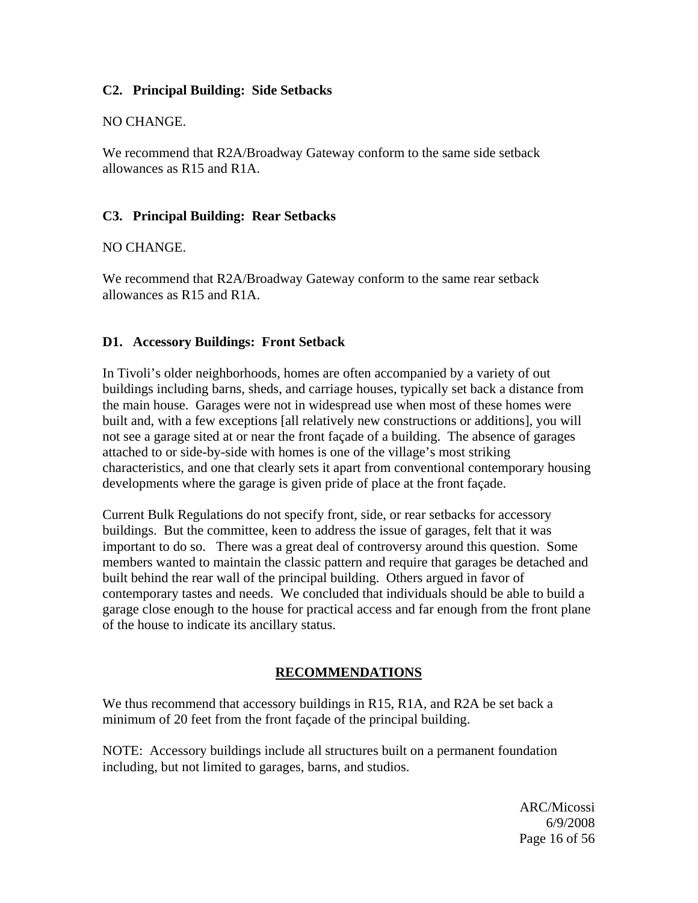### C2. Principal Building: Side Setbacks

NO CHANGE.

We recommend that R2A/Broadway Gateway conform to the same side setback allowances as R15 and R1A.

### C3. Principal Building: Rear Setbacks

NO CHANGE.

We recommend that R2A/Broadway Gateway conform to the same rear setback allowances as R15 and R1A.

### D1. Accessory Buildings: Front Setback

In Tivoli's older neighborhoods, homes are often accompanied by a variety of out buildings including barns, sheds, and carriage houses, typically set back a distance from the main house. Garages were not in widespread use when most of these homes were built and, with a few exceptions [all relatively new constructions or additions], you will not see a garage sited at or near the front façade of a building. The absence of garages attached to or side-by-side with homes is one of the village's most striking characteristics, and one that clearly sets it apart from conventional contemporary housing developments where the garage is given pride of place at the front façade.

Current Bulk Regulations do not specify front, side, or rear setbacks for accessory buildings. But the committee, keen to address the issue of garages, felt that it was important to do so. There was a great deal of controversy around this question. Some members wanted to maintain the classic pattern and require that garages be detached and built behind the rear wall of the principal building. Others argued in favor of contemporary tastes and needs. We concluded that individuals should be able to build a garage close enough to the house for practical access and far enough from the front plane of the house to indicate its ancillary status.

**RECOMMENDATIONS**

We thus recommend that accessory buildings in R15, R1A, and R2A be set back a minimum of 20 feet from the front façade of the principal building.

NOTE: Accessory buildings include all structures built on a permanent foundation including, but not limited to garages, barns, and studios.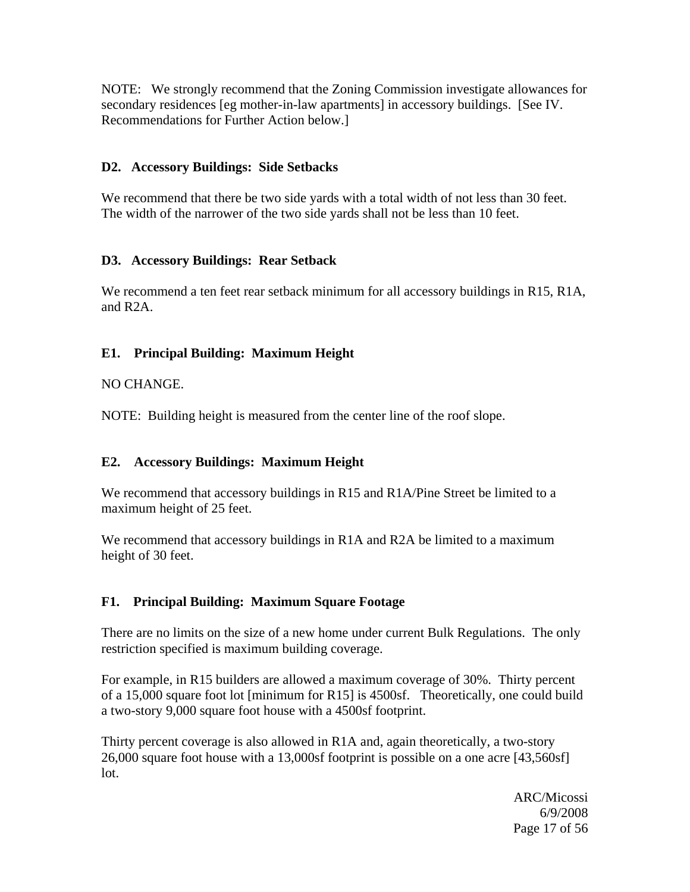NOTE: We strongly recommend that the Zoning Commission investigate allowances for secondary residences [eg mother-in-law apartments] in accessory buildings. [See IV. Recommendations for Further Action below.]

### D2. Accessory Buildings: Side Setbacks

We recommend that there be two side yards with a total width of not less than 30 feet. The width of the narrower of the two side yards shall not be less than 10 feet.

### D3. Accessory Buildings: Rear Setback

We recommend a ten feet rear setback minimum for all accessory buildings in R15, R1A, and R2A.

### E1. Principal Building: Maximum Height

NO CHANGE.

NOTE: Building height is measured from the center line of the roof slope.

### E2. Accessory Buildings: Maximum Height

We recommend that accessory buildings in R15 and R1A/Pine Street be limited to a maximum height of 25 feet.

We recommend that accessory buildings in R1A and R2A be limited to a maximum height of 30 feet.

### F1. Principal Building: Maximum Square Footage

There are no limits on the size of a new home under current Bulk Regulations. The only restriction specified is maximum building coverage.

For example, in R15 builders are allowed a maximum coverage of 30%. Thirty percent of a 15,000 square foot lot [minimum for R15] is 4500sf. Theoretically, one could build a two-story 9,000 square foot house with a 4500sf footprint.

Thirty percent coverage is also allowed in R1A and, again theoretically, a two-story 26,000 square foot house with a 13,000sf footprint is possible on a one acre [43,560sf] lot.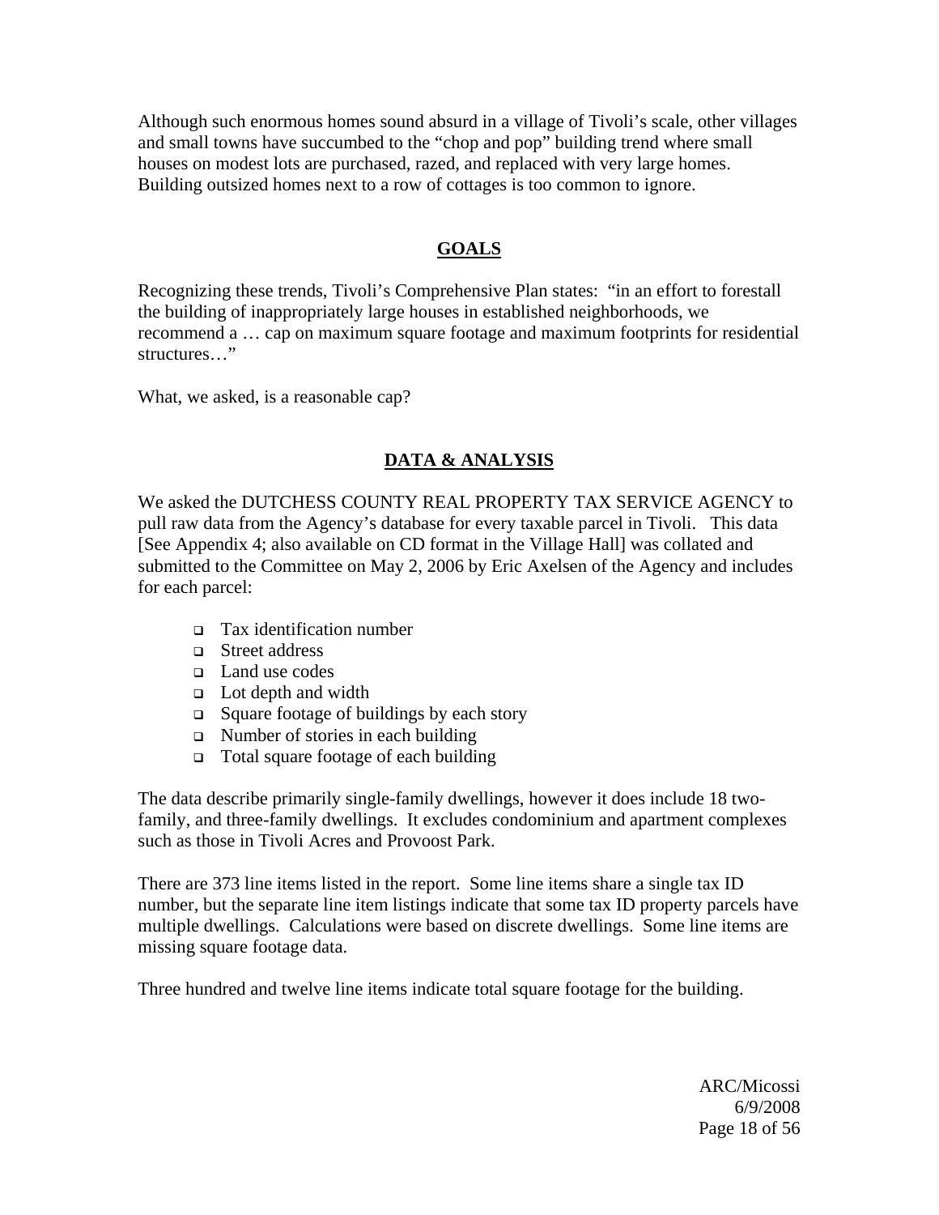Although such enormous homes sound absurd in a village of Tivoli's scale, other villages and small towns have succumbed to the "chop and pop" building trend where small houses on modest lots are purchased, razed, and replaced with very large homes. Building outsized homes next to a row of cottages is too common to ignore.

## GOALS

Recognizing these trends, Tivoli's Comprehensive Plan states: "in an effort to forestall the building of inappropriately large houses in established neighborhoods, we recommend a … cap on maximum square footage and maximum footprints for residential structures…"

What, we asked, is a reasonable cap?

## DATA & ANALYSIS

We asked the DUTCHESS COUNTY REAL PROPERTY TAX SERVICE AGENCY to pull raw data from the Agency's database for every taxable parcel in Tivoli. This data [See Appendix 4; also available on CD format in the Village Hall] was collated and submitted to the Committee on May 2, 2006 by Eric Axelsen of the Agency and includes for each parcel:

- Tax identification number
- Street address
- Land use codes
- Lot depth and width
- Square footage of buildings by each story
- Number of stories in each building
- Total square footage of each building

The data describe primarily single-family dwellings, however it does include 18 two-family, and three-family dwellings. It excludes condominium and apartment complexes such as those in Tivoli Acres and Provoost Park.

There are 373 line items listed in the report. Some line items share a single tax ID number, but the separate line item listings indicate that some tax ID property parcels have multiple dwellings. Calculations were based on discrete dwellings. Some line items are missing square footage data.

Three hundred and twelve line items indicate total square footage for the building.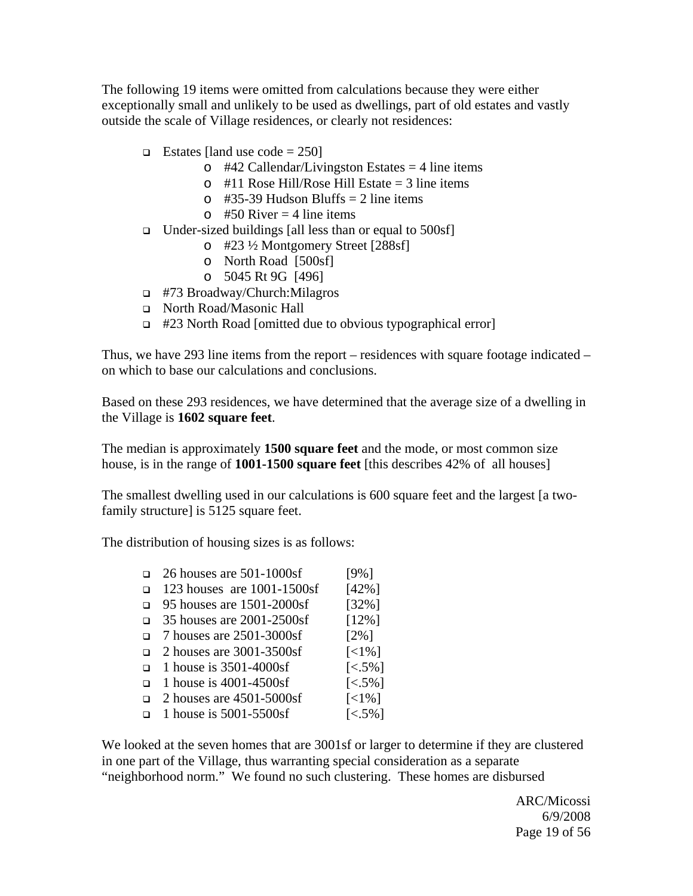The following 19 items were omitted from calculations because they were either exceptionally small and unlikely to be used as dwellings, part of old estates and vastly outside the scale of Village residences, or clearly not residences:

- Estates [land use code = 250]
  - #42 Callendar/Livingston Estates = 4 line items
  - #11 Rose Hill/Rose Hill Estate = 3 line items
  - #35-39 Hudson Bluffs = 2 line items
  - #50 River = 4 line items
- Under-sized buildings [all less than or equal to 500sf]
  - #23 ½ Montgomery Street [288sf]
  - North Road [500sf]
  - 5045 Rt 9G [496]
- #73 Broadway/Church:Milagros
- North Road/Masonic Hall
- #23 North Road [omitted due to obvious typographical error]

Thus, we have 293 line items from the report – residences with square footage indicated – on which to base our calculations and conclusions.

Based on these 293 residences, we have determined that the average size of a dwelling in the Village is **1602 square feet**.

The median is approximately **1500 square feet** and the mode, or most common size house, is in the range of **1001-1500 square feet** [this describes 42% of all houses]

The smallest dwelling used in our calculations is 600 square feet and the largest [a two-family structure] is 5125 square feet.

The distribution of housing sizes is as follows:

- 26 houses are 501-1000sf [9%]
- 123 houses are 1001-1500sf [42%]
- 95 houses are 1501-2000sf [32%]
- 35 houses are 2001-2500sf [12%]
- 7 houses are 2501-3000sf [2%]
- 2 houses are 3001-3500sf [<1%]
- 1 house is 3501-4000sf [<.5%]
- 1 house is 4001-4500sf [<.5%]
- 2 houses are 4501-5000sf [<1%]
- 1 house is 5001-5500sf [<.5%]

We looked at the seven homes that are 3001sf or larger to determine if they are clustered in one part of the Village, thus warranting special consideration as a separate "neighborhood norm." We found no such clustering. These homes are disbursed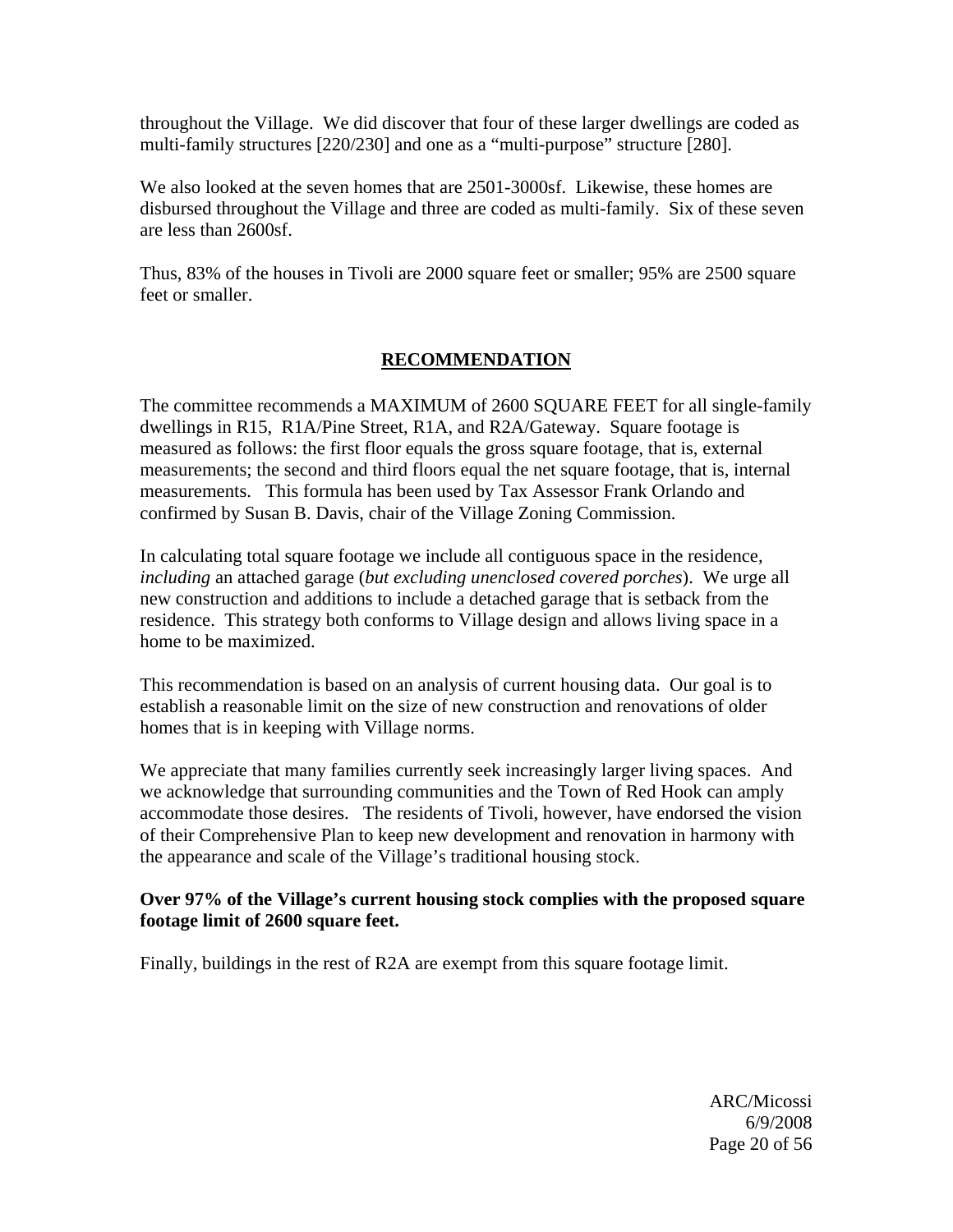throughout the Village. We did discover that four of these larger dwellings are coded as multi-family structures [220/230] and one as a "multi-purpose" structure [280].

We also looked at the seven homes that are 2501-3000sf. Likewise, these homes are disbursed throughout the Village and three are coded as multi-family. Six of these seven are less than 2600sf.

Thus, 83% of the houses in Tivoli are 2000 square feet or smaller; 95% are 2500 square feet or smaller.

## RECOMMENDATION

The committee recommends a MAXIMUM of 2600 SQUARE FEET for all single-family dwellings in R15, R1A/Pine Street, R1A, and R2A/Gateway. Square footage is measured as follows: the first floor equals the gross square footage, that is, external measurements; the second and third floors equal the net square footage, that is, internal measurements. This formula has been used by Tax Assessor Frank Orlando and confirmed by Susan B. Davis, chair of the Village Zoning Commission.

In calculating total square footage we include all contiguous space in the residence, *including* an attached garage (*but excluding unenclosed covered porches*). We urge all new construction and additions to include a detached garage that is setback from the residence. This strategy both conforms to Village design and allows living space in a home to be maximized.

This recommendation is based on an analysis of current housing data. Our goal is to establish a reasonable limit on the size of new construction and renovations of older homes that is in keeping with Village norms.

We appreciate that many families currently seek increasingly larger living spaces. And we acknowledge that surrounding communities and the Town of Red Hook can amply accommodate those desires. The residents of Tivoli, however, have endorsed the vision of their Comprehensive Plan to keep new development and renovation in harmony with the appearance and scale of the Village's traditional housing stock.

**Over 97% of the Village's current housing stock complies with the proposed square footage limit of 2600 square feet.**

Finally, buildings in the rest of R2A are exempt from this square footage limit.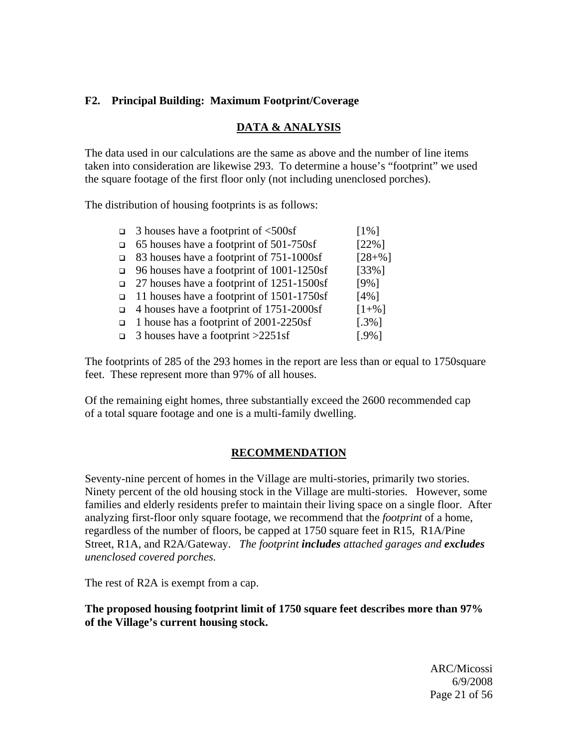### F2. Principal Building: Maximum Footprint/Coverage

#### DATA & ANALYSIS

The data used in our calculations are the same as above and the number of line items taken into consideration are likewise 293. To determine a house's "footprint" we used the square footage of the first floor only (not including unenclosed porches).

The distribution of housing footprints is as follows:

- 3 houses have a footprint of <500sf [1%]
- 65 houses have a footprint of 501-750sf [22%]
- 83 houses have a footprint of 751-1000sf [28+%]
- 96 houses have a footprint of 1001-1250sf [33%]
- 27 houses have a footprint of 1251-1500sf [9%]
- 11 houses have a footprint of 1501-1750sf [4%]
- 4 houses have a footprint of 1751-2000sf [1+%]
- 1 house has a footprint of 2001-2250sf [.3%]
- 3 houses have a footprint >2251sf [.9%]

The footprints of 285 of the 293 homes in the report are less than or equal to 1750square feet. These represent more than 97% of all houses.

Of the remaining eight homes, three substantially exceed the 2600 recommended cap of a total square footage and one is a multi-family dwelling.

#### RECOMMENDATION

Seventy-nine percent of homes in the Village are multi-stories, primarily two stories. Ninety percent of the old housing stock in the Village are multi-stories. However, some families and elderly residents prefer to maintain their living space on a single floor. After analyzing first-floor only square footage, we recommend that the *footprint* of a home, regardless of the number of floors, be capped at 1750 square feet in R15, R1A/Pine Street, R1A, and R2A/Gateway. *The footprint **includes** attached garages and **excludes** unenclosed covered porches.*

The rest of R2A is exempt from a cap.

**The proposed housing footprint limit of 1750 square feet describes more than 97% of the Village's current housing stock.**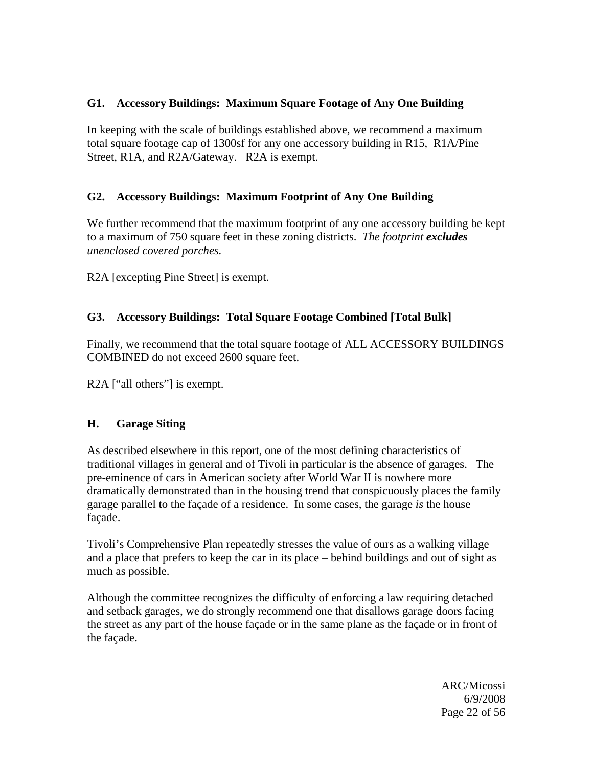### G1. Accessory Buildings: Maximum Square Footage of Any One Building

In keeping with the scale of buildings established above, we recommend a maximum total square footage cap of 1300sf for any one accessory building in R15, R1A/Pine Street, R1A, and R2A/Gateway. R2A is exempt.

### G2. Accessory Buildings: Maximum Footprint of Any One Building

We further recommend that the maximum footprint of any one accessory building be kept to a maximum of 750 square feet in these zoning districts. *The footprint* ***excludes*** *unenclosed covered porches.*

R2A [excepting Pine Street] is exempt.

### G3. Accessory Buildings: Total Square Footage Combined [Total Bulk]

Finally, we recommend that the total square footage of ALL ACCESSORY BUILDINGS COMBINED do not exceed 2600 square feet.

R2A ["all others"] is exempt.

### H. Garage Siting

As described elsewhere in this report, one of the most defining characteristics of traditional villages in general and of Tivoli in particular is the absence of garages. The pre-eminence of cars in American society after World War II is nowhere more dramatically demonstrated than in the housing trend that conspicuously places the family garage parallel to the façade of a residence. In some cases, the garage *is* the house façade.

Tivoli's Comprehensive Plan repeatedly stresses the value of ours as a walking village and a place that prefers to keep the car in its place – behind buildings and out of sight as much as possible.

Although the committee recognizes the difficulty of enforcing a law requiring detached and setback garages, we do strongly recommend one that disallows garage doors facing the street as any part of the house façade or in the same plane as the façade or in front of the façade.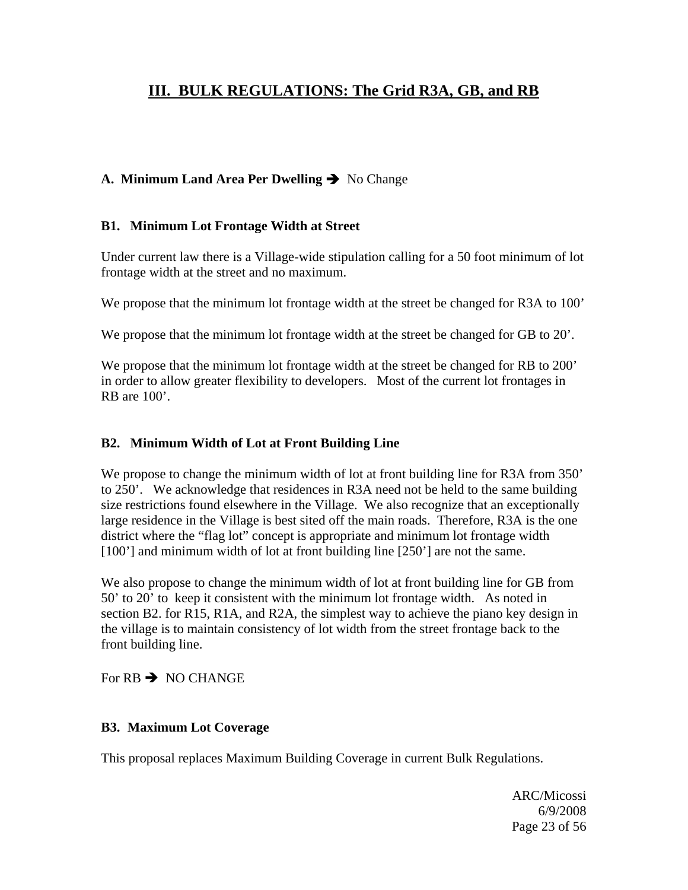# III. BULK REGULATIONS: The Grid R3A, GB, and RB

**A. Minimum Land Area Per Dwelling ➔** No Change

**B1. Minimum Lot Frontage Width at Street**

Under current law there is a Village-wide stipulation calling for a 50 foot minimum of lot frontage width at the street and no maximum.

We propose that the minimum lot frontage width at the street be changed for R3A to 100'

We propose that the minimum lot frontage width at the street be changed for GB to 20'.

We propose that the minimum lot frontage width at the street be changed for RB to 200' in order to allow greater flexibility to developers. Most of the current lot frontages in RB are 100'.

**B2. Minimum Width of Lot at Front Building Line**

We propose to change the minimum width of lot at front building line for R3A from 350' to 250'. We acknowledge that residences in R3A need not be held to the same building size restrictions found elsewhere in the Village. We also recognize that an exceptionally large residence in the Village is best sited off the main roads. Therefore, R3A is the one district where the "flag lot" concept is appropriate and minimum lot frontage width [100'] and minimum width of lot at front building line [250'] are not the same.

We also propose to change the minimum width of lot at front building line for GB from 50' to 20' to keep it consistent with the minimum lot frontage width. As noted in section B2. for R15, R1A, and R2A, the simplest way to achieve the piano key design in the village is to maintain consistency of lot width from the street frontage back to the front building line.

For RB ➔ NO CHANGE

**B3. Maximum Lot Coverage**

This proposal replaces Maximum Building Coverage in current Bulk Regulations.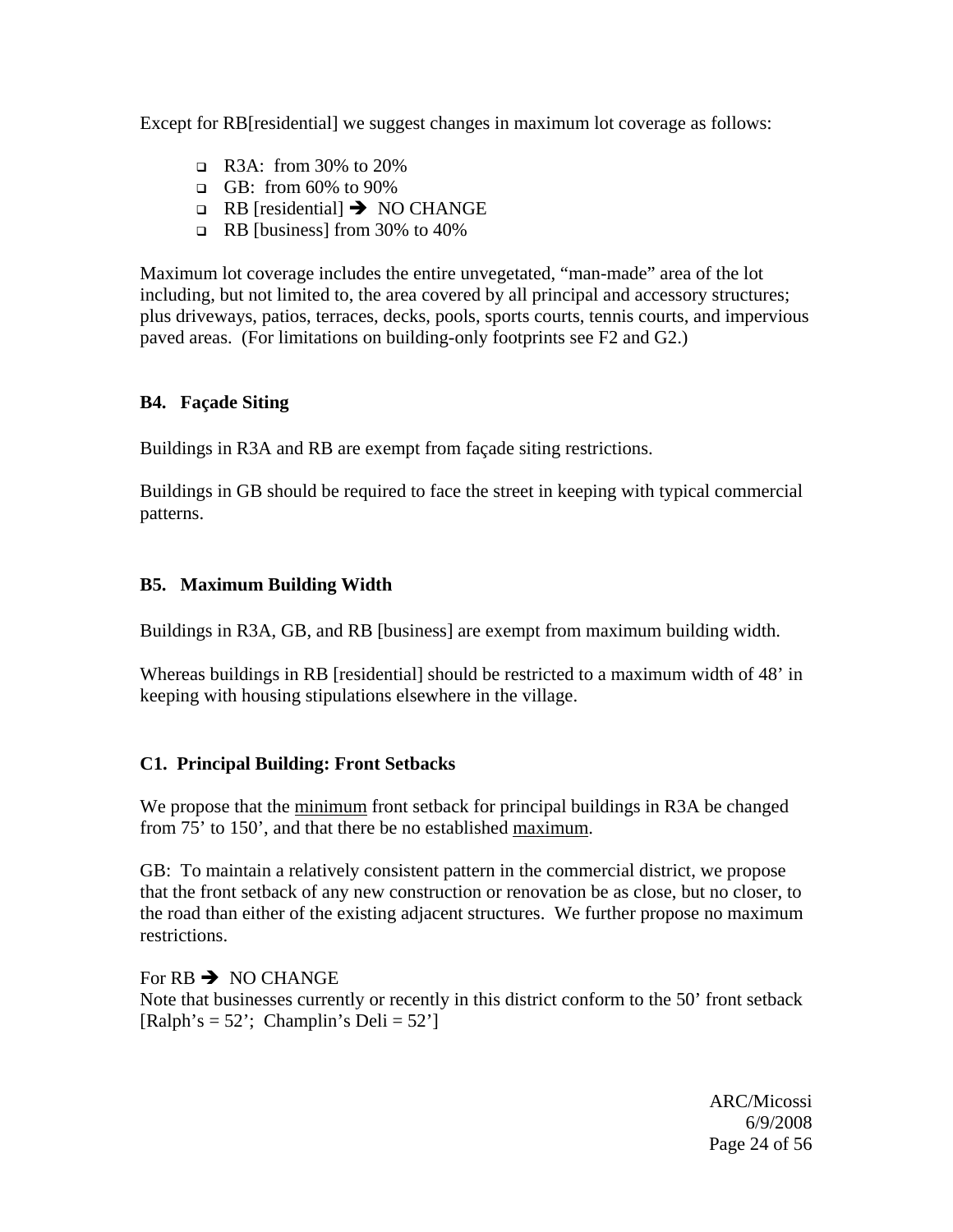Except for RB[residential] we suggest changes in maximum lot coverage as follows:

- R3A: from 30% to 20%
- GB: from 60% to 90%
- RB [residential] ➔ NO CHANGE
- RB [business] from 30% to 40%

Maximum lot coverage includes the entire unvegetated, "man-made" area of the lot including, but not limited to, the area covered by all principal and accessory structures; plus driveways, patios, terraces, decks, pools, sports courts, tennis courts, and impervious paved areas. (For limitations on building-only footprints see F2 and G2.)

### B4. Façade Siting

Buildings in R3A and RB are exempt from façade siting restrictions.

Buildings in GB should be required to face the street in keeping with typical commercial patterns.

### B5. Maximum Building Width

Buildings in R3A, GB, and RB [business] are exempt from maximum building width.

Whereas buildings in RB [residential] should be restricted to a maximum width of 48' in keeping with housing stipulations elsewhere in the village.

### C1. Principal Building: Front Setbacks

We propose that the <u>minimum</u> front setback for principal buildings in R3A be changed from 75' to 150', and that there be no established <u>maximum</u>.

GB: To maintain a relatively consistent pattern in the commercial district, we propose that the front setback of any new construction or renovation be as close, but no closer, to the road than either of the existing adjacent structures. We further propose no maximum restrictions.

For RB ➔ NO CHANGE
Note that businesses currently or recently in this district conform to the 50' front setback [Ralph's = 52'; Champlin's Deli = 52']

ARC/Micossi
6/9/2008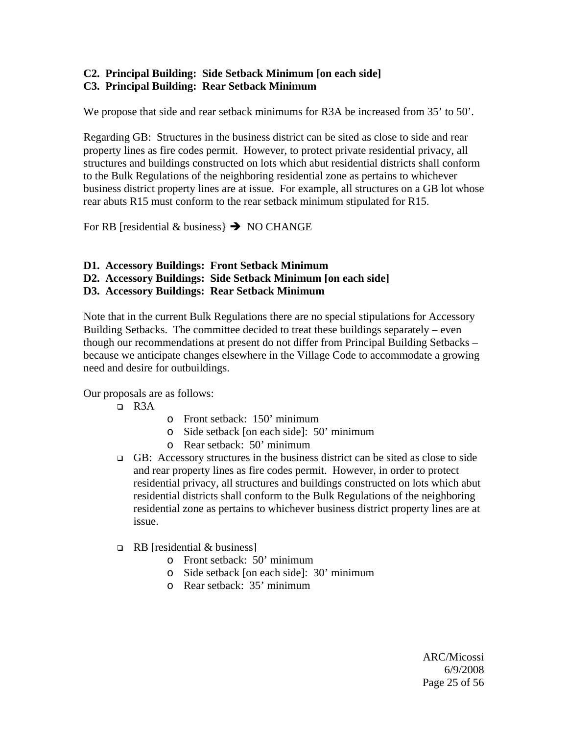**C2. Principal Building: Side Setback Minimum [on each side]**
**C3. Principal Building: Rear Setback Minimum**

We propose that side and rear setback minimums for R3A be increased from 35' to 50'.

Regarding GB: Structures in the business district can be sited as close to side and rear property lines as fire codes permit. However, to protect private residential privacy, all structures and buildings constructed on lots which abut residential districts shall conform to the Bulk Regulations of the neighboring residential zone as pertains to whichever business district property lines are at issue. For example, all structures on a GB lot whose rear abuts R15 must conform to the rear setback minimum stipulated for R15.

For RB [residential & business} ➔ NO CHANGE

**D1. Accessory Buildings: Front Setback Minimum**
**D2. Accessory Buildings: Side Setback Minimum [on each side]**
**D3. Accessory Buildings: Rear Setback Minimum**

Note that in the current Bulk Regulations there are no special stipulations for Accessory Building Setbacks. The committee decided to treat these buildings separately – even though our recommendations at present do not differ from Principal Building Setbacks – because we anticipate changes elsewhere in the Village Code to accommodate a growing need and desire for outbuildings.

Our proposals are as follows:

- R3A
  - Front setback: 150' minimum
  - Side setback [on each side]: 50' minimum
  - Rear setback: 50' minimum
- GB: Accessory structures in the business district can be sited as close to side and rear property lines as fire codes permit. However, in order to protect residential privacy, all structures and buildings constructed on lots which abut residential districts shall conform to the Bulk Regulations of the neighboring residential zone as pertains to whichever business district property lines are at issue.
- RB [residential & business]
  - Front setback: 50' minimum
  - Side setback [on each side]: 30' minimum
  - Rear setback: 35' minimum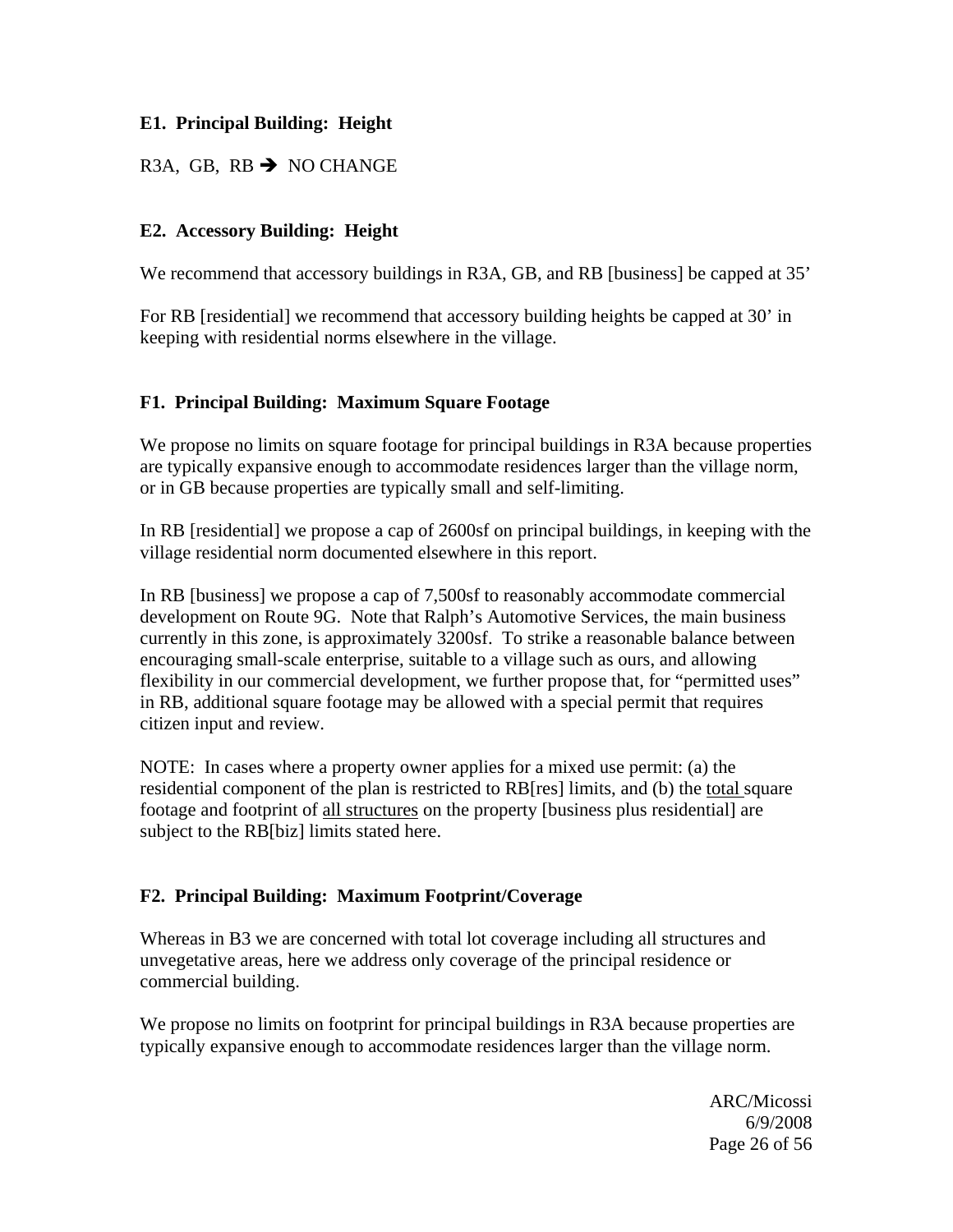### E1. Principal Building: Height

R3A, GB, RB ➔ NO CHANGE

### E2. Accessory Building: Height

We recommend that accessory buildings in R3A, GB, and RB [business] be capped at 35'

For RB [residential] we recommend that accessory building heights be capped at 30' in keeping with residential norms elsewhere in the village.

### F1. Principal Building: Maximum Square Footage

We propose no limits on square footage for principal buildings in R3A because properties are typically expansive enough to accommodate residences larger than the village norm, or in GB because properties are typically small and self-limiting.

In RB [residential] we propose a cap of 2600sf on principal buildings, in keeping with the village residential norm documented elsewhere in this report.

In RB [business] we propose a cap of 7,500sf to reasonably accommodate commercial development on Route 9G. Note that Ralph's Automotive Services, the main business currently in this zone, is approximately 3200sf. To strike a reasonable balance between encouraging small-scale enterprise, suitable to a village such as ours, and allowing flexibility in our commercial development, we further propose that, for "permitted uses" in RB, additional square footage may be allowed with a special permit that requires citizen input and review.

NOTE: In cases where a property owner applies for a mixed use permit: (a) the residential component of the plan is restricted to RB[res] limits, and (b) the total square footage and footprint of all structures on the property [business plus residential] are subject to the RB[biz] limits stated here.

### F2. Principal Building: Maximum Footprint/Coverage

Whereas in B3 we are concerned with total lot coverage including all structures and unvegetative areas, here we address only coverage of the principal residence or commercial building.

We propose no limits on footprint for principal buildings in R3A because properties are typically expansive enough to accommodate residences larger than the village norm.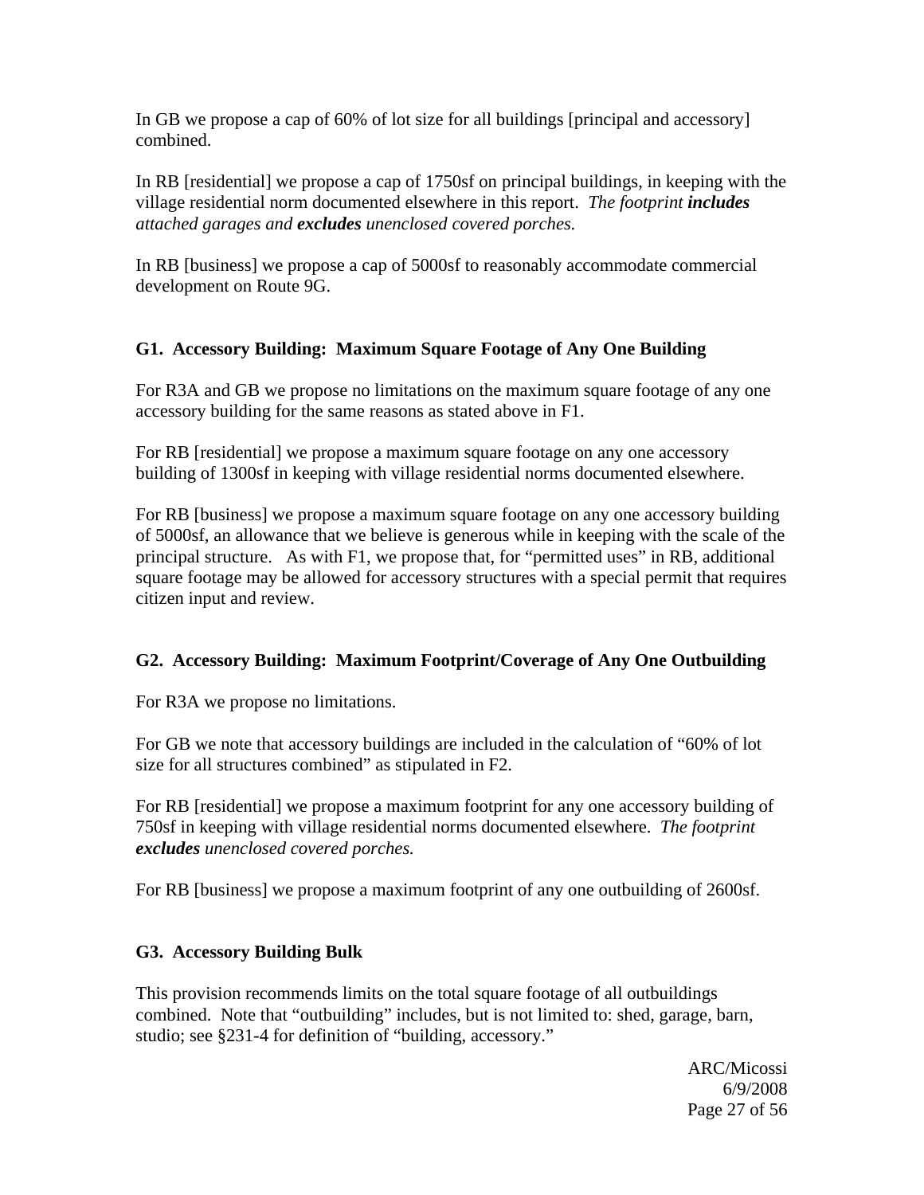In GB we propose a cap of 60% of lot size for all buildings [principal and accessory] combined.

In RB [residential] we propose a cap of 1750sf on principal buildings, in keeping with the village residential norm documented elsewhere in this report. *The footprint **includes** attached garages and **excludes** unenclosed covered porches.*

In RB [business] we propose a cap of 5000sf to reasonably accommodate commercial development on Route 9G.

### G1. Accessory Building: Maximum Square Footage of Any One Building

For R3A and GB we propose no limitations on the maximum square footage of any one accessory building for the same reasons as stated above in F1.

For RB [residential] we propose a maximum square footage on any one accessory building of 1300sf in keeping with village residential norms documented elsewhere.

For RB [business] we propose a maximum square footage on any one accessory building of 5000sf, an allowance that we believe is generous while in keeping with the scale of the principal structure. As with F1, we propose that, for "permitted uses" in RB, additional square footage may be allowed for accessory structures with a special permit that requires citizen input and review.

### G2. Accessory Building: Maximum Footprint/Coverage of Any One Outbuilding

For R3A we propose no limitations.

For GB we note that accessory buildings are included in the calculation of "60% of lot size for all structures combined" as stipulated in F2.

For RB [residential] we propose a maximum footprint for any one accessory building of 750sf in keeping with village residential norms documented elsewhere. *The footprint **excludes** unenclosed covered porches.*

For RB [business] we propose a maximum footprint of any one outbuilding of 2600sf.

### G3. Accessory Building Bulk

This provision recommends limits on the total square footage of all outbuildings combined. Note that "outbuilding" includes, but is not limited to: shed, garage, barn, studio; see §231-4 for definition of "building, accessory."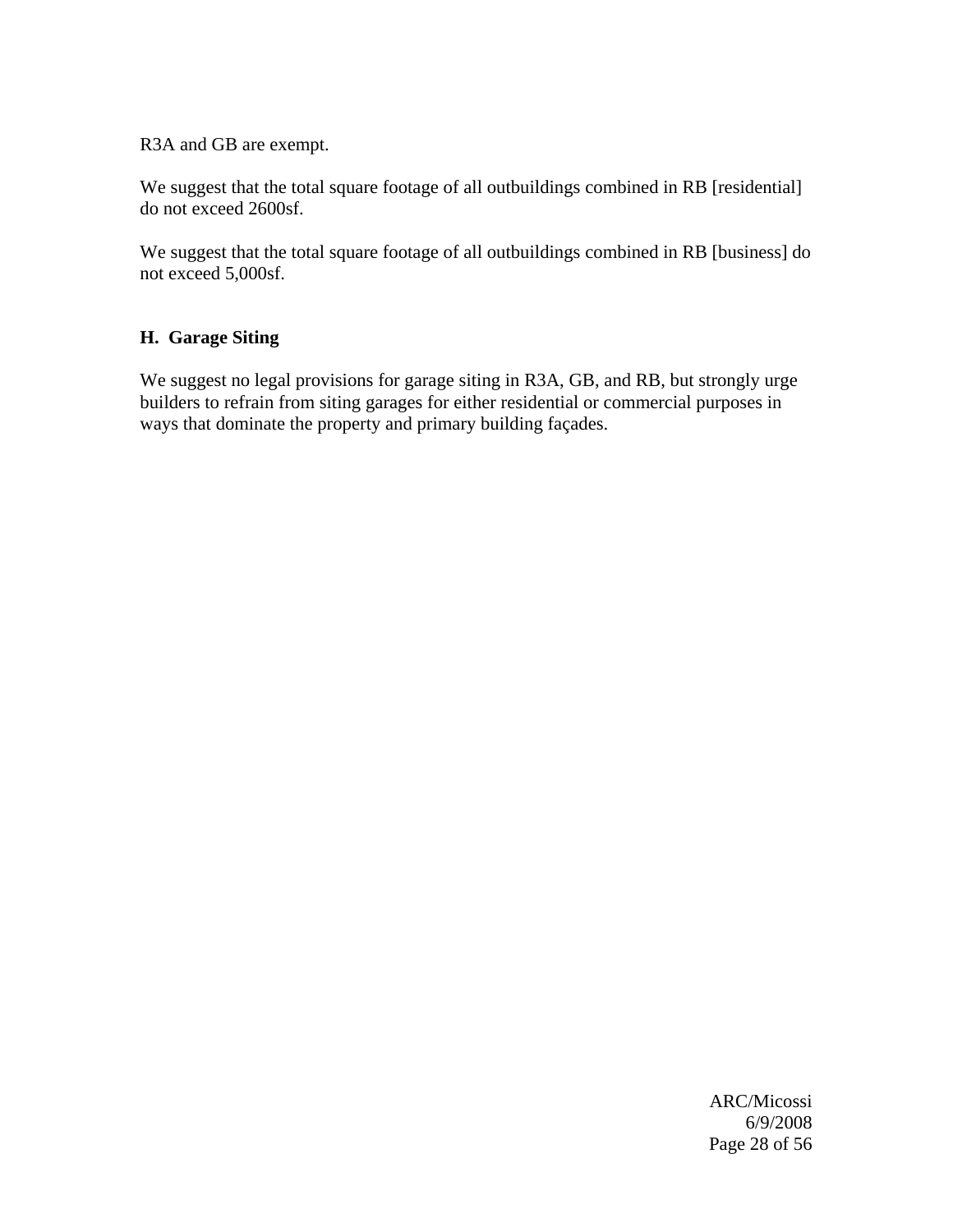R3A and GB are exempt.

We suggest that the total square footage of all outbuildings combined in RB [residential] do not exceed 2600sf.

We suggest that the total square footage of all outbuildings combined in RB [business] do not exceed 5,000sf.

### H. Garage Siting

We suggest no legal provisions for garage siting in R3A, GB, and RB, but strongly urge builders to refrain from siting garages for either residential or commercial purposes in ways that dominate the property and primary building façades.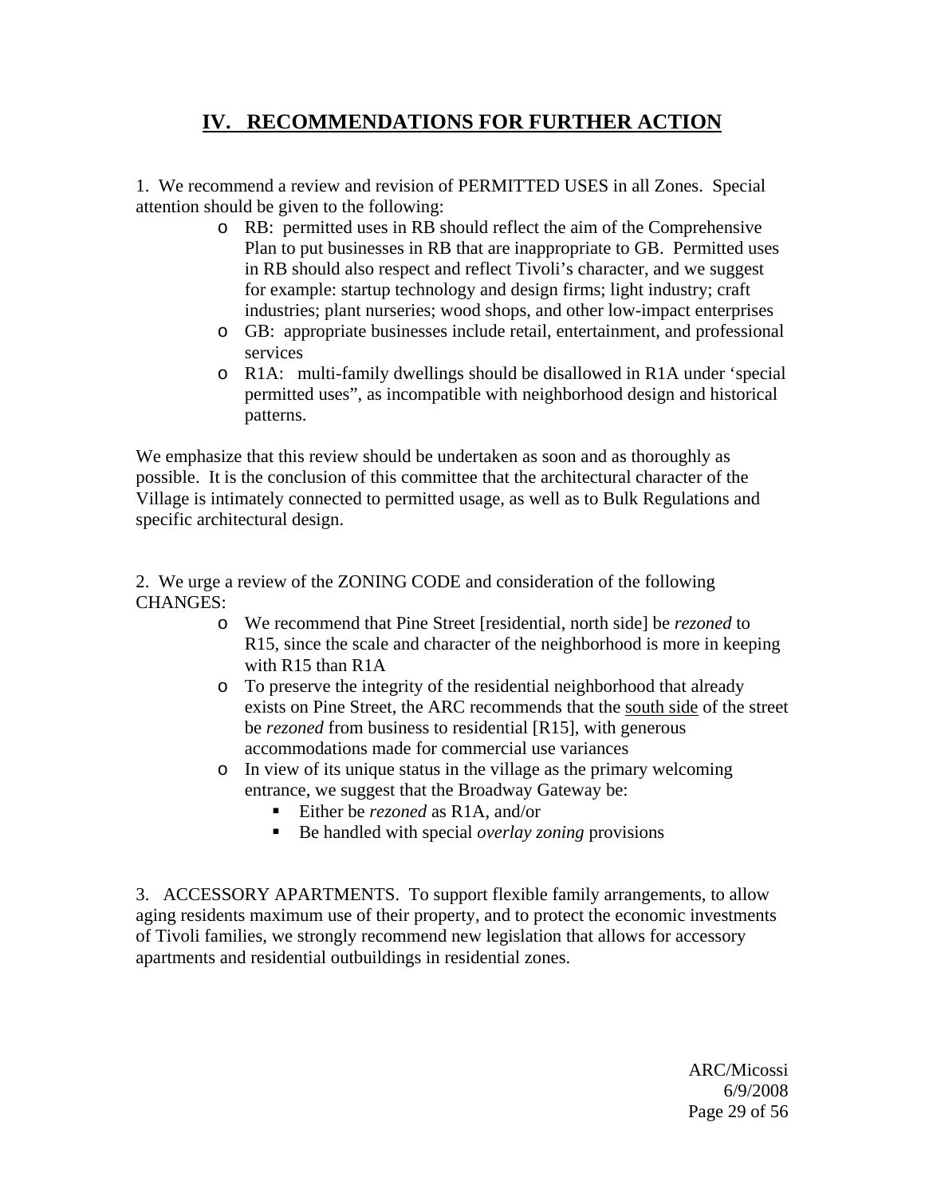## IV. RECOMMENDATIONS FOR FURTHER ACTION

1. We recommend a review and revision of PERMITTED USES in all Zones. Special attention should be given to the following:

- RB: permitted uses in RB should reflect the aim of the Comprehensive Plan to put businesses in RB that are inappropriate to GB. Permitted uses in RB should also respect and reflect Tivoli's character, and we suggest for example: startup technology and design firms; light industry; craft industries; plant nurseries; wood shops, and other low-impact enterprises
- GB: appropriate businesses include retail, entertainment, and professional services
- R1A: multi-family dwellings should be disallowed in R1A under 'special permitted uses", as incompatible with neighborhood design and historical patterns.

We emphasize that this review should be undertaken as soon and as thoroughly as possible. It is the conclusion of this committee that the architectural character of the Village is intimately connected to permitted usage, as well as to Bulk Regulations and specific architectural design.

2. We urge a review of the ZONING CODE and consideration of the following CHANGES:

- We recommend that Pine Street [residential, north side] be *rezoned* to R15, since the scale and character of the neighborhood is more in keeping with R15 than R1A
- To preserve the integrity of the residential neighborhood that already exists on Pine Street, the ARC recommends that the <u>south side</u> of the street be *rezoned* from business to residential [R15], with generous accommodations made for commercial use variances
- In view of its unique status in the village as the primary welcoming entrance, we suggest that the Broadway Gateway be:
  - Either be *rezoned* as R1A, and/or
  - Be handled with special *overlay zoning* provisions

3. ACCESSORY APARTMENTS. To support flexible family arrangements, to allow aging residents maximum use of their property, and to protect the economic investments of Tivoli families, we strongly recommend new legislation that allows for accessory apartments and residential outbuildings in residential zones.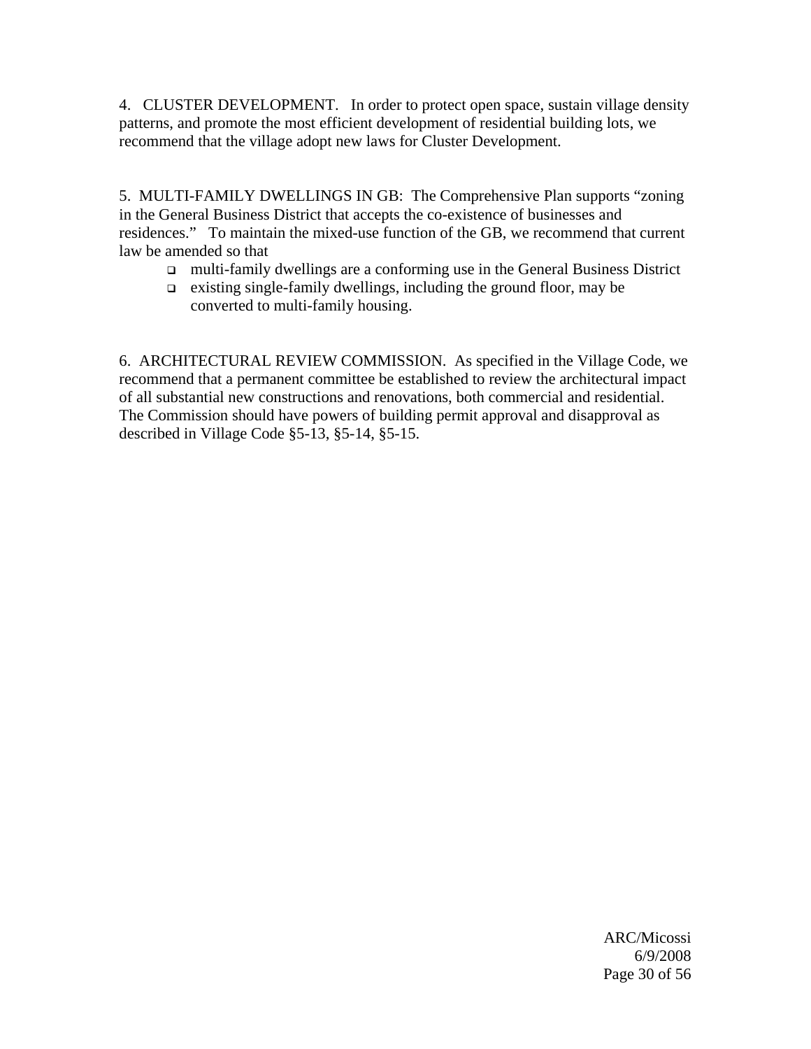4. CLUSTER DEVELOPMENT. In order to protect open space, sustain village density patterns, and promote the most efficient development of residential building lots, we recommend that the village adopt new laws for Cluster Development.

5. MULTI-FAMILY DWELLINGS IN GB: The Comprehensive Plan supports "zoning in the General Business District that accepts the co-existence of businesses and residences." To maintain the mixed-use function of the GB, we recommend that current law be amended so that

- multi-family dwellings are a conforming use in the General Business District
- existing single-family dwellings, including the ground floor, may be converted to multi-family housing.

6. ARCHITECTURAL REVIEW COMMISSION. As specified in the Village Code, we recommend that a permanent committee be established to review the architectural impact of all substantial new constructions and renovations, both commercial and residential. The Commission should have powers of building permit approval and disapproval as described in Village Code §5-13, §5-14, §5-15.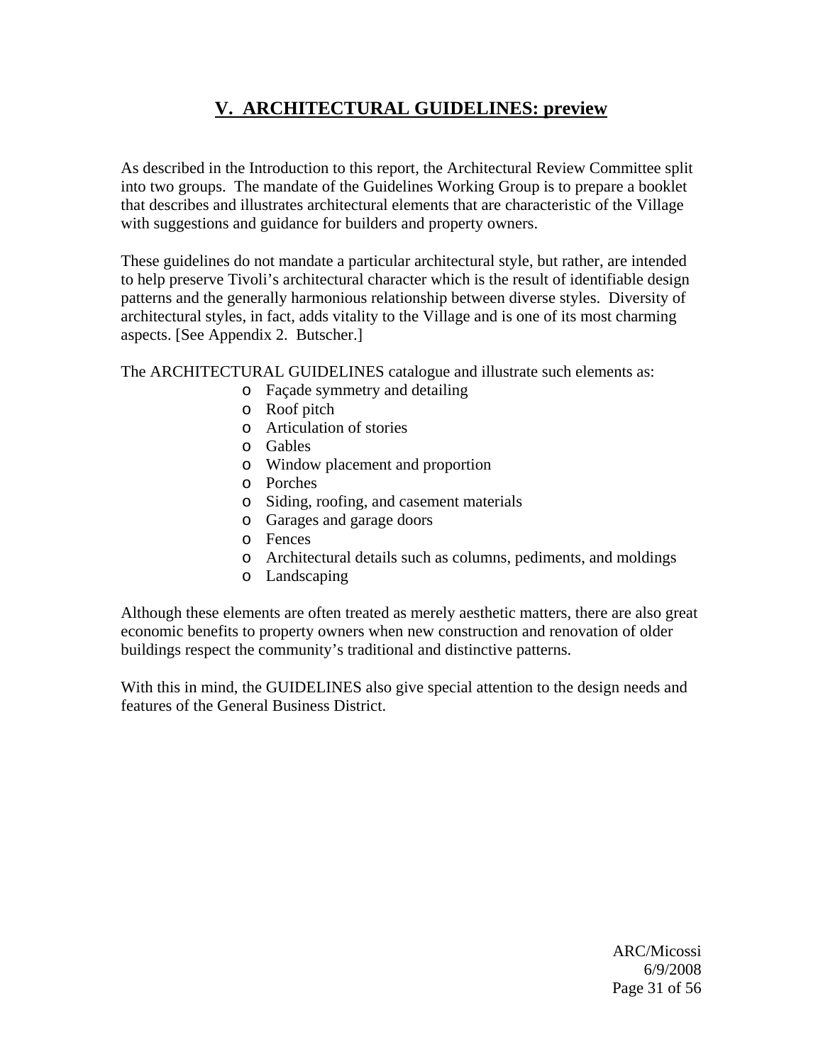## V. ARCHITECTURAL GUIDELINES: preview

As described in the Introduction to this report, the Architectural Review Committee split into two groups. The mandate of the Guidelines Working Group is to prepare a booklet that describes and illustrates architectural elements that are characteristic of the Village with suggestions and guidance for builders and property owners.

These guidelines do not mandate a particular architectural style, but rather, are intended to help preserve Tivoli's architectural character which is the result of identifiable design patterns and the generally harmonious relationship between diverse styles. Diversity of architectural styles, in fact, adds vitality to the Village and is one of its most charming aspects. [See Appendix 2. Butscher.]

The ARCHITECTURAL GUIDELINES catalogue and illustrate such elements as:

- Façade symmetry and detailing
- Roof pitch
- Articulation of stories
- Gables
- Window placement and proportion
- Porches
- Siding, roofing, and casement materials
- Garages and garage doors
- Fences
- Architectural details such as columns, pediments, and moldings
- Landscaping

Although these elements are often treated as merely aesthetic matters, there are also great economic benefits to property owners when new construction and renovation of older buildings respect the community's traditional and distinctive patterns.

With this in mind, the GUIDELINES also give special attention to the design needs and features of the General Business District.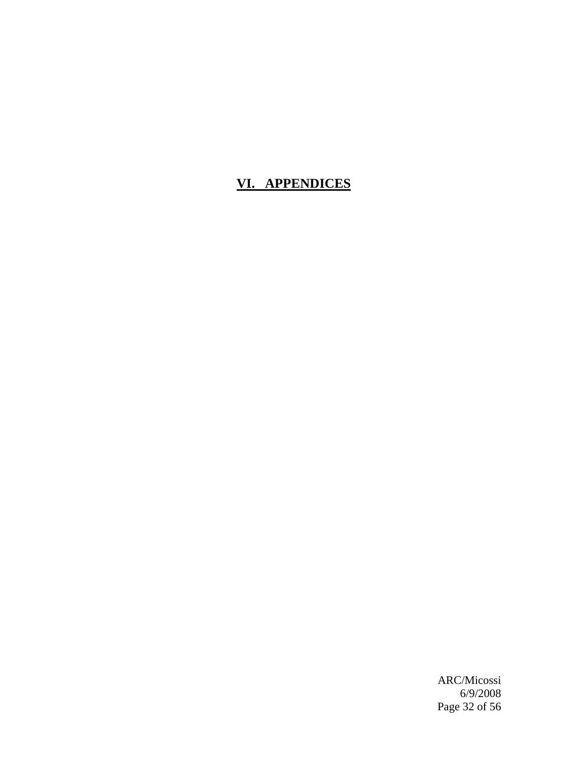# VI. APPENDICES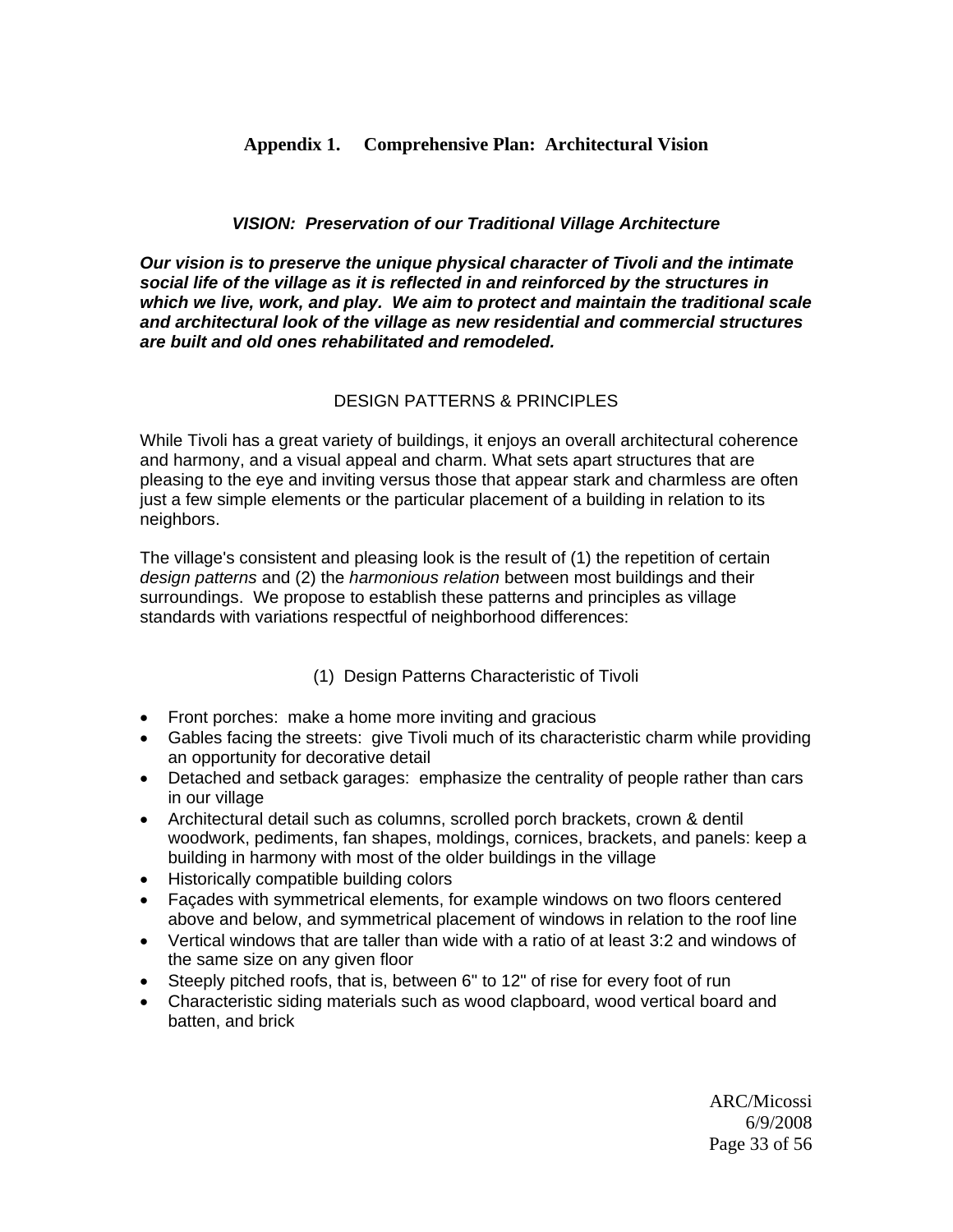# Appendix 1. Comprehensive Plan: Architectural Vision

***VISION: Preservation of our Traditional Village Architecture***

***Our vision is to preserve the unique physical character of Tivoli and the intimate social life of the village as it is reflected in and reinforced by the structures in which we live, work, and play. We aim to protect and maintain the traditional scale and architectural look of the village as new residential and commercial structures are built and old ones rehabilitated and remodeled.***

## DESIGN PATTERNS & PRINCIPLES

While Tivoli has a great variety of buildings, it enjoys an overall architectural coherence and harmony, and a visual appeal and charm. What sets apart structures that are pleasing to the eye and inviting versus those that appear stark and charmless are often just a few simple elements or the particular placement of a building in relation to its neighbors.

The village's consistent and pleasing look is the result of (1) the repetition of certain *design patterns* and (2) the *harmonious relation* between most buildings and their surroundings. We propose to establish these patterns and principles as village standards with variations respectful of neighborhood differences:

### (1) Design Patterns Characteristic of Tivoli

- Front porches: make a home more inviting and gracious
- Gables facing the streets: give Tivoli much of its characteristic charm while providing an opportunity for decorative detail
- Detached and setback garages: emphasize the centrality of people rather than cars in our village
- Architectural detail such as columns, scrolled porch brackets, crown & dentil woodwork, pediments, fan shapes, moldings, cornices, brackets, and panels: keep a building in harmony with most of the older buildings in the village
- Historically compatible building colors
- Façades with symmetrical elements, for example windows on two floors centered above and below, and symmetrical placement of windows in relation to the roof line
- Vertical windows that are taller than wide with a ratio of at least 3:2 and windows of the same size on any given floor
- Steeply pitched roofs, that is, between 6" to 12" of rise for every foot of run
- Characteristic siding materials such as wood clapboard, wood vertical board and batten, and brick

ARC/Micossi
6/9/2008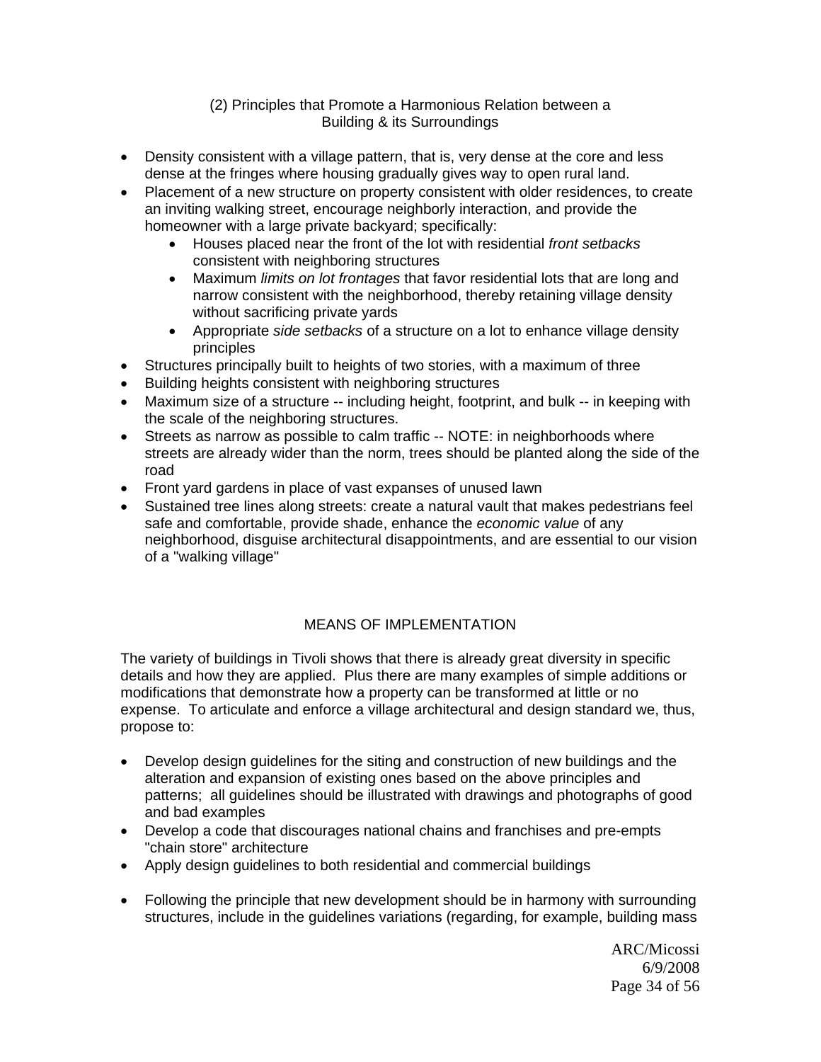## (2) Principles that Promote a Harmonious Relation between a Building & its Surroundings

- Density consistent with a village pattern, that is, very dense at the core and less dense at the fringes where housing gradually gives way to open rural land.
- Placement of a new structure on property consistent with older residences, to create an inviting walking street, encourage neighborly interaction, and provide the homeowner with a large private backyard; specifically:
    - Houses placed near the front of the lot with residential *front setbacks* consistent with neighboring structures
    - Maximum *limits on lot frontages* that favor residential lots that are long and narrow consistent with the neighborhood, thereby retaining village density without sacrificing private yards
    - Appropriate *side setbacks* of a structure on a lot to enhance village density principles
- Structures principally built to heights of two stories, with a maximum of three
- Building heights consistent with neighboring structures
- Maximum size of a structure -- including height, footprint, and bulk -- in keeping with the scale of the neighboring structures.
- Streets as narrow as possible to calm traffic -- NOTE: in neighborhoods where streets are already wider than the norm, trees should be planted along the side of the road
- Front yard gardens in place of vast expanses of unused lawn
- Sustained tree lines along streets: create a natural vault that makes pedestrians feel safe and comfortable, provide shade, enhance the *economic value* of any neighborhood, disguise architectural disappointments, and are essential to our vision of a "walking village"

## MEANS OF IMPLEMENTATION

The variety of buildings in Tivoli shows that there is already great diversity in specific details and how they are applied. Plus there are many examples of simple additions or modifications that demonstrate how a property can be transformed at little or no expense. To articulate and enforce a village architectural and design standard we, thus, propose to:

- Develop design guidelines for the siting and construction of new buildings and the alteration and expansion of existing ones based on the above principles and patterns; all guidelines should be illustrated with drawings and photographs of good and bad examples
- Develop a code that discourages national chains and franchises and pre-empts "chain store" architecture
- Apply design guidelines to both residential and commercial buildings

- Following the principle that new development should be in harmony with surrounding structures, include in the guidelines variations (regarding, for example, building mass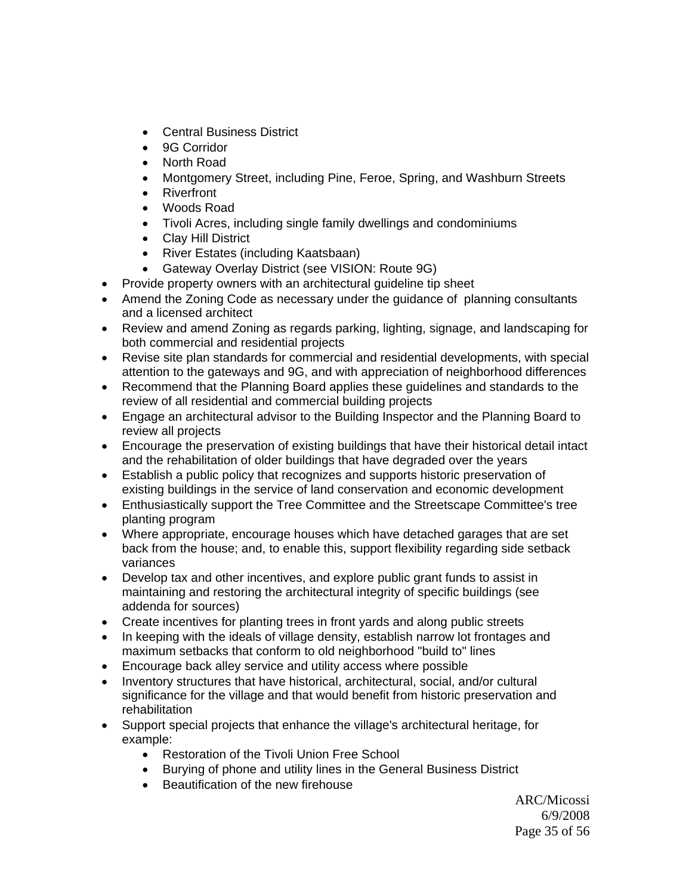- Central Business District
    - 9G Corridor
    - North Road
    - Montgomery Street, including Pine, Feroe, Spring, and Washburn Streets
    - Riverfront
    - Woods Road
    - Tivoli Acres, including single family dwellings and condominiums
    - Clay Hill District
    - River Estates (including Kaatsbaan)
    - Gateway Overlay District (see VISION: Route 9G)
- Provide property owners with an architectural guideline tip sheet
- Amend the Zoning Code as necessary under the guidance of planning consultants and a licensed architect
- Review and amend Zoning as regards parking, lighting, signage, and landscaping for both commercial and residential projects
- Revise site plan standards for commercial and residential developments, with special attention to the gateways and 9G, and with appreciation of neighborhood differences
- Recommend that the Planning Board applies these guidelines and standards to the review of all residential and commercial building projects
- Engage an architectural advisor to the Building Inspector and the Planning Board to review all projects
- Encourage the preservation of existing buildings that have their historical detail intact and the rehabilitation of older buildings that have degraded over the years
- Establish a public policy that recognizes and supports historic preservation of existing buildings in the service of land conservation and economic development
- Enthusiastically support the Tree Committee and the Streetscape Committee's tree planting program
- Where appropriate, encourage houses which have detached garages that are set back from the house; and, to enable this, support flexibility regarding side setback variances
- Develop tax and other incentives, and explore public grant funds to assist in maintaining and restoring the architectural integrity of specific buildings (see addenda for sources)
- Create incentives for planting trees in front yards and along public streets
- In keeping with the ideals of village density, establish narrow lot frontages and maximum setbacks that conform to old neighborhood "build to" lines
- Encourage back alley service and utility access where possible
- Inventory structures that have historical, architectural, social, and/or cultural significance for the village and that would benefit from historic preservation and rehabilitation
- Support special projects that enhance the village's architectural heritage, for example:
    - Restoration of the Tivoli Union Free School
    - Burying of phone and utility lines in the General Business District
    - Beautification of the new firehouse

ARC/Micossi
6/9/2008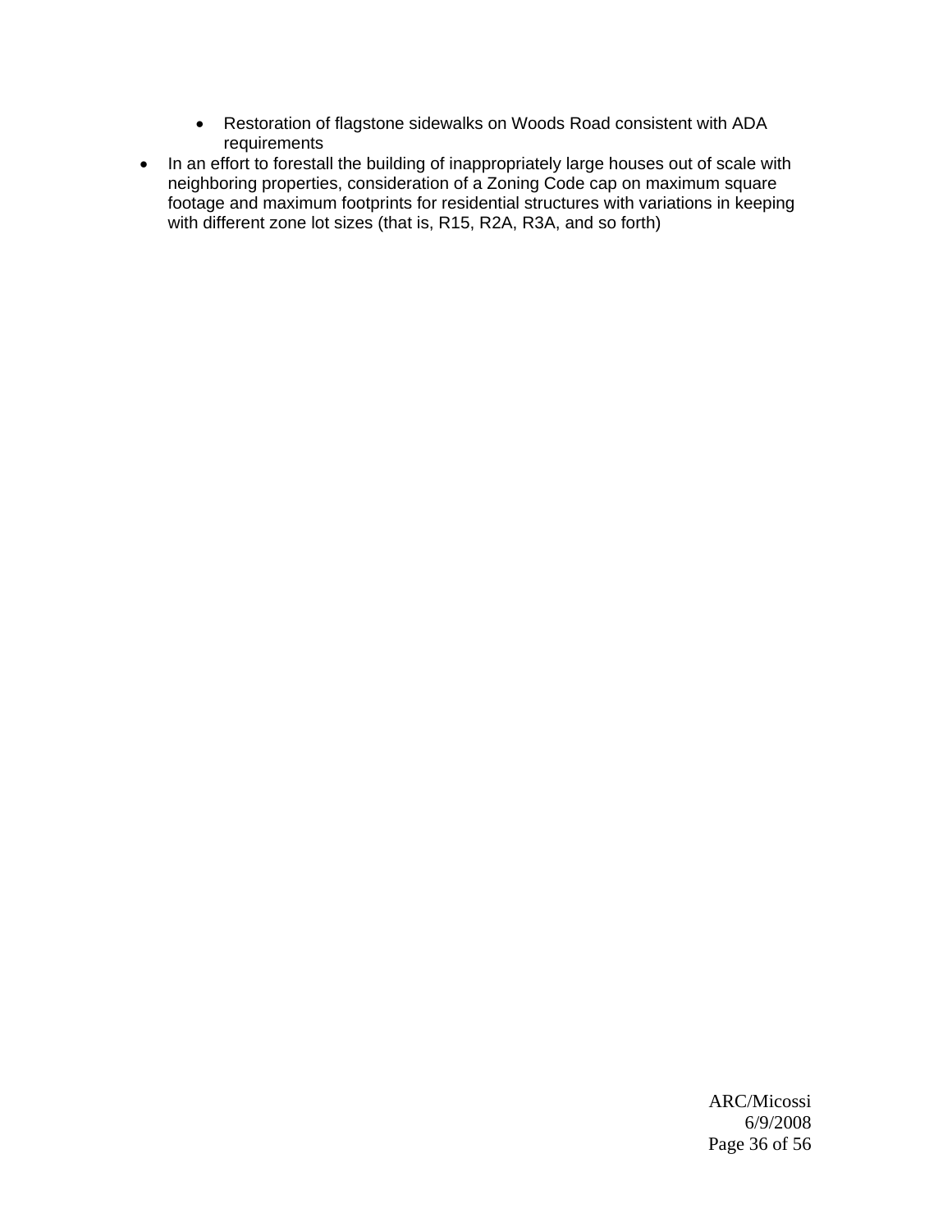- Restoration of flagstone sidewalks on Woods Road consistent with ADA requirements
- In an effort to forestall the building of inappropriately large houses out of scale with neighboring properties, consideration of a Zoning Code cap on maximum square footage and maximum footprints for residential structures with variations in keeping with different zone lot sizes (that is, R15, R2A, R3A, and so forth)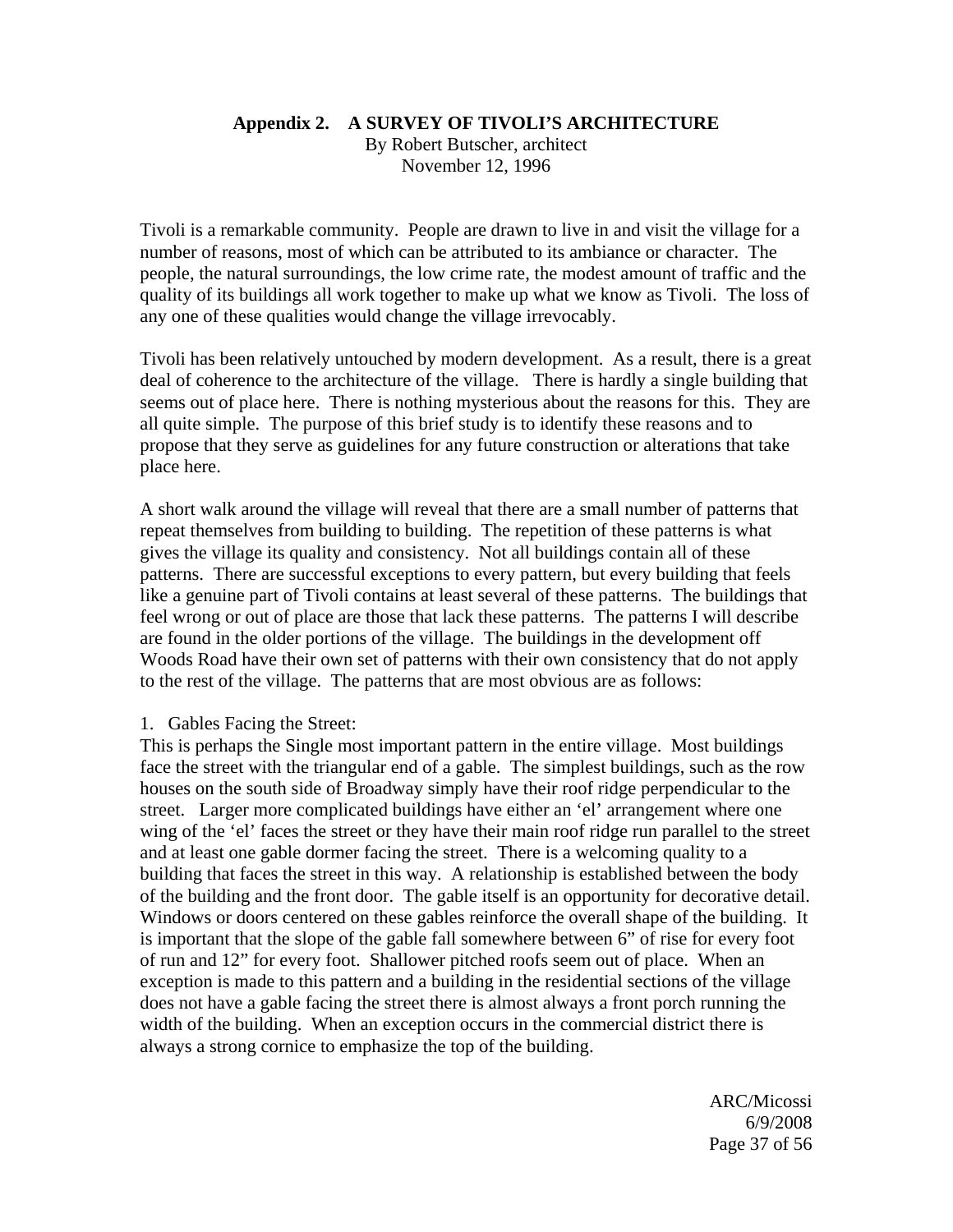## Appendix 2. A SURVEY OF TIVOLI'S ARCHITECTURE

By Robert Butscher, architect
November 12, 1996

Tivoli is a remarkable community. People are drawn to live in and visit the village for a number of reasons, most of which can be attributed to its ambiance or character. The people, the natural surroundings, the low crime rate, the modest amount of traffic and the quality of its buildings all work together to make up what we know as Tivoli. The loss of any one of these qualities would change the village irrevocably.

Tivoli has been relatively untouched by modern development. As a result, there is a great deal of coherence to the architecture of the village. There is hardly a single building that seems out of place here. There is nothing mysterious about the reasons for this. They are all quite simple. The purpose of this brief study is to identify these reasons and to propose that they serve as guidelines for any future construction or alterations that take place here.

A short walk around the village will reveal that there are a small number of patterns that repeat themselves from building to building. The repetition of these patterns is what gives the village its quality and consistency. Not all buildings contain all of these patterns. There are successful exceptions to every pattern, but every building that feels like a genuine part of Tivoli contains at least several of these patterns. The buildings that feel wrong or out of place are those that lack these patterns. The patterns I will describe are found in the older portions of the village. The buildings in the development off Woods Road have their own set of patterns with their own consistency that do not apply to the rest of the village. The patterns that are most obvious are as follows:

1. Gables Facing the Street:

This is perhaps the Single most important pattern in the entire village. Most buildings face the street with the triangular end of a gable. The simplest buildings, such as the row houses on the south side of Broadway simply have their roof ridge perpendicular to the street. Larger more complicated buildings have either an 'el' arrangement where one wing of the 'el' faces the street or they have their main roof ridge run parallel to the street and at least one gable dormer facing the street. There is a welcoming quality to a building that faces the street in this way. A relationship is established between the body of the building and the front door. The gable itself is an opportunity for decorative detail. Windows or doors centered on these gables reinforce the overall shape of the building. It is important that the slope of the gable fall somewhere between 6" of rise for every foot of run and 12" for every foot. Shallower pitched roofs seem out of place. When an exception is made to this pattern and a building in the residential sections of the village does not have a gable facing the street there is almost always a front porch running the width of the building. When an exception occurs in the commercial district there is always a strong cornice to emphasize the top of the building.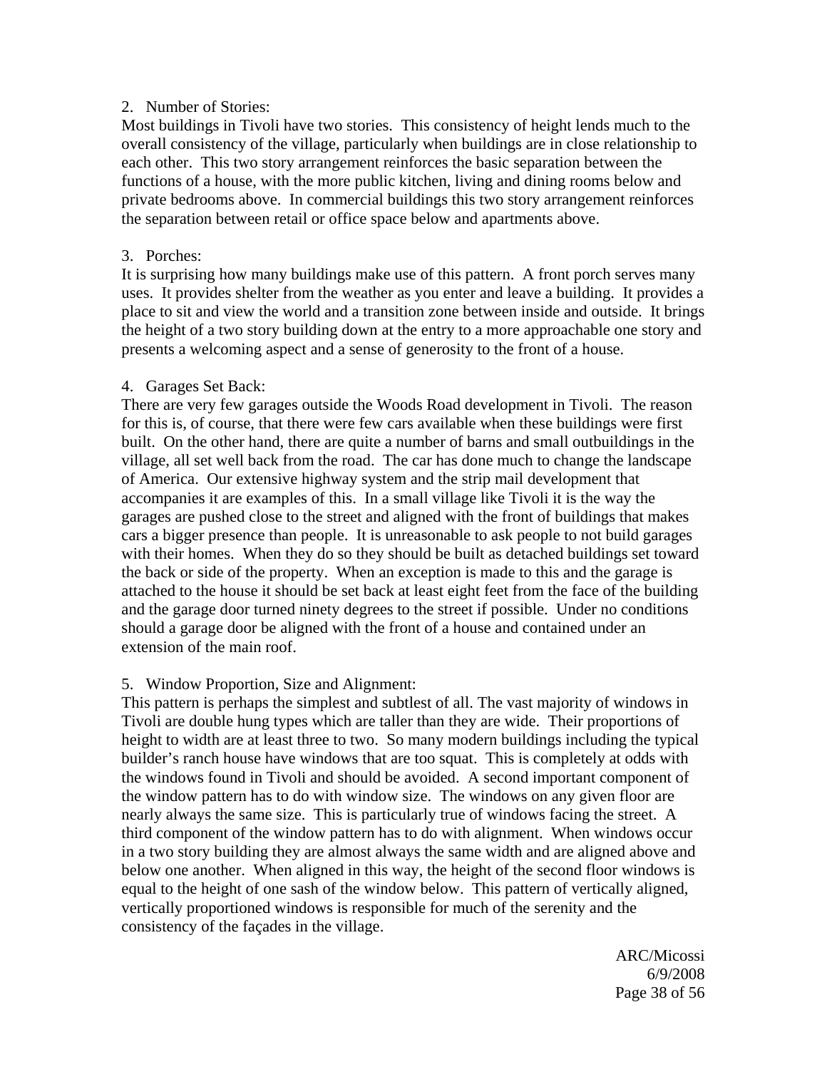2. Number of Stories:

Most buildings in Tivoli have two stories. This consistency of height lends much to the overall consistency of the village, particularly when buildings are in close relationship to each other. This two story arrangement reinforces the basic separation between the functions of a house, with the more public kitchen, living and dining rooms below and private bedrooms above. In commercial buildings this two story arrangement reinforces the separation between retail or office space below and apartments above.

3. Porches:

It is surprising how many buildings make use of this pattern. A front porch serves many uses. It provides shelter from the weather as you enter and leave a building. It provides a place to sit and view the world and a transition zone between inside and outside. It brings the height of a two story building down at the entry to a more approachable one story and presents a welcoming aspect and a sense of generosity to the front of a house.

4. Garages Set Back:

There are very few garages outside the Woods Road development in Tivoli. The reason for this is, of course, that there were few cars available when these buildings were first built. On the other hand, there are quite a number of barns and small outbuildings in the village, all set well back from the road. The car has done much to change the landscape of America. Our extensive highway system and the strip mail development that accompanies it are examples of this. In a small village like Tivoli it is the way the garages are pushed close to the street and aligned with the front of buildings that makes cars a bigger presence than people. It is unreasonable to ask people to not build garages with their homes. When they do so they should be built as detached buildings set toward the back or side of the property. When an exception is made to this and the garage is attached to the house it should be set back at least eight feet from the face of the building and the garage door turned ninety degrees to the street if possible. Under no conditions should a garage door be aligned with the front of a house and contained under an extension of the main roof.

5. Window Proportion, Size and Alignment:

This pattern is perhaps the simplest and subtlest of all. The vast majority of windows in Tivoli are double hung types which are taller than they are wide. Their proportions of height to width are at least three to two. So many modern buildings including the typical builder's ranch house have windows that are too squat. This is completely at odds with the windows found in Tivoli and should be avoided. A second important component of the window pattern has to do with window size. The windows on any given floor are nearly always the same size. This is particularly true of windows facing the street. A third component of the window pattern has to do with alignment. When windows occur in a two story building they are almost always the same width and are aligned above and below one another. When aligned in this way, the height of the second floor windows is equal to the height of one sash of the window below. This pattern of vertically aligned, vertically proportioned windows is responsible for much of the serenity and the consistency of the façades in the village.

ARC/Micossi
6/9/2008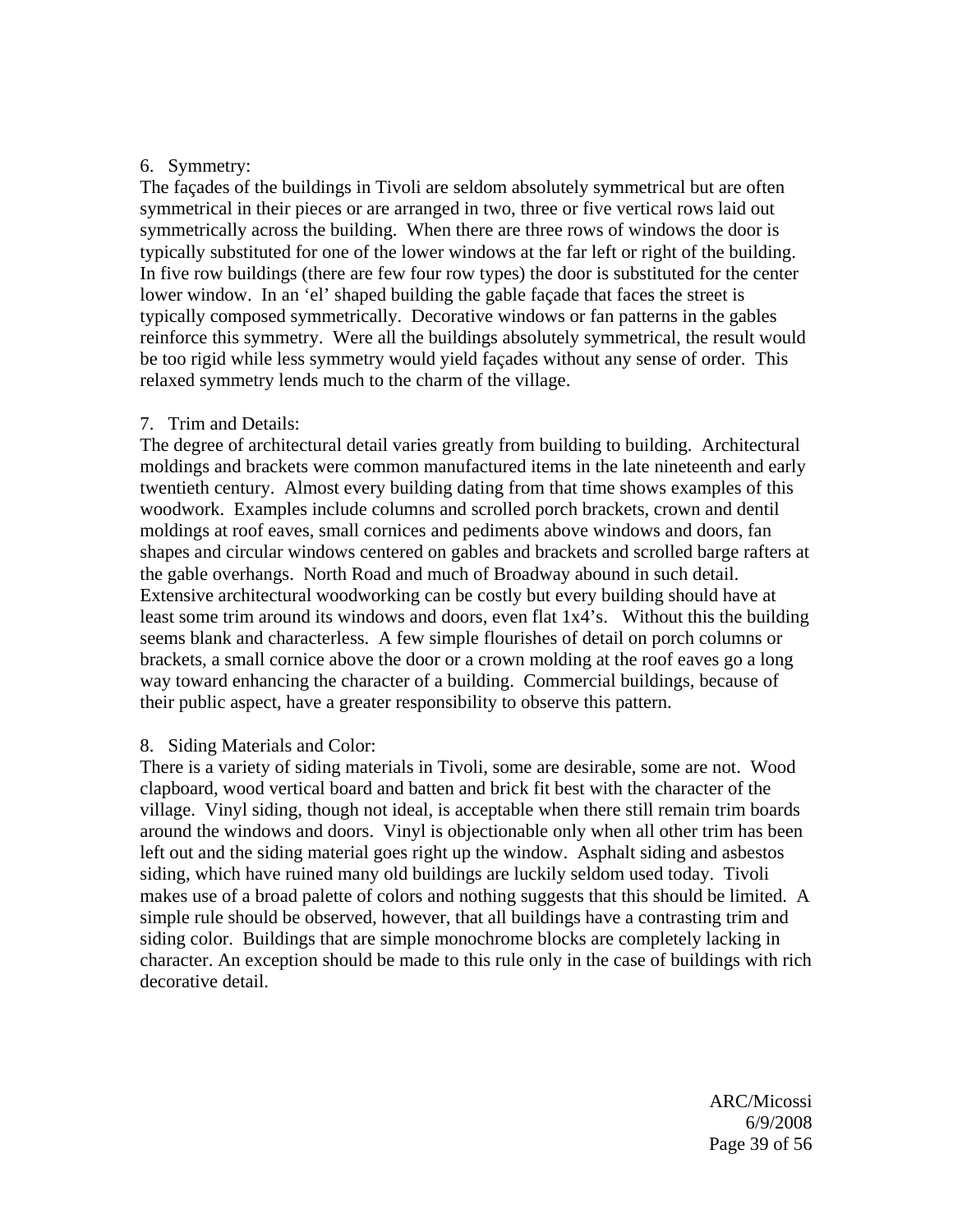6. Symmetry:

The façades of the buildings in Tivoli are seldom absolutely symmetrical but are often symmetrical in their pieces or are arranged in two, three or five vertical rows laid out symmetrically across the building. When there are three rows of windows the door is typically substituted for one of the lower windows at the far left or right of the building. In five row buildings (there are few four row types) the door is substituted for the center lower window. In an 'el' shaped building the gable façade that faces the street is typically composed symmetrically. Decorative windows or fan patterns in the gables reinforce this symmetry. Were all the buildings absolutely symmetrical, the result would be too rigid while less symmetry would yield façades without any sense of order. This relaxed symmetry lends much to the charm of the village.

7. Trim and Details:

The degree of architectural detail varies greatly from building to building. Architectural moldings and brackets were common manufactured items in the late nineteenth and early twentieth century. Almost every building dating from that time shows examples of this woodwork. Examples include columns and scrolled porch brackets, crown and dentil moldings at roof eaves, small cornices and pediments above windows and doors, fan shapes and circular windows centered on gables and brackets and scrolled barge rafters at the gable overhangs. North Road and much of Broadway abound in such detail. Extensive architectural woodworking can be costly but every building should have at least some trim around its windows and doors, even flat 1x4's. Without this the building seems blank and characterless. A few simple flourishes of detail on porch columns or brackets, a small cornice above the door or a crown molding at the roof eaves go a long way toward enhancing the character of a building. Commercial buildings, because of their public aspect, have a greater responsibility to observe this pattern.

8. Siding Materials and Color:

There is a variety of siding materials in Tivoli, some are desirable, some are not. Wood clapboard, wood vertical board and batten and brick fit best with the character of the village. Vinyl siding, though not ideal, is acceptable when there still remain trim boards around the windows and doors. Vinyl is objectionable only when all other trim has been left out and the siding material goes right up the window. Asphalt siding and asbestos siding, which have ruined many old buildings are luckily seldom used today. Tivoli makes use of a broad palette of colors and nothing suggests that this should be limited. A simple rule should be observed, however, that all buildings have a contrasting trim and siding color. Buildings that are simple monochrome blocks are completely lacking in character. An exception should be made to this rule only in the case of buildings with rich decorative detail.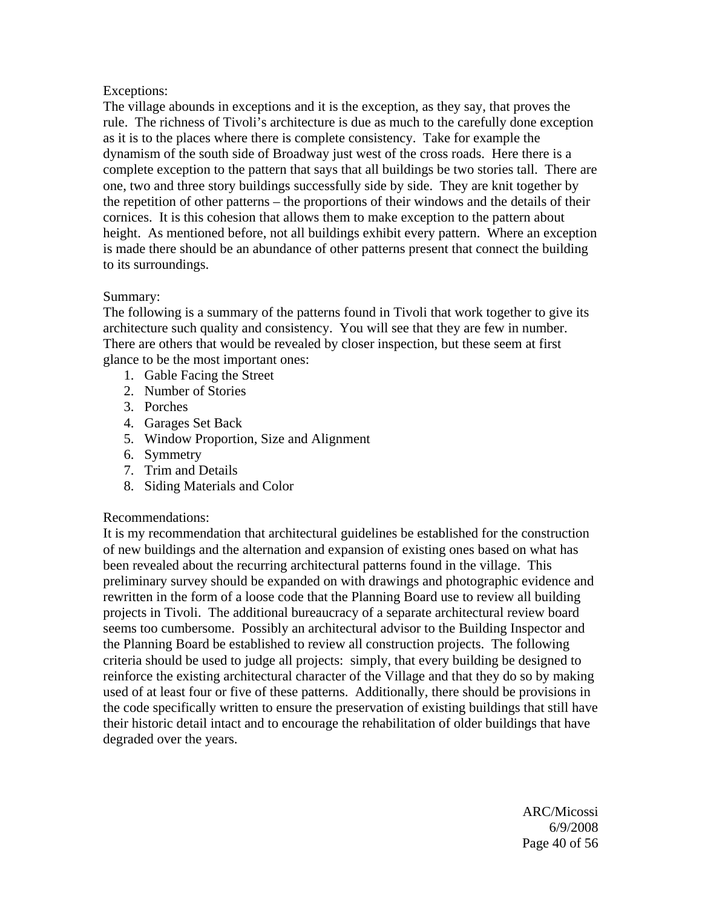Exceptions:

The village abounds in exceptions and it is the exception, as they say, that proves the rule. The richness of Tivoli's architecture is due as much to the carefully done exception as it is to the places where there is complete consistency. Take for example the dynamism of the south side of Broadway just west of the cross roads. Here there is a complete exception to the pattern that says that all buildings be two stories tall. There are one, two and three story buildings successfully side by side. They are knit together by the repetition of other patterns – the proportions of their windows and the details of their cornices. It is this cohesion that allows them to make exception to the pattern about height. As mentioned before, not all buildings exhibit every pattern. Where an exception is made there should be an abundance of other patterns present that connect the building to its surroundings.

Summary:

The following is a summary of the patterns found in Tivoli that work together to give its architecture such quality and consistency. You will see that they are few in number. There are others that would be revealed by closer inspection, but these seem at first glance to be the most important ones:

1. Gable Facing the Street
2. Number of Stories
3. Porches
4. Garages Set Back
5. Window Proportion, Size and Alignment
6. Symmetry
7. Trim and Details
8. Siding Materials and Color

Recommendations:

It is my recommendation that architectural guidelines be established for the construction of new buildings and the alternation and expansion of existing ones based on what has been revealed about the recurring architectural patterns found in the village. This preliminary survey should be expanded on with drawings and photographic evidence and rewritten in the form of a loose code that the Planning Board use to review all building projects in Tivoli. The additional bureaucracy of a separate architectural review board seems too cumbersome. Possibly an architectural advisor to the Building Inspector and the Planning Board be established to review all construction projects. The following criteria should be used to judge all projects: simply, that every building be designed to reinforce the existing architectural character of the Village and that they do so by making used of at least four or five of these patterns. Additionally, there should be provisions in the code specifically written to ensure the preservation of existing buildings that still have their historic detail intact and to encourage the rehabilitation of older buildings that have degraded over the years.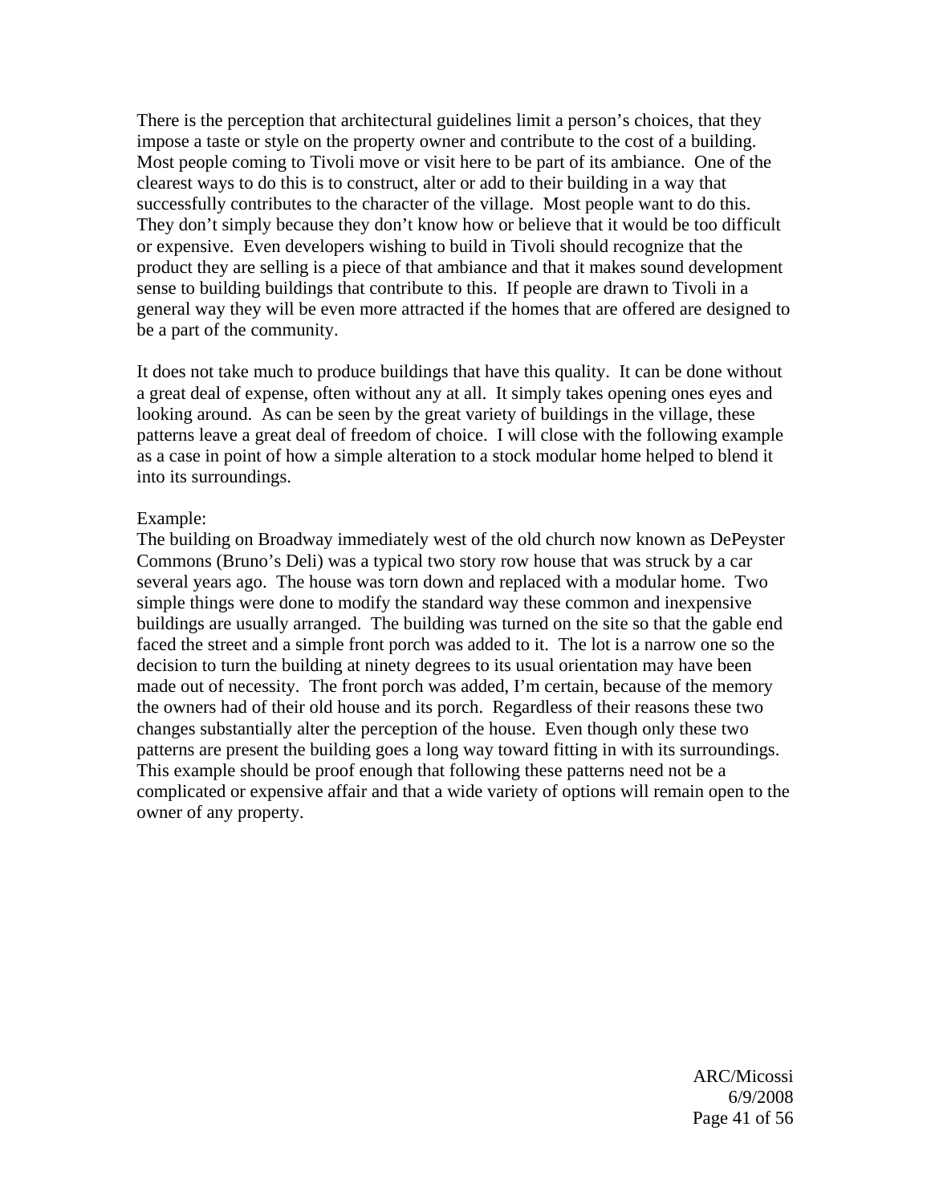There is the perception that architectural guidelines limit a person's choices, that they impose a taste or style on the property owner and contribute to the cost of a building. Most people coming to Tivoli move or visit here to be part of its ambiance. One of the clearest ways to do this is to construct, alter or add to their building in a way that successfully contributes to the character of the village. Most people want to do this. They don't simply because they don't know how or believe that it would be too difficult or expensive. Even developers wishing to build in Tivoli should recognize that the product they are selling is a piece of that ambiance and that it makes sound development sense to building buildings that contribute to this. If people are drawn to Tivoli in a general way they will be even more attracted if the homes that are offered are designed to be a part of the community.

It does not take much to produce buildings that have this quality. It can be done without a great deal of expense, often without any at all. It simply takes opening ones eyes and looking around. As can be seen by the great variety of buildings in the village, these patterns leave a great deal of freedom of choice. I will close with the following example as a case in point of how a simple alteration to a stock modular home helped to blend it into its surroundings.

Example:
The building on Broadway immediately west of the old church now known as DePeyster Commons (Bruno's Deli) was a typical two story row house that was struck by a car several years ago. The house was torn down and replaced with a modular home. Two simple things were done to modify the standard way these common and inexpensive buildings are usually arranged. The building was turned on the site so that the gable end faced the street and a simple front porch was added to it. The lot is a narrow one so the decision to turn the building at ninety degrees to its usual orientation may have been made out of necessity. The front porch was added, I'm certain, because of the memory the owners had of their old house and its porch. Regardless of their reasons these two changes substantially alter the perception of the house. Even though only these two patterns are present the building goes a long way toward fitting in with its surroundings. This example should be proof enough that following these patterns need not be a complicated or expensive affair and that a wide variety of options will remain open to the owner of any property.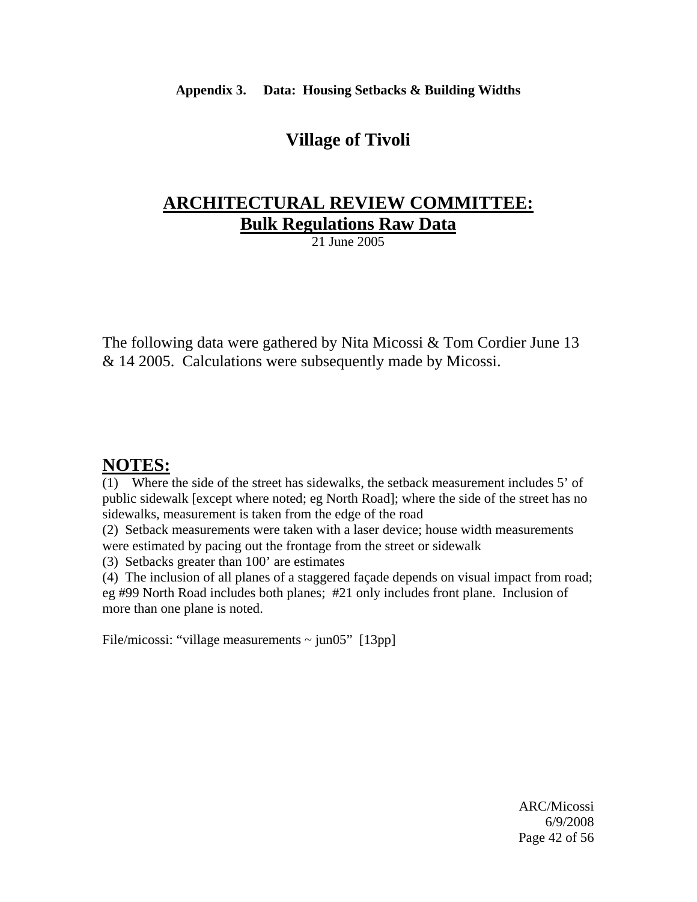**Appendix 3. Data: Housing Setbacks & Building Widths**

# Village of Tivoli

## ARCHITECTURAL REVIEW COMMITTEE:
## Bulk Regulations Raw Data

21 June 2005

The following data were gathered by Nita Micossi & Tom Cordier June 13 & 14 2005. Calculations were subsequently made by Micossi.

## NOTES:

(1) Where the side of the street has sidewalks, the setback measurement includes 5' of public sidewalk [except where noted; eg North Road]; where the side of the street has no sidewalks, measurement is taken from the edge of the road

(2) Setback measurements were taken with a laser device; house width measurements were estimated by pacing out the frontage from the street or sidewalk

(3) Setbacks greater than 100' are estimates

(4) The inclusion of all planes of a staggered façade depends on visual impact from road; eg #99 North Road includes both planes; #21 only includes front plane. Inclusion of more than one plane is noted.

File/micossi: "village measurements ~ jun05" [13pp]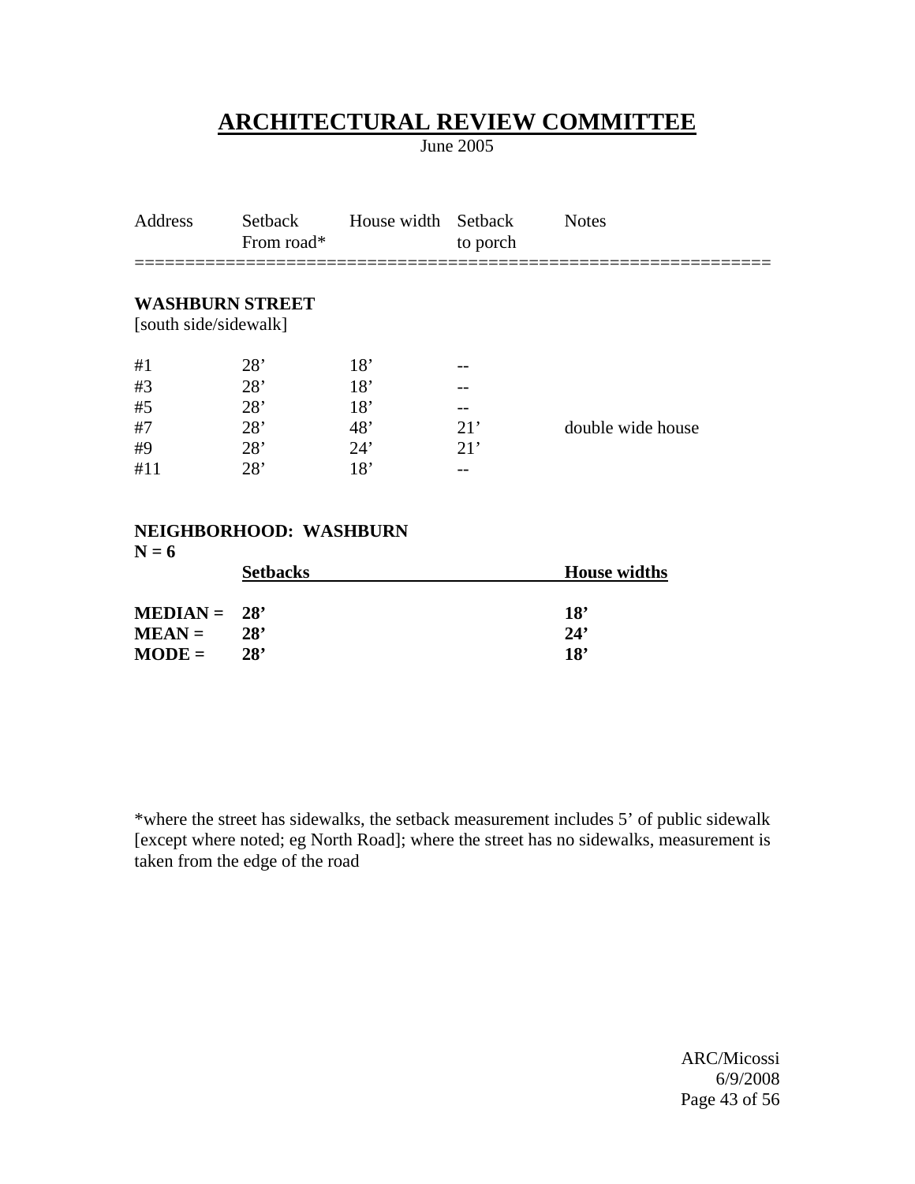# ARCHITECTURAL REVIEW COMMITTEE

June 2005

| Address | Setback From road* | House width | Setback to porch | Notes |
|---|---|---|---|---|
| **WASHBURN STREET** [south side/sidewalk] | | | | |
| #1 | 28’ | 18’ | -- | |
| #3 | 28’ | 18’ | -- | |
| #5 | 28’ | 18’ | -- | |
| #7 | 28’ | 48’ | 21’ | double wide house |
| #9 | 28’ | 24’ | 21’ | |
| #11 | 28’ | 18’ | -- | |

**NEIGHBORHOOD: WASHBURN**
**N = 6**

| | **Setbacks** | **House widths** |
|---|---|---|
| **MEDIAN =** | **28’** | **18’** |
| **MEAN =** | **28’** | **24’** |
| **MODE =** | **28’** | **18’** |

*where the street has sidewalks, the setback measurement includes 5’ of public sidewalk [except where noted; eg North Road]; where the street has no sidewalks, measurement is taken from the edge of the road

ARC/Micossi
6/9/2008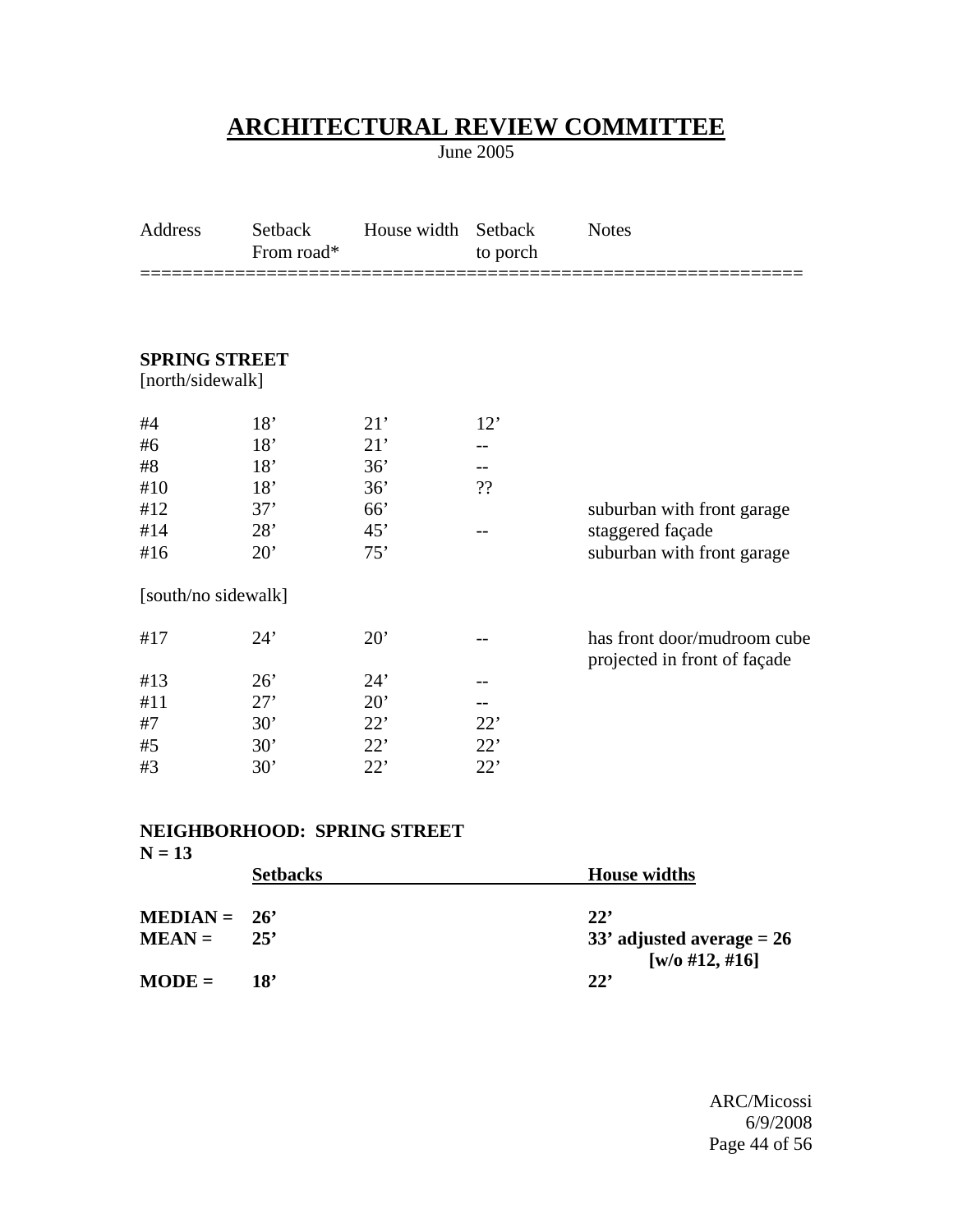# ARCHITECTURAL REVIEW COMMITTEE

June 2005

| Address | Setback From road* | House width | Setback to porch | Notes |
|---|---|---|---|---|
| **SPRING STREET** | | | | |
| [north/sidewalk] | | | | |
| #4 | 18’ | 21’ | 12’ | |
| #6 | 18’ | 21’ | -- | |
| #8 | 18’ | 36’ | -- | |
| #10 | 18’ | 36’ | ?? | |
| #12 | 37’ | 66’ | | suburban with front garage |
| #14 | 28’ | 45’ | -- | staggered façade |
| #16 | 20’ | 75’ | | suburban with front garage |
| [south/no sidewalk] | | | | |
| #17 | 24’ | 20’ | -- | has front door/mudroom cube projected in front of façade |
| #13 | 26’ | 24’ | -- | |
| #11 | 27’ | 20’ | -- | |
| #7 | 30’ | 22’ | 22’ | |
| #5 | 30’ | 22’ | 22’ | |
| #3 | 30’ | 22’ | 22’ | |

**NEIGHBORHOOD: SPRING STREET**
**N = 13**

| | **Setbacks** | **House widths** |
|---|---|---|
| **MEDIAN =** | **26’** | **22’** |
| **MEAN =** | **25’** | **33’ adjusted average = 26 [w/o #12, #16]** |
| **MODE =** | **18’** | **22’** |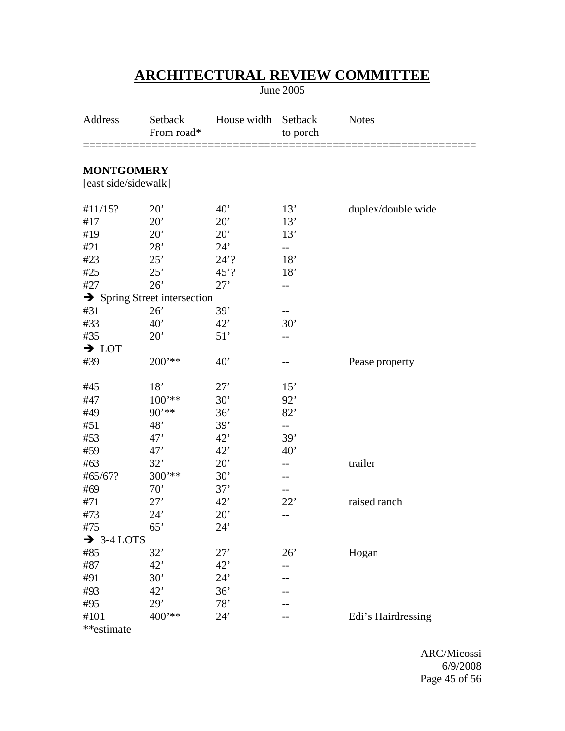# ARCHITECTURAL REVIEW COMMITTEE

June 2005

| Address | Setback From road* | House width | Setback to porch | Notes |
|---|---|---|---|---|
| **MONTGOMERY** | | | | |
| [east side/sidewalk] | | | | |
| #11/15? | 20’ | 40’ | 13’ | duplex/double wide |
| #17 | 20’ | 20’ | 13’ | |
| #19 | 20’ | 20’ | 13’ | |
| #21 | 28’ | 24’ | -- | |
| #23 | 25’ | 24’? | 18’ | |
| #25 | 25’ | 45’? | 18’ | |
| #27 | 26’ | 27’ | -- | |
| ➔ Spring Street intersection | | | | |
| #31 | 26’ | 39’ | -- | |
| #33 | 40’ | 42’ | 30’ | |
| #35 | 20’ | 51’ | -- | |
| ➔ LOT | | | | |
| #39 | 200’** | 40’ | -- | Pease property |
| #45 | 18’ | 27’ | 15’ | |
| #47 | 100’** | 30’ | 92’ | |
| #49 | 90’** | 36’ | 82’ | |
| #51 | 48’ | 39’ | -- | |
| #53 | 47’ | 42’ | 39’ | |
| #59 | 47’ | 42’ | 40’ | |
| #63 | 32’ | 20’ | -- | trailer |
| #65/67? | 300’** | 30’ | -- | |
| #69 | 70’ | 37’ | -- | |
| #71 | 27’ | 42’ | 22’ | raised ranch |
| #73 | 24’ | 20’ | -- | |
| #75 | 65’ | 24’ | | |
| ➔ 3-4 LOTS | | | | |
| #85 | 32’ | 27’ | 26’ | Hogan |
| #87 | 42’ | 42’ | -- | |
| #91 | 30’ | 24’ | -- | |
| #93 | 42’ | 36’ | -- | |
| #95 | 29’ | 78’ | -- | |
| #101 | 400’** | 24’ | -- | Edi’s Hairdressing |

**estimate

ARC/Micossi
6/9/2008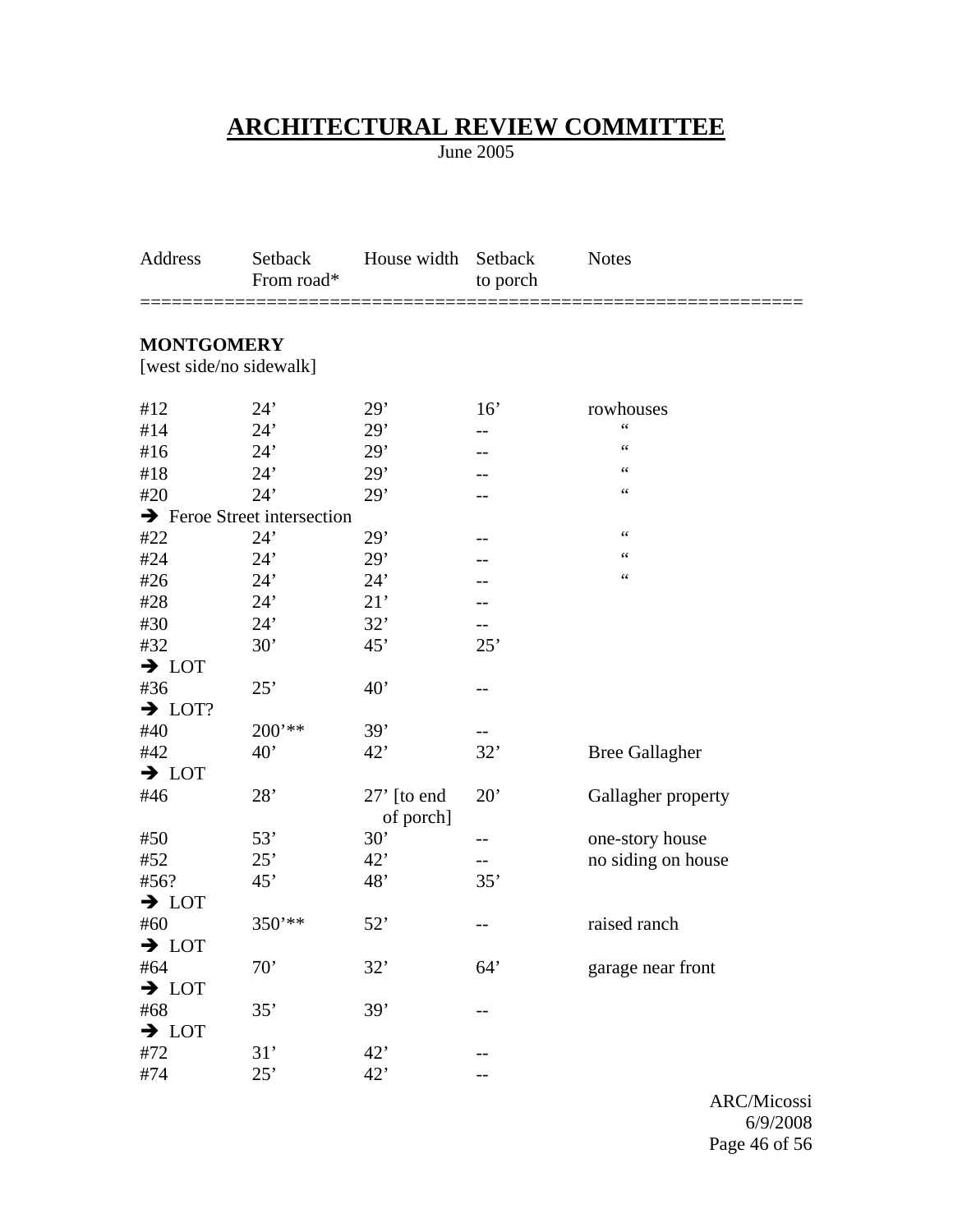# ARCHITECTURAL REVIEW COMMITTEE

June 2005

| Address | Setback From road* | House width | Setback to porch | Notes |
|---|---|---|---|---|
| **MONTGOMERY** [west side/no sidewalk] | | | | |
| #12 | 24’ | 29’ | 16’ | rowhouses |
| #14 | 24’ | 29’ | -- | “ |
| #16 | 24’ | 29’ | -- | “ |
| #18 | 24’ | 29’ | -- | “ |
| #20 | 24’ | 29’ | -- | “ |
| ➔ Feroe Street intersection | | | | |
| #22 | 24’ | 29’ | -- | “ |
| #24 | 24’ | 29’ | -- | “ |
| #26 | 24’ | 24’ | -- | “ |
| #28 | 24’ | 21’ | -- | |
| #30 | 24’ | 32’ | -- | |
| #32 | 30’ | 45’ | 25’ | |
| ➔ LOT | | | | |
| #36 | 25’ | 40’ | -- | |
| ➔ LOT? | | | | |
| #40 | 200’** | 39’ | -- | |
| #42 | 40’ | 42’ | 32’ | Bree Gallagher |
| ➔ LOT | | | | |
| #46 | 28’ | 27’ [to end of porch] | 20’ | Gallagher property |
| #50 | 53’ | 30’ | -- | one-story house |
| #52 | 25’ | 42’ | -- | no siding on house |
| #56? | 45’ | 48’ | 35’ | |
| ➔ LOT | | | | |
| #60 | 350’** | 52’ | -- | raised ranch |
| ➔ LOT | | | | |
| #64 | 70’ | 32’ | 64’ | garage near front |
| ➔ LOT | | | | |
| #68 | 35’ | 39’ | -- | |
| ➔ LOT | | | | |
| #72 | 31’ | 42’ | -- | |
| #74 | 25’ | 42’ | -- | |

ARC/Micossi
6/9/2008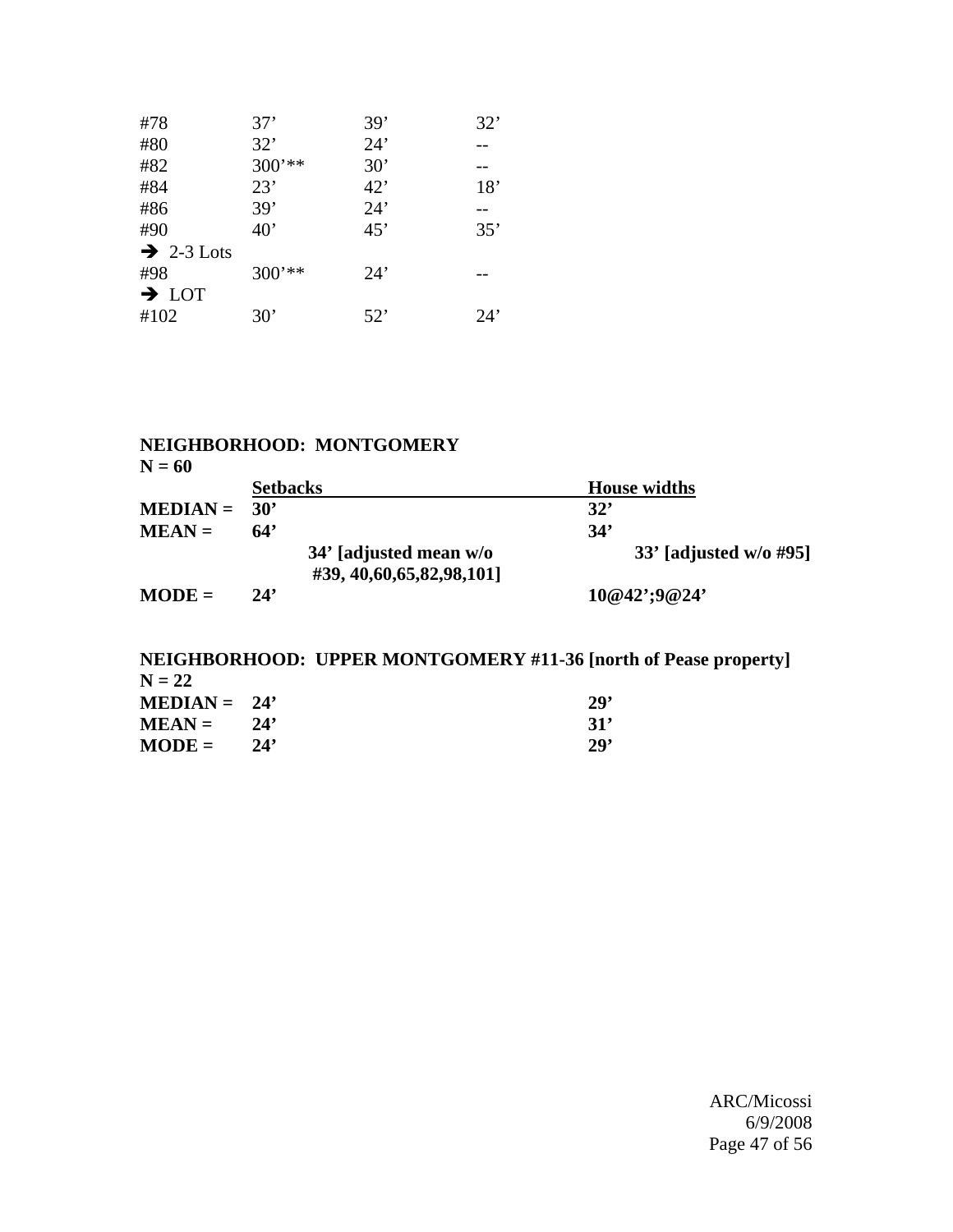| | | | |
|---|---|---|---|
| #78 | 37’ | 39’ | 32’ |
| #80 | 32’ | 24’ | -- |
| #82 | 300’** | 30’ | -- |
| #84 | 23’ | 42’ | 18’ |
| #86 | 39’ | 24’ | -- |
| #90 | 40’ | 45’ | 35’ |
| → 2-3 Lots | | | |
| #98 | 300’** | 24’ | -- |
| → LOT | | | |
| #102 | 30’ | 52’ | 24’ |

**NEIGHBORHOOD: MONTGOMERY**
**N = 60**

| | Setbacks | House widths |
|---|---|---|
| **MEDIAN =** | **30’** | **32’** |
| **MEAN =** | **64’** | **34’** |
| | **34’ [adjusted mean w/o #39, 40,60,65,82,98,101]** | **33’ [adjusted w/o #95]** |
| **MODE =** | **24’** | **10@42’;9@24’** |

**NEIGHBORHOOD: UPPER MONTGOMERY #11-36 [north of Pease property]**
**N = 22**

| | | |
|---|---|---|
| **MEDIAN =** | **24’** | **29’** |
| **MEAN =** | **24’** | **31’** |
| **MODE =** | **24’** | **29’** |

ARC/Micossi
6/9/2008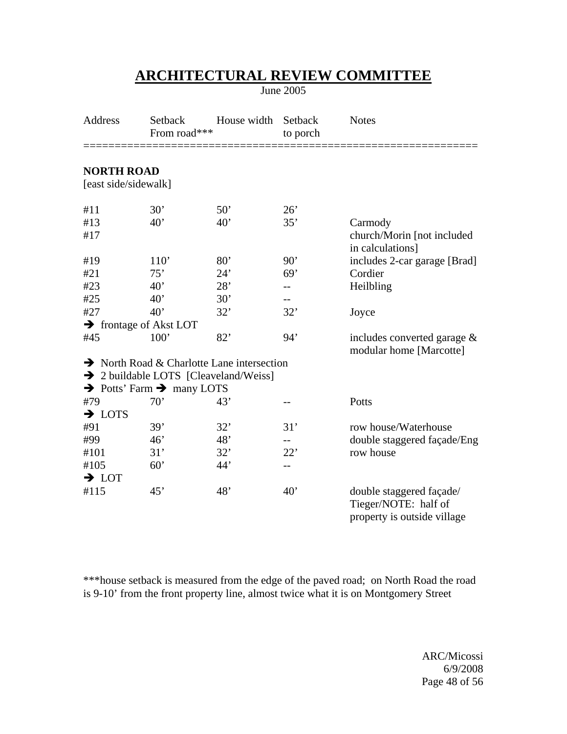# ARCHITECTURAL REVIEW COMMITTEE

June 2005

| Address | Setback From road*** | House width | Setback to porch | Notes |
|---|---|---|---|---|
| **NORTH ROAD** [east side/sidewalk] | | | | |
| #11 | 30’ | 50’ | 26’ | |
| #13 | 40’ | 40’ | 35’ | Carmody |
| #17 | | | | church/Morin [not included in calculations] |
| #19 | 110’ | 80’ | 90’ | includes 2-car garage [Brad] |
| #21 | 75’ | 24’ | 69’ | Cordier |
| #23 | 40’ | 28’ | -- | Heilbling |
| #25 | 40’ | 30’ | -- | |
| #27 | 40’ | 32’ | 32’ | Joyce |
| → frontage of Akst LOT | | | | |
| #45 | 100’ | 82’ | 94’ | includes converted garage & modular home [Marcotte] |
| → North Road & Charlotte Lane intersection | | | | |
| → 2 buildable LOTS [Cleaveland/Weiss] | | | | |
| → Potts’ Farm → many LOTS | | | | |
| #79 | 70’ | 43’ | -- | Potts |
| → LOTS | | | | |
| #91 | 39’ | 32’ | 31’ | row house/Waterhouse |
| #99 | 46’ | 48’ | -- | double staggered façade/Eng |
| #101 | 31’ | 32’ | 22’ | row house |
| #105 | 60’ | 44’ | -- | |
| → LOT | | | | |
| #115 | 45’ | 48’ | 40’ | double staggered façade/ Tieger/NOTE: half of property is outside village |

***house setback is measured from the edge of the paved road; on North Road the road is 9-10’ from the front property line, almost twice what it is on Montgomery Street

ARC/Micossi
6/9/2008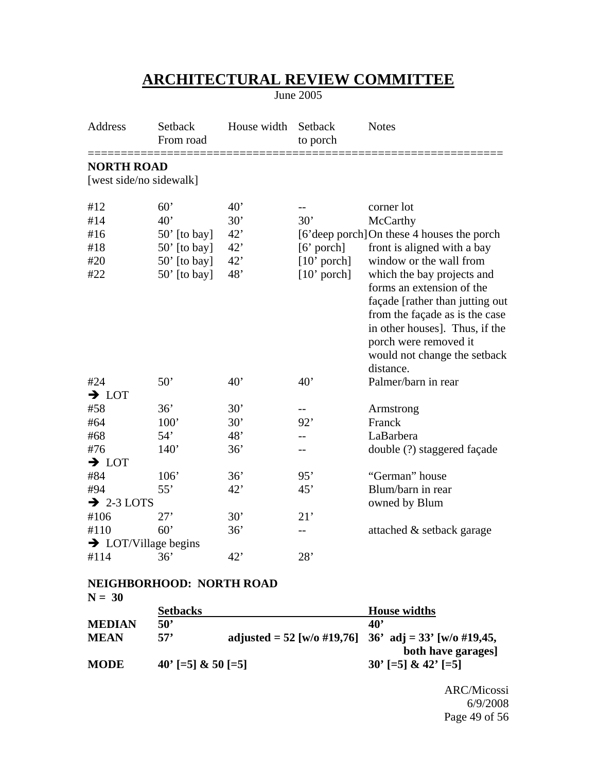# ARCHITECTURAL REVIEW COMMITTEE

June 2005

| Address | Setback From road | House width | Setback to porch | Notes |
|---|---|---|---|---|
| **NORTH ROAD** | | | | |
| [west side/no sidewalk] | | | | |
| #12 | 60' | 40' | -- | corner lot |
| #14 | 40' | 30' | 30' | McCarthy |
| #16 | 50' [to bay] | 42' | [6'deep porch] | On these 4 houses the porch front is aligned with a bay window or the wall from which the bay projects and forms an extension of the façade [rather than jutting out from the façade as is the case in other houses]. Thus, if the porch were removed it would not change the setback distance. |
| #18 | 50' [to bay] | 42' | [6' porch] | |
| #20 | 50' [to bay] | 42' | [10' porch] | |
| #22 | 50' [to bay] | 48' | [10' porch] | |
| #24 | 50' | 40' | 40' | Palmer/barn in rear |
| ➔ LOT | | | | |
| #58 | 36' | 30' | -- | Armstrong |
| #64 | 100' | 30' | 92' | Franck |
| #68 | 54' | 48' | -- | LaBarbera |
| #76 | 140' | 36' | -- | double (?) staggered façade |
| ➔ LOT | | | | |
| #84 | 106' | 36' | 95' | "German" house |
| #94 | 55' | 42' | 45' | Blum/barn in rear |
| ➔ 2-3 LOTS | | | | owned by Blum |
| #106 | 27' | 30' | 21' | |
| #110 | 60' | 36' | -- | attached & setback garage |
| ➔ LOT/Village begins | | | | |
| #114 | 36' | 42' | 28' | |

**NEIGHBORHOOD: NORTH ROAD**
**N = 30**

| | Setbacks | | House widths |
|---|---|---|---|
| **MEDIAN** | **50'** | | **40'** |
| **MEAN** | **57'** | **adjusted = 52 [w/o #19,76]** | **36' adj = 33' [w/o #19,45, both have garages]** |
| **MODE** | **40' [=5] & 50 [=5]** | | **30' [=5] & 42' [=5]** |

ARC/Micossi
6/9/2008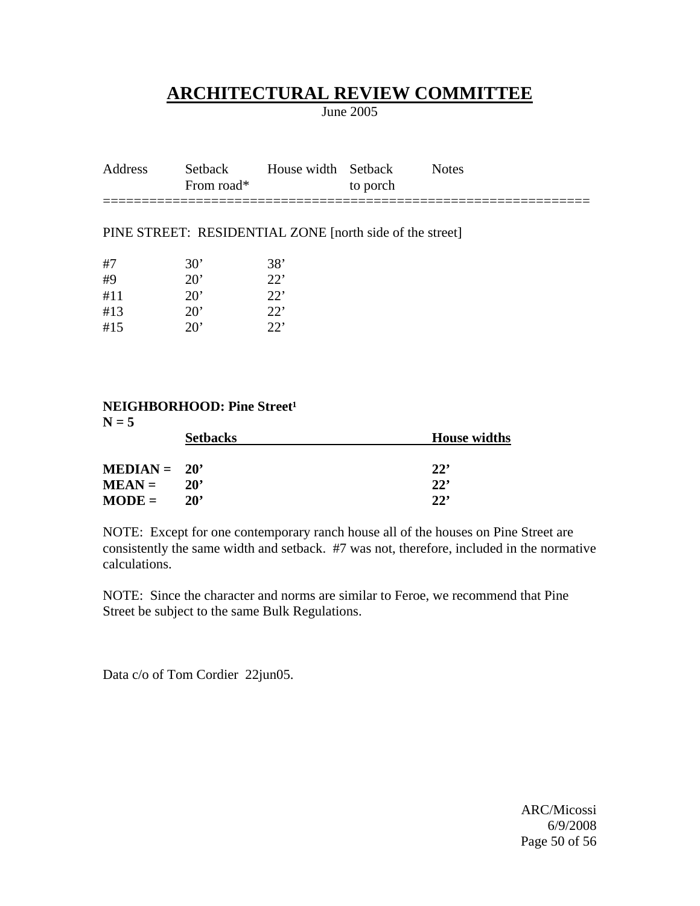# ARCHITECTURAL REVIEW COMMITTEE

June 2005

| Address | Setback From road* | House width | Setback to porch | Notes |
|---|---|---|---|---|
| PINE STREET: RESIDENTIAL ZONE [north side of the street] | | | | |
| #7 | 30’ | 38’ | | |
| #9 | 20’ | 22’ | | |
| #11 | 20’ | 22’ | | |
| #13 | 20’ | 22’ | | |
| #15 | 20’ | 22’ | | |

**NEIGHBORHOOD: Pine Street[1]**
**N = 5**

| | **Setbacks** | **House widths** |
|---|---|---|
| **MEDIAN =** | **20’** | **22’** |
| **MEAN =** | **20’** | **22’** |
| **MODE =** | **20’** | **22’** |

NOTE: Except for one contemporary ranch house all of the houses on Pine Street are consistently the same width and setback. #7 was not, therefore, included in the normative calculations.

NOTE: Since the character and norms are similar to Feroe, we recommend that Pine Street be subject to the same Bulk Regulations.

Data c/o of Tom Cordier 22jun05.

ARC/Micossi
6/9/2008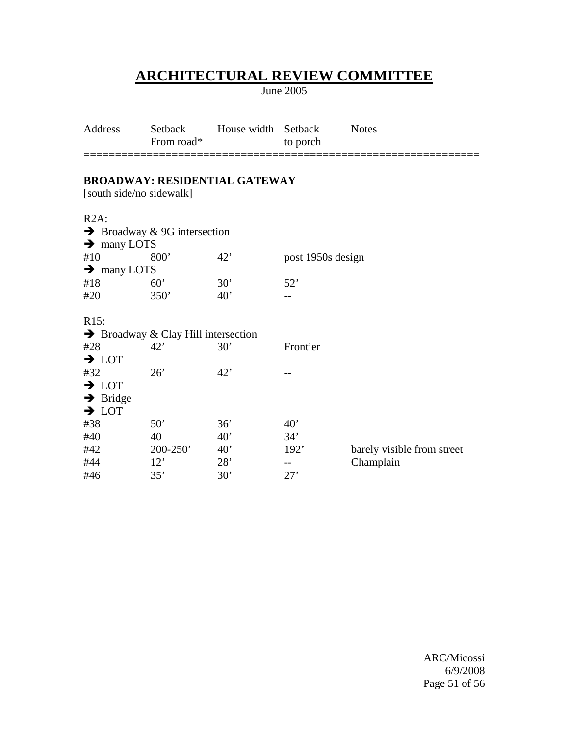# ARCHITECTURAL REVIEW COMMITTEE

June 2005

| Address | Setback From road* | House width | Setback to porch | Notes |
|---|---|---|---|---|
| **BROADWAY: RESIDENTIAL GATEWAY** | | | | |
| [south side/no sidewalk] | | | | |
| R2A: | | | | |
| ➔ Broadway & 9G intersection | | | | |
| ➔ many LOTS | | | | |
| #10 | 800’ | 42’ | post 1950s design | |
| ➔ many LOTS | | | | |
| #18 | 60’ | 30’ | 52’ | |
| #20 | 350’ | 40’ | -- | |
| R15: | | | | |
| ➔ Broadway & Clay Hill intersection | | | | |
| #28 | 42’ | 30’ | Frontier | |
| ➔ LOT | | | | |
| #32 | 26’ | 42’ | -- | |
| ➔ LOT | | | | |
| ➔ Bridge | | | | |
| ➔ LOT | | | | |
| #38 | 50’ | 36’ | 40’ | |
| #40 | 40 | 40’ | 34’ | |
| #42 | 200-250’ | 40’ | 192’ | barely visible from street |
| #44 | 12’ | 28’ | -- | Champlain |
| #46 | 35’ | 30’ | 27’ | |

ARC/Micossi
6/9/2008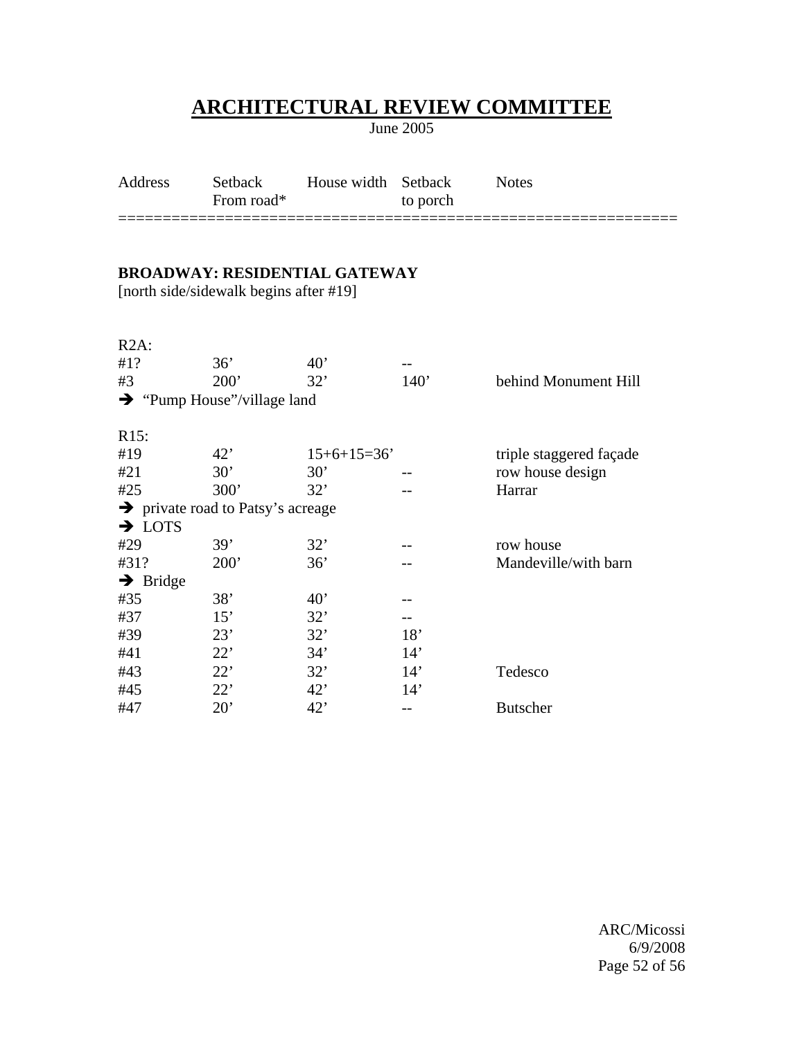# ARCHITECTURAL REVIEW COMMITTEE

June 2005

| Address | Setback From road* | House width | Setback to porch | Notes |
|---|---|---|---|---|

**BROADWAY: RESIDENTIAL GATEWAY**
[north side/sidewalk begins after #19]

| Address | Setback From road* | House width | Setback to porch | Notes |
|---|---|---|---|---|
| R2A: | | | | |
| #1? | 36’ | 40’ | -- | |
| #3 | 200’ | 32’ | 140’ | behind Monument Hill |
| ➔ “Pump House”/village land | | | | |
| R15: | | | | |
| #19 | 42’ | 15+6+15=36’ | | triple staggered façade |
| #21 | 30’ | 30’ | -- | row house design |
| #25 | 300’ | 32’ | -- | Harrar |
| ➔ private road to Patsy’s acreage | | | | |
| ➔ LOTS | | | | |
| #29 | 39’ | 32’ | -- | row house |
| #31? | 200’ | 36’ | -- | Mandeville/with barn |
| ➔ Bridge | | | | |
| #35 | 38’ | 40’ | -- | |
| #37 | 15’ | 32’ | -- | |
| #39 | 23’ | 32’ | 18’ | |
| #41 | 22’ | 34’ | 14’ | |
| #43 | 22’ | 32’ | 14’ | Tedesco |
| #45 | 22’ | 42’ | 14’ | |
| #47 | 20’ | 42’ | -- | Butscher |

ARC/Micossi
6/9/2008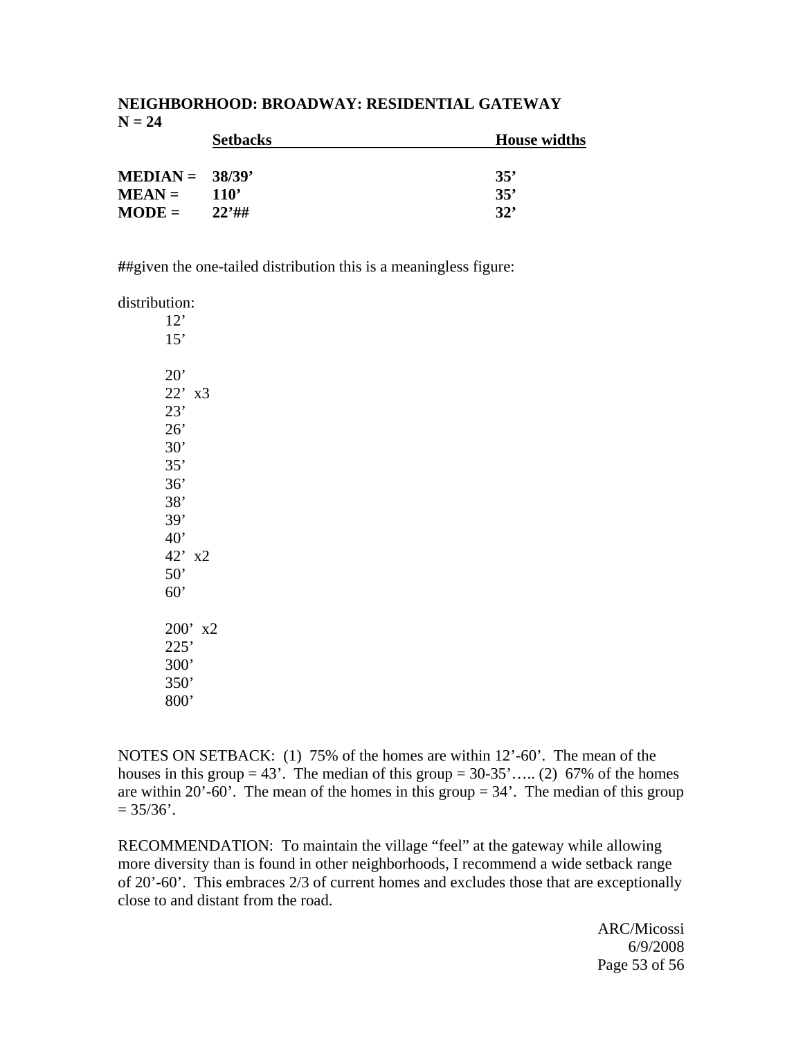**NEIGHBORHOOD: BROADWAY: RESIDENTIAL GATEWAY**
**N = 24**

| | Setbacks | House widths |
|---|---|---|
| **MEDIAN =** | **38/39'** | **35'** |
| **MEAN =** | **110'** | **35'** |
| **MODE =** | **22'##** | **32'** |

**##**given the one-tailed distribution this is a meaningless figure:

distribution:

12'
15'

20'
22' x3
23'
26'
30'
35'
36'
38'
39'
40'
42' x2
50'
60'

200' x2
225'
300'
350'
800'

NOTES ON SETBACK: (1) 75% of the homes are within 12'-60'. The mean of the houses in this group = 43'. The median of this group = 30-35'….. (2) 67% of the homes are within 20'-60'. The mean of the homes in this group = 34'. The median of this group = 35/36'.

RECOMMENDATION: To maintain the village "feel" at the gateway while allowing more diversity than is found in other neighborhoods, I recommend a wide setback range of 20'-60'. This embraces 2/3 of current homes and excludes those that are exceptionally close to and distant from the road.

ARC/Micossi
6/9/2008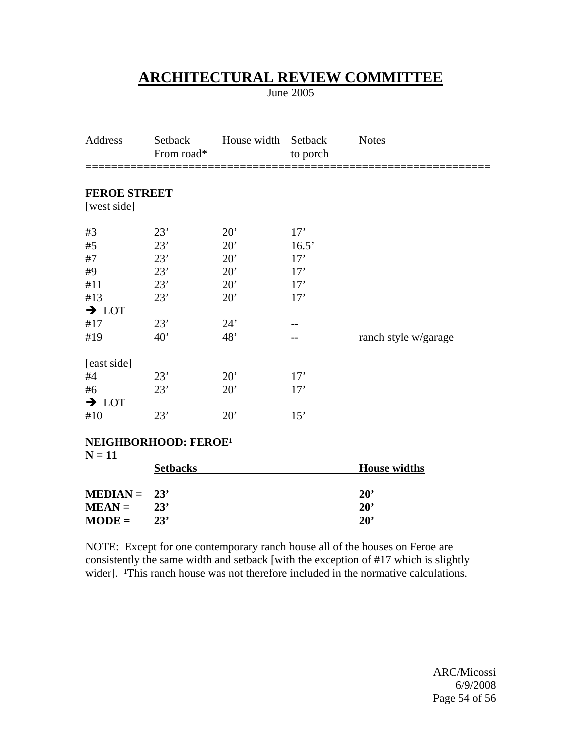# ARCHITECTURAL REVIEW COMMITTEE

June 2005

| Address | Setback From road* | House width | Setback to porch | Notes |
|---|---|---|---|---|
| **FEROE STREET** | | | | |
| [west side] | | | | |
| #3 | 23’ | 20’ | 17’ | |
| #5 | 23’ | 20’ | 16.5’ | |
| #7 | 23’ | 20’ | 17’ | |
| #9 | 23’ | 20’ | 17’ | |
| #11 | 23’ | 20’ | 17’ | |
| #13 | 23’ | 20’ | 17’ | |
| → LOT | | | | |
| #17 | 23’ | 24’ | -- | |
| #19 | 40’ | 48’ | -- | ranch style w/garage |
| [east side] | | | | |
| #4 | 23’ | 20’ | 17’ | |
| #6 | 23’ | 20’ | 17’ | |
| → LOT | | | | |
| #10 | 23’ | 20’ | 15’ | |

**NEIGHBORHOOD: FEROE[1]**
**N = 11**

| | **Setbacks** | **House widths** |
|---|---|---|
| **MEDIAN =** | **23’** | **20’** |
| **MEAN =** | **23’** | **20’** |
| **MODE =** | **23’** | **20’** |

NOTE: Except for one contemporary ranch house all of the houses on Feroe are consistently the same width and setback [with the exception of #17 which is slightly wider]. [1]This ranch house was not therefore included in the normative calculations.

ARC/Micossi
6/9/2008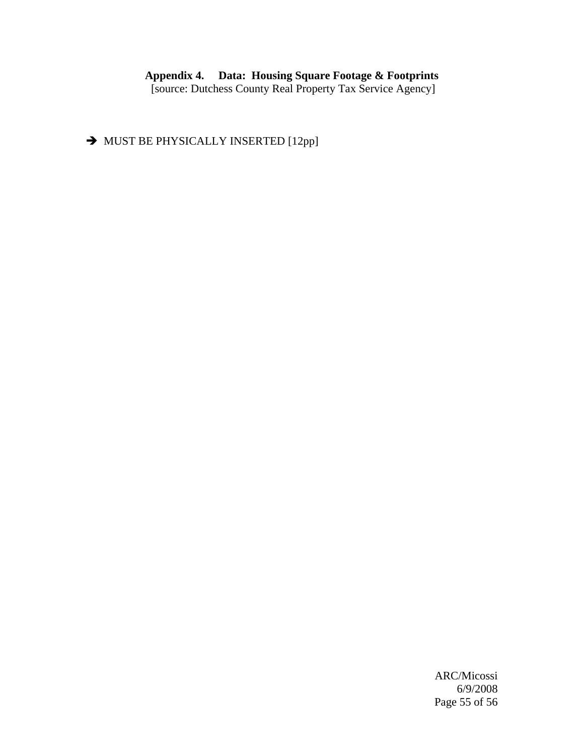## Appendix 4. Data: Housing Square Footage & Footprints

[source: Dutchess County Real Property Tax Service Agency]

➔ MUST BE PHYSICALLY INSERTED [12pp]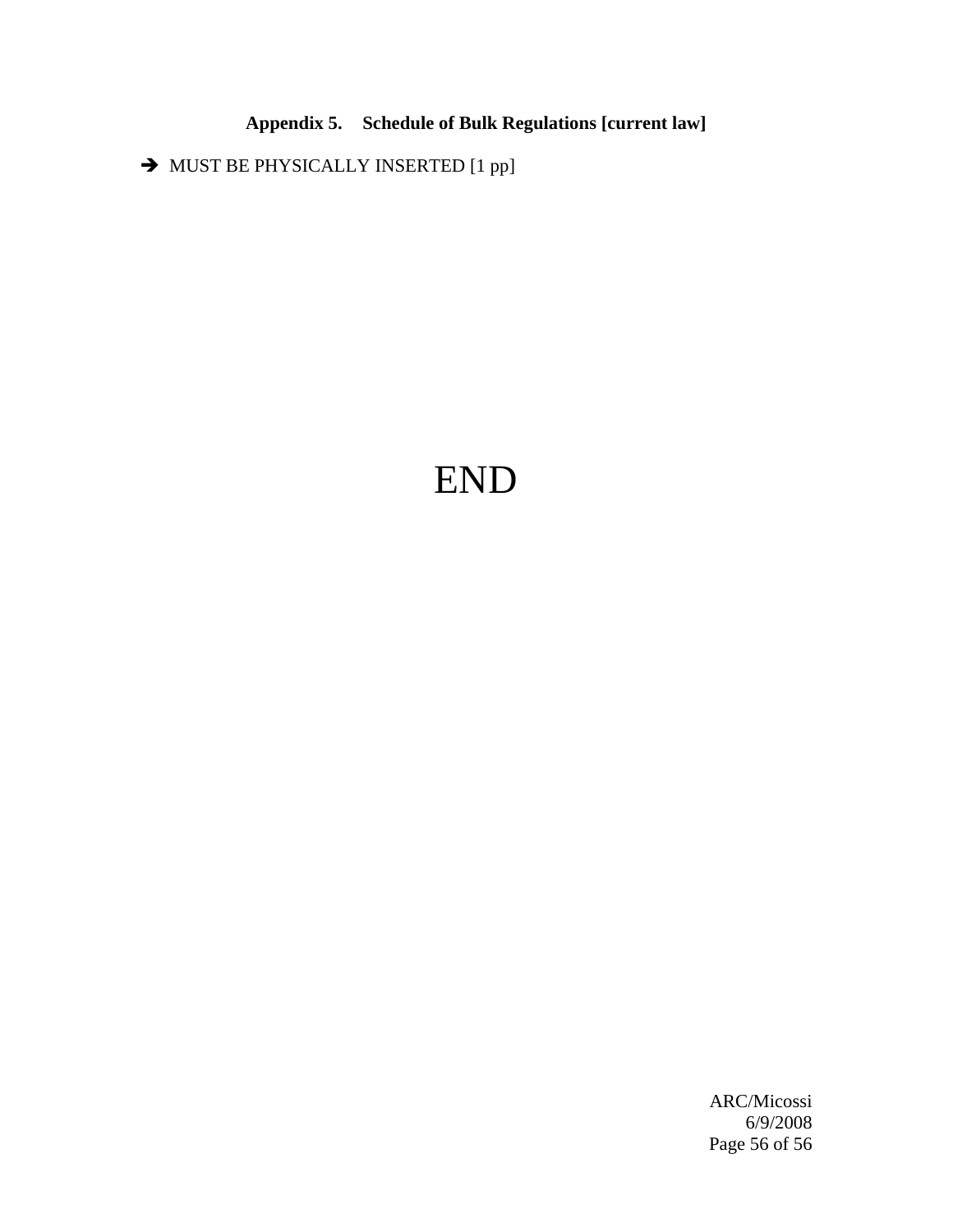**Appendix 5. Schedule of Bulk Regulations [current law]**

→ MUST BE PHYSICALLY INSERTED [1 pp]

END